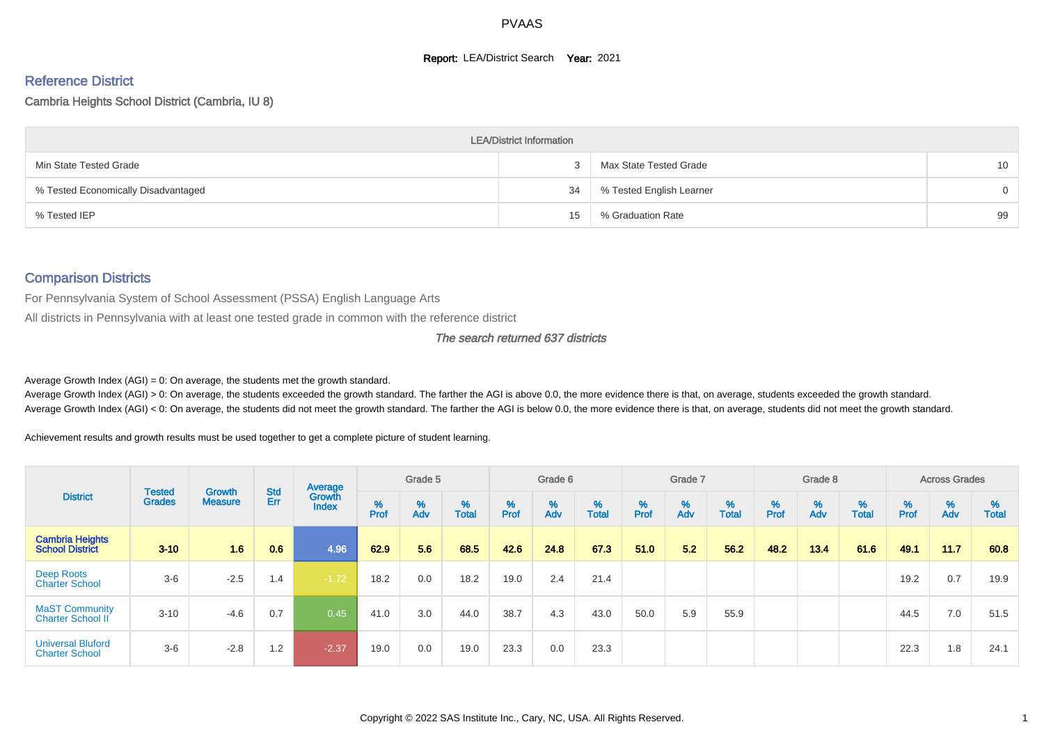PVAAS

**Report:** LEA/District Search **Year:** 2021

## Reference District

Cambria Heights School District (Cambria, IU 8)

| LEA/District Information | | | |
|---|---|---|---|
| Min State Tested Grade | 3 | Max State Tested Grade | 10 |
| % Tested Economically Disadvantaged | 34 | % Tested English Learner | 0 |
| % Tested IEP | 15 | % Graduation Rate | 99 |

## Comparison Districts

For Pennsylvania System of School Assessment (PSSA) English Language Arts

All districts in Pennsylvania with at least one tested grade in common with the reference district

*The search returned 637 districts*

Average Growth Index (AGI) = 0: On average, the students met the growth standard.

Average Growth Index (AGI) > 0: On average, the students exceeded the growth standard. The farther the AGI is above 0.0, the more evidence there is that, on average, students exceeded the growth standard.

Average Growth Index (AGI) < 0: On average, the students did not meet the growth standard. The farther the AGI is below 0.0, the more evidence there is that, on average, students did not meet the growth standard.

Achievement results and growth results must be used together to get a complete picture of student learning.

| District | Tested Grades | Growth Measure | Std Err | Average Growth Index | Grade 5 | | | Grade 6 | | | Grade 7 | | | Grade 8 | | | Across Grades | | |
|---|---|---|---|---|---|---|---|---|---|---|---|---|---|---|---|---|---|---|---|
| | | | | | % Prof | % Adv | % Total | % Prof | % Adv | % Total | % Prof | % Adv | % Total | % Prof | % Adv | % Total | % Prof | % Adv | % Total |
| **Cambria Heights School District** | **3-10** | **1.6** | **0.6** | **4.96** | **62.9** | **5.6** | **68.5** | **42.6** | **24.8** | **67.3** | **51.0** | **5.2** | **56.2** | **48.2** | **13.4** | **61.6** | **49.1** | **11.7** | **60.8** |
| Deep Roots Charter School | 3-6 | -2.5 | 1.4 | -1.72 | 18.2 | 0.0 | 18.2 | 19.0 | 2.4 | 21.4 | | | | | | | 19.2 | 0.7 | 19.9 |
| MaST Community Charter School II | 3-10 | -4.6 | 0.7 | 0.45 | 41.0 | 3.0 | 44.0 | 38.7 | 4.3 | 43.0 | 50.0 | 5.9 | 55.9 | | | | 44.5 | 7.0 | 51.5 |
| Universal Bluford Charter School | 3-6 | -2.8 | 1.2 | -2.37 | 19.0 | 0.0 | 19.0 | 23.3 | 0.0 | 23.3 | | | | | | | 22.3 | 1.8 | 24.1 |

Copyright © 2022 SAS Institute Inc., Cary, NC, USA. All Rights Reserved.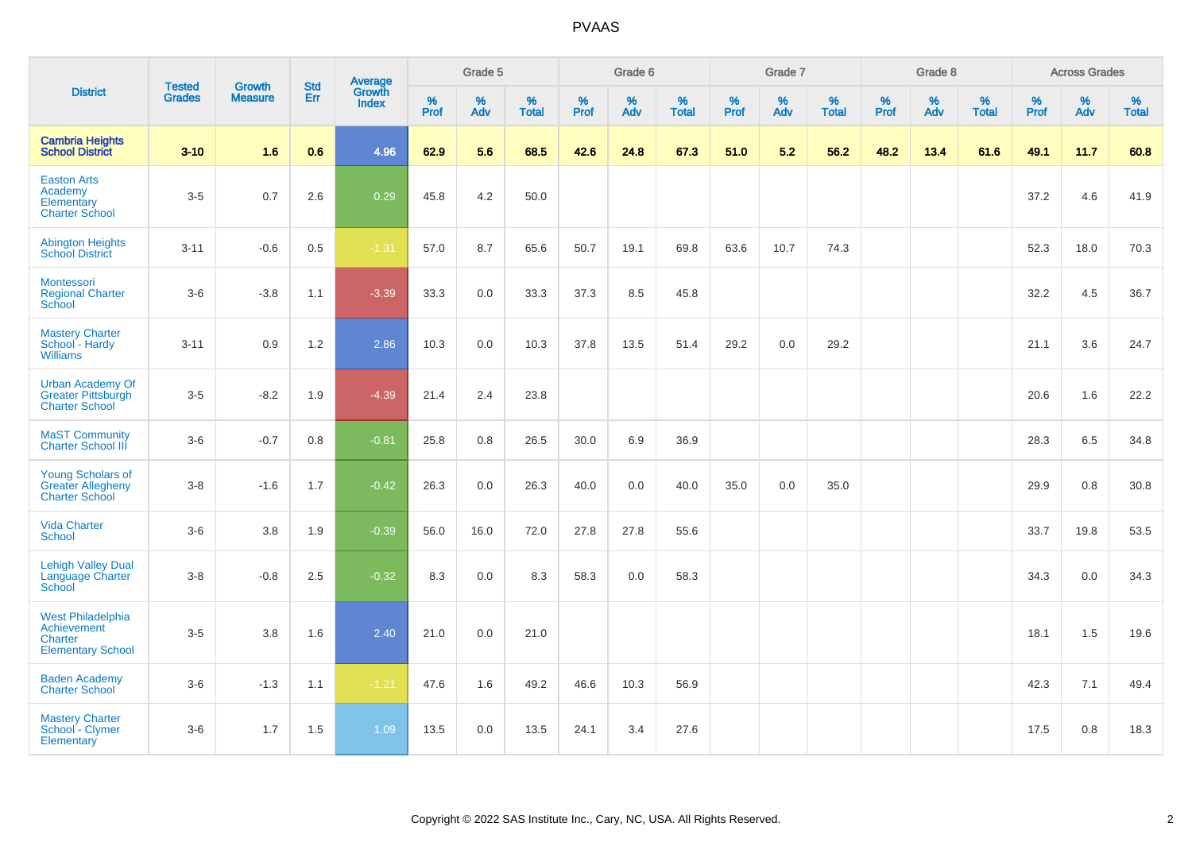# PVAAS

| District | Tested Grades | Growth Measure | Std Err | Average Growth Index | Grade 5 | | | Grade 6 | | | Grade 7 | | | Grade 8 | | | Across Grades | | |
|---|---|---|---|---|---|---|---|---|---|---|---|---|---|---|---|---|---|---|---|
| | | | | | % Prof | % Adv | % Total | % Prof | % Adv | % Total | % Prof | % Adv | % Total | % Prof | % Adv | % Total | % Prof | % Adv | % Total |
| **Cambria Heights School District** | **3-10** | **1.6** | **0.6** | **4.96** | **62.9** | **5.6** | **68.5** | **42.6** | **24.8** | **67.3** | **51.0** | **5.2** | **56.2** | **48.2** | **13.4** | **61.6** | **49.1** | **11.7** | **60.8** |
| Easton Arts Academy Elementary Charter School | 3-5 | 0.7 | 2.6 | 0.29 | 45.8 | 4.2 | 50.0 | | | | | | | | | | 37.2 | 4.6 | 41.9 |
| Abington Heights School District | 3-11 | -0.6 | 0.5 | -1.31 | 57.0 | 8.7 | 65.6 | 50.7 | 19.1 | 69.8 | 63.6 | 10.7 | 74.3 | | | | 52.3 | 18.0 | 70.3 |
| Montessori Regional Charter School | 3-6 | -3.8 | 1.1 | -3.39 | 33.3 | 0.0 | 33.3 | 37.3 | 8.5 | 45.8 | | | | | | | 32.2 | 4.5 | 36.7 |
| Mastery Charter School - Hardy Williams | 3-11 | 0.9 | 1.2 | 2.86 | 10.3 | 0.0 | 10.3 | 37.8 | 13.5 | 51.4 | 29.2 | 0.0 | 29.2 | | | | 21.1 | 3.6 | 24.7 |
| Urban Academy Of Greater Pittsburgh Charter School | 3-5 | -8.2 | 1.9 | -4.39 | 21.4 | 2.4 | 23.8 | | | | | | | | | | 20.6 | 1.6 | 22.2 |
| MaST Community Charter School III | 3-6 | -0.7 | 0.8 | -0.81 | 25.8 | 0.8 | 26.5 | 30.0 | 6.9 | 36.9 | | | | | | | 28.3 | 6.5 | 34.8 |
| Young Scholars of Greater Allegheny Charter School | 3-8 | -1.6 | 1.7 | -0.42 | 26.3 | 0.0 | 26.3 | 40.0 | 0.0 | 40.0 | 35.0 | 0.0 | 35.0 | | | | 29.9 | 0.8 | 30.8 |
| Vida Charter School | 3-6 | 3.8 | 1.9 | -0.39 | 56.0 | 16.0 | 72.0 | 27.8 | 27.8 | 55.6 | | | | | | | 33.7 | 19.8 | 53.5 |
| Lehigh Valley Dual Language Charter School | 3-8 | -0.8 | 2.5 | -0.32 | 8.3 | 0.0 | 8.3 | 58.3 | 0.0 | 58.3 | | | | | | | 34.3 | 0.0 | 34.3 |
| West Philadelphia Achievement Charter Elementary School | 3-5 | 3.8 | 1.6 | 2.40 | 21.0 | 0.0 | 21.0 | | | | | | | | | | 18.1 | 1.5 | 19.6 |
| Baden Academy Charter School | 3-6 | -1.3 | 1.1 | -1.21 | 47.6 | 1.6 | 49.2 | 46.6 | 10.3 | 56.9 | | | | | | | 42.3 | 7.1 | 49.4 |
| Mastery Charter School - Clymer Elementary | 3-6 | 1.7 | 1.5 | 1.09 | 13.5 | 0.0 | 13.5 | 24.1 | 3.4 | 27.6 | | | | | | | 17.5 | 0.8 | 18.3 |

Copyright © 2022 SAS Institute Inc., Cary, NC, USA. All Rights Reserved.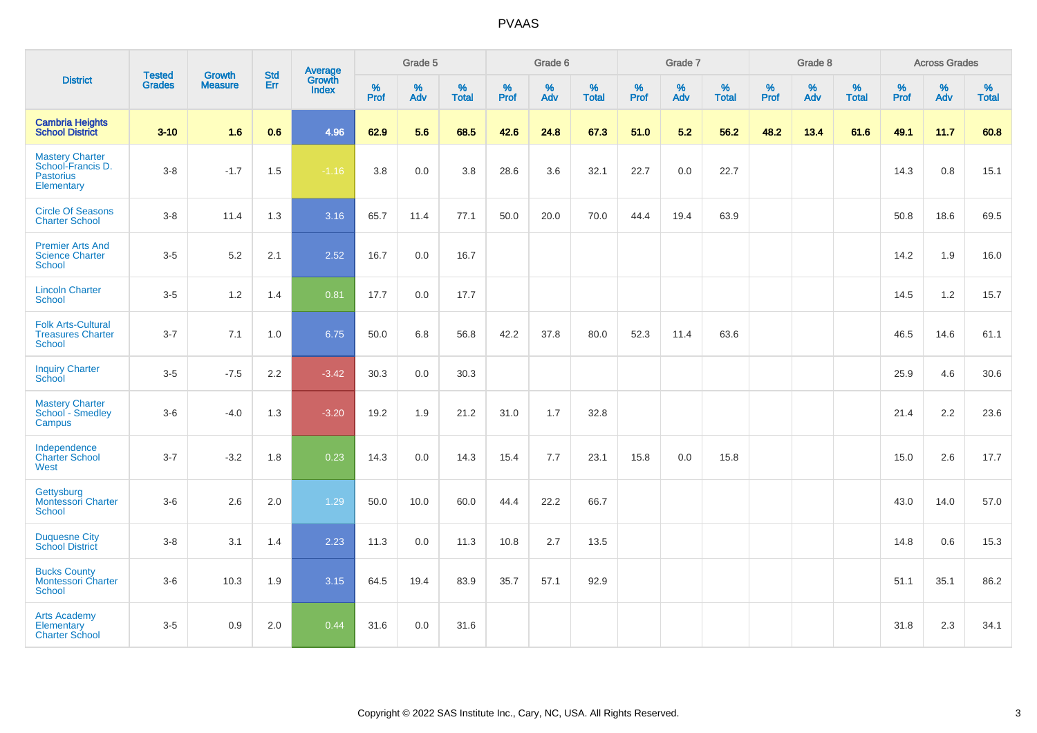# PVAAS

| District | Tested Grades | Growth Measure | Std Err | Average Growth Index | Grade 5 | | | Grade 6 | | | Grade 7 | | | Grade 8 | | | Across Grades | | |
|---|---|---|---|---|---|---|---|---|---|---|---|---|---|---|---|---|---|---|---|
| | | | | | % Prof | % Adv | % Total | % Prof | % Adv | % Total | % Prof | % Adv | % Total | % Prof | % Adv | % Total | % Prof | % Adv | % Total |
| **Cambria Heights School District** | **3-10** | **1.6** | **0.6** | **4.96** | **62.9** | **5.6** | **68.5** | **42.6** | **24.8** | **67.3** | **51.0** | **5.2** | **56.2** | **48.2** | **13.4** | **61.6** | **49.1** | **11.7** | **60.8** |
| Mastery Charter School-Francis D. Pastorius Elementary | 3-8 | -1.7 | 1.5 | -1.16 | 3.8 | 0.0 | 3.8 | 28.6 | 3.6 | 32.1 | 22.7 | 0.0 | 22.7 | | | | 14.3 | 0.8 | 15.1 |
| Circle Of Seasons Charter School | 3-8 | 11.4 | 1.3 | 3.16 | 65.7 | 11.4 | 77.1 | 50.0 | 20.0 | 70.0 | 44.4 | 19.4 | 63.9 | | | | 50.8 | 18.6 | 69.5 |
| Premier Arts And Science Charter School | 3-5 | 5.2 | 2.1 | 2.52 | 16.7 | 0.0 | 16.7 | | | | | | | | | | 14.2 | 1.9 | 16.0 |
| Lincoln Charter School | 3-5 | 1.2 | 1.4 | 0.81 | 17.7 | 0.0 | 17.7 | | | | | | | | | | 14.5 | 1.2 | 15.7 |
| Folk Arts-Cultural Treasures Charter School | 3-7 | 7.1 | 1.0 | 6.75 | 50.0 | 6.8 | 56.8 | 42.2 | 37.8 | 80.0 | 52.3 | 11.4 | 63.6 | | | | 46.5 | 14.6 | 61.1 |
| Inquiry Charter School | 3-5 | -7.5 | 2.2 | -3.42 | 30.3 | 0.0 | 30.3 | | | | | | | | | | 25.9 | 4.6 | 30.6 |
| Mastery Charter School - Smedley Campus | 3-6 | -4.0 | 1.3 | -3.20 | 19.2 | 1.9 | 21.2 | 31.0 | 1.7 | 32.8 | | | | | | | 21.4 | 2.2 | 23.6 |
| Independence Charter School West | 3-7 | -3.2 | 1.8 | 0.23 | 14.3 | 0.0 | 14.3 | 15.4 | 7.7 | 23.1 | 15.8 | 0.0 | 15.8 | | | | 15.0 | 2.6 | 17.7 |
| Gettysburg Montessori Charter School | 3-6 | 2.6 | 2.0 | 1.29 | 50.0 | 10.0 | 60.0 | 44.4 | 22.2 | 66.7 | | | | | | | 43.0 | 14.0 | 57.0 |
| Duquesne City School District | 3-8 | 3.1 | 1.4 | 2.23 | 11.3 | 0.0 | 11.3 | 10.8 | 2.7 | 13.5 | | | | | | | 14.8 | 0.6 | 15.3 |
| Bucks County Montessori Charter School | 3-6 | 10.3 | 1.9 | 3.15 | 64.5 | 19.4 | 83.9 | 35.7 | 57.1 | 92.9 | | | | | | | 51.1 | 35.1 | 86.2 |
| Arts Academy Elementary Charter School | 3-5 | 0.9 | 2.0 | 0.44 | 31.6 | 0.0 | 31.6 | | | | | | | | | | 31.8 | 2.3 | 34.1 |

Copyright © 2022 SAS Institute Inc., Cary, NC, USA. All Rights Reserved.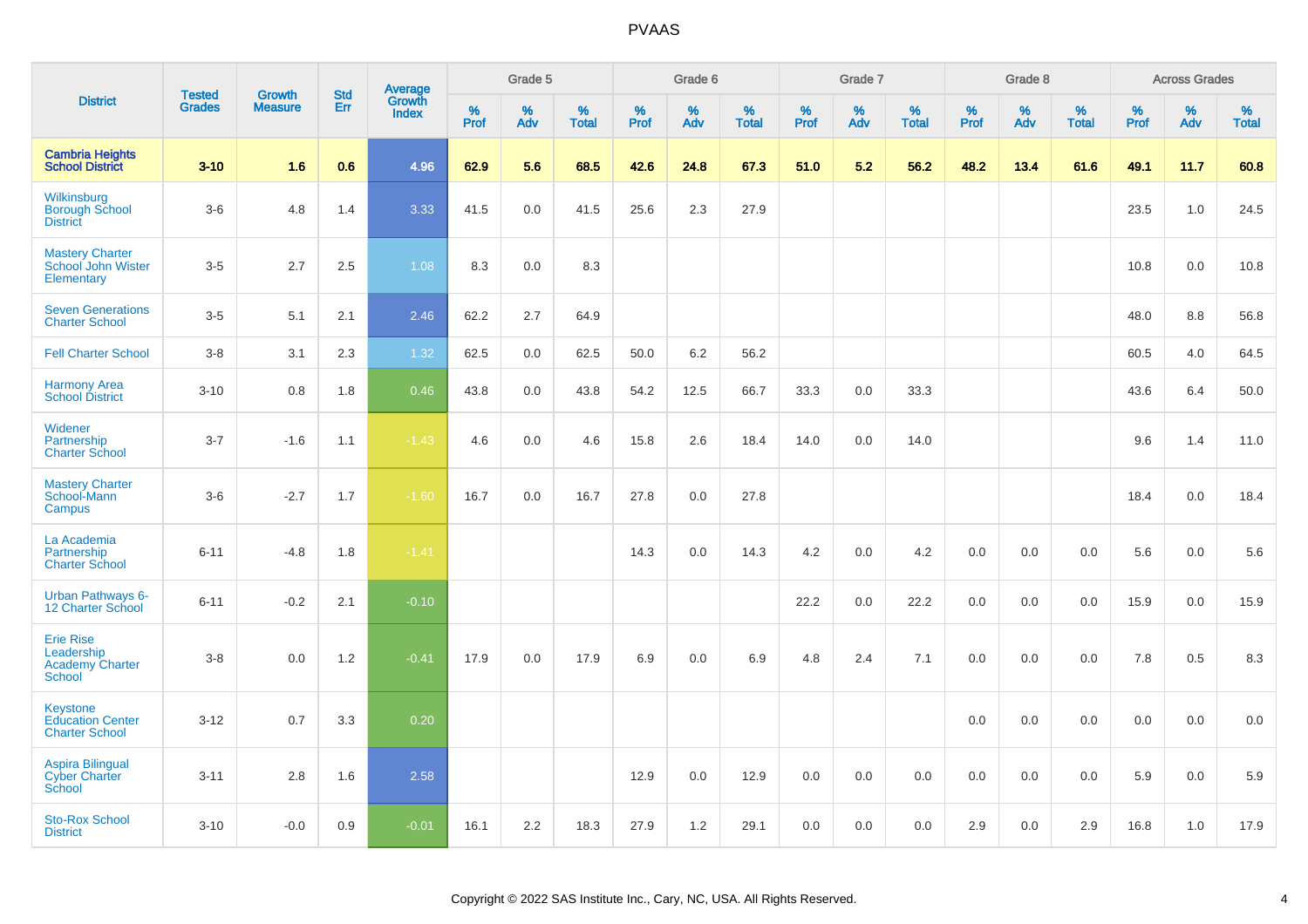# PVAAS

| District | Tested Grades | Growth Measure | Std Err | Average Growth Index | Grade 5 | | | Grade 6 | | | Grade 7 | | | Grade 8 | | | Across Grades | | |
|---|---|---|---|---|---|---|---|---|---|---|---|---|---|---|---|---|---|---|---|
| | | | | | % Prof | % Adv | % Total | % Prof | % Adv | % Total | % Prof | % Adv | % Total | % Prof | % Adv | % Total | % Prof | % Adv | % Total |
| **Cambria Heights School District** | **3-10** | **1.6** | **0.6** | **4.96** | **62.9** | **5.6** | **68.5** | **42.6** | **24.8** | **67.3** | **51.0** | **5.2** | **56.2** | **48.2** | **13.4** | **61.6** | **49.1** | **11.7** | **60.8** |
| Wilkinsburg Borough School District | 3-6 | 4.8 | 1.4 | 3.33 | 41.5 | 0.0 | 41.5 | 25.6 | 2.3 | 27.9 | | | | | | | 23.5 | 1.0 | 24.5 |
| Mastery Charter School John Wister Elementary | 3-5 | 2.7 | 2.5 | 1.08 | 8.3 | 0.0 | 8.3 | | | | | | | | | | 10.8 | 0.0 | 10.8 |
| Seven Generations Charter School | 3-5 | 5.1 | 2.1 | 2.46 | 62.2 | 2.7 | 64.9 | | | | | | | | | | 48.0 | 8.8 | 56.8 |
| Fell Charter School | 3-8 | 3.1 | 2.3 | 1.32 | 62.5 | 0.0 | 62.5 | 50.0 | 6.2 | 56.2 | | | | | | | 60.5 | 4.0 | 64.5 |
| Harmony Area School District | 3-10 | 0.8 | 1.8 | 0.46 | 43.8 | 0.0 | 43.8 | 54.2 | 12.5 | 66.7 | 33.3 | 0.0 | 33.3 | | | | 43.6 | 6.4 | 50.0 |
| Widener Partnership Charter School | 3-7 | -1.6 | 1.1 | -1.43 | 4.6 | 0.0 | 4.6 | 15.8 | 2.6 | 18.4 | 14.0 | 0.0 | 14.0 | | | | 9.6 | 1.4 | 11.0 |
| Mastery Charter School-Mann Campus | 3-6 | -2.7 | 1.7 | -1.60 | 16.7 | 0.0 | 16.7 | 27.8 | 0.0 | 27.8 | | | | | | | 18.4 | 0.0 | 18.4 |
| La Academia Partnership Charter School | 6-11 | -4.8 | 1.8 | -1.41 | | | | 14.3 | 0.0 | 14.3 | 4.2 | 0.0 | 4.2 | 0.0 | 0.0 | 0.0 | 5.6 | 0.0 | 5.6 |
| Urban Pathways 6-12 Charter School | 6-11 | -0.2 | 2.1 | -0.10 | | | | | | | 22.2 | 0.0 | 22.2 | 0.0 | 0.0 | 0.0 | 15.9 | 0.0 | 15.9 |
| Erie Rise Leadership Academy Charter School | 3-8 | 0.0 | 1.2 | -0.41 | 17.9 | 0.0 | 17.9 | 6.9 | 0.0 | 6.9 | 4.8 | 2.4 | 7.1 | 0.0 | 0.0 | 0.0 | 7.8 | 0.5 | 8.3 |
| Keystone Education Center Charter School | 3-12 | 0.7 | 3.3 | 0.20 | | | | | | | | | | 0.0 | 0.0 | 0.0 | 0.0 | 0.0 | 0.0 |
| Aspira Bilingual Cyber Charter School | 3-11 | 2.8 | 1.6 | 2.58 | | | | 12.9 | 0.0 | 12.9 | 0.0 | 0.0 | 0.0 | 0.0 | 0.0 | 0.0 | 5.9 | 0.0 | 5.9 |
| Sto-Rox School District | 3-10 | -0.0 | 0.9 | -0.01 | 16.1 | 2.2 | 18.3 | 27.9 | 1.2 | 29.1 | 0.0 | 0.0 | 0.0 | 2.9 | 0.0 | 2.9 | 16.8 | 1.0 | 17.9 |

Copyright © 2022 SAS Institute Inc., Cary, NC, USA. All Rights Reserved.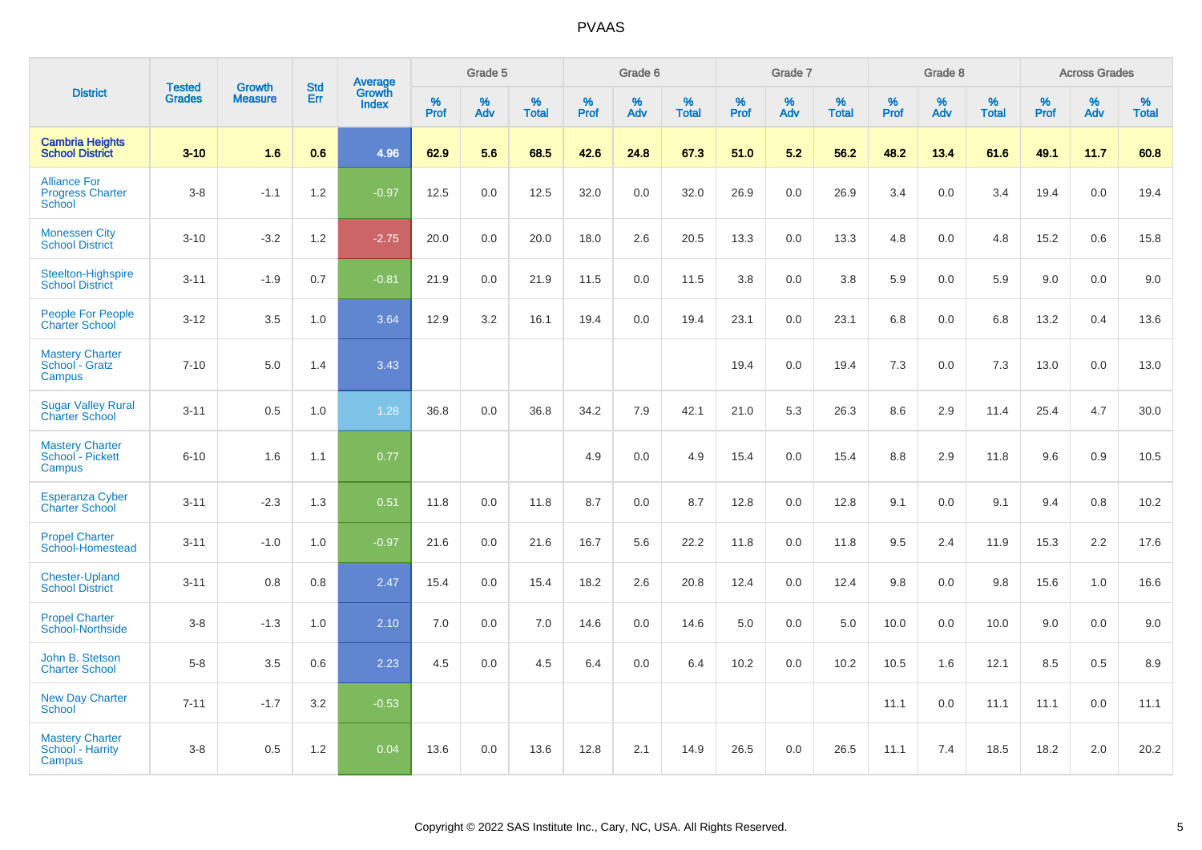# PVAAS

| District | Tested Grades | Growth Measure | Std Err | Average Growth Index | Grade 5 | | | Grade 6 | | | Grade 7 | | | Grade 8 | | | Across Grades | | |
|---|---|---|---|---|---|---|---|---|---|---|---|---|---|---|---|---|---|---|---|
| | | | | | % Prof | % Adv | % Total | % Prof | % Adv | % Total | % Prof | % Adv | % Total | % Prof | % Adv | % Total | % Prof | % Adv | % Total |
| **Cambria Heights School District** | **3-10** | **1.6** | **0.6** | **4.96** | **62.9** | **5.6** | **68.5** | **42.6** | **24.8** | **67.3** | **51.0** | **5.2** | **56.2** | **48.2** | **13.4** | **61.6** | **49.1** | **11.7** | **60.8** |
| Alliance For Progress Charter School | 3-8 | -1.1 | 1.2 | -0.97 | 12.5 | 0.0 | 12.5 | 32.0 | 0.0 | 32.0 | 26.9 | 0.0 | 26.9 | 3.4 | 0.0 | 3.4 | 19.4 | 0.0 | 19.4 |
| Monessen City School District | 3-10 | -3.2 | 1.2 | -2.75 | 20.0 | 0.0 | 20.0 | 18.0 | 2.6 | 20.5 | 13.3 | 0.0 | 13.3 | 4.8 | 0.0 | 4.8 | 15.2 | 0.6 | 15.8 |
| Steelton-Highspire School District | 3-11 | -1.9 | 0.7 | -0.81 | 21.9 | 0.0 | 21.9 | 11.5 | 0.0 | 11.5 | 3.8 | 0.0 | 3.8 | 5.9 | 0.0 | 5.9 | 9.0 | 0.0 | 9.0 |
| People For People Charter School | 3-12 | 3.5 | 1.0 | 3.64 | 12.9 | 3.2 | 16.1 | 19.4 | 0.0 | 19.4 | 23.1 | 0.0 | 23.1 | 6.8 | 0.0 | 6.8 | 13.2 | 0.4 | 13.6 |
| Mastery Charter School - Gratz Campus | 7-10 | 5.0 | 1.4 | 3.43 | | | | | | | 19.4 | 0.0 | 19.4 | 7.3 | 0.0 | 7.3 | 13.0 | 0.0 | 13.0 |
| Sugar Valley Rural Charter School | 3-11 | 0.5 | 1.0 | 1.28 | 36.8 | 0.0 | 36.8 | 34.2 | 7.9 | 42.1 | 21.0 | 5.3 | 26.3 | 8.6 | 2.9 | 11.4 | 25.4 | 4.7 | 30.0 |
| Mastery Charter School - Pickett Campus | 6-10 | 1.6 | 1.1 | 0.77 | | | | 4.9 | 0.0 | 4.9 | 15.4 | 0.0 | 15.4 | 8.8 | 2.9 | 11.8 | 9.6 | 0.9 | 10.5 |
| Esperanza Cyber Charter School | 3-11 | -2.3 | 1.3 | 0.51 | 11.8 | 0.0 | 11.8 | 8.7 | 0.0 | 8.7 | 12.8 | 0.0 | 12.8 | 9.1 | 0.0 | 9.1 | 9.4 | 0.8 | 10.2 |
| Propel Charter School-Homestead | 3-11 | -1.0 | 1.0 | -0.97 | 21.6 | 0.0 | 21.6 | 16.7 | 5.6 | 22.2 | 11.8 | 0.0 | 11.8 | 9.5 | 2.4 | 11.9 | 15.3 | 2.2 | 17.6 |
| Chester-Upland School District | 3-11 | 0.8 | 0.8 | 2.47 | 15.4 | 0.0 | 15.4 | 18.2 | 2.6 | 20.8 | 12.4 | 0.0 | 12.4 | 9.8 | 0.0 | 9.8 | 15.6 | 1.0 | 16.6 |
| Propel Charter School-Northside | 3-8 | -1.3 | 1.0 | 2.10 | 7.0 | 0.0 | 7.0 | 14.6 | 0.0 | 14.6 | 5.0 | 0.0 | 5.0 | 10.0 | 0.0 | 10.0 | 9.0 | 0.0 | 9.0 |
| John B. Stetson Charter School | 5-8 | 3.5 | 0.6 | 2.23 | 4.5 | 0.0 | 4.5 | 6.4 | 0.0 | 6.4 | 10.2 | 0.0 | 10.2 | 10.5 | 1.6 | 12.1 | 8.5 | 0.5 | 8.9 |
| New Day Charter School | 7-11 | -1.7 | 3.2 | -0.53 | | | | | | | | | | 11.1 | 0.0 | 11.1 | 11.1 | 0.0 | 11.1 |
| Mastery Charter School - Harrity Campus | 3-8 | 0.5 | 1.2 | 0.04 | 13.6 | 0.0 | 13.6 | 12.8 | 2.1 | 14.9 | 26.5 | 0.0 | 26.5 | 11.1 | 7.4 | 18.5 | 18.2 | 2.0 | 20.2 |

Copyright © 2022 SAS Institute Inc., Cary, NC, USA. All Rights Reserved.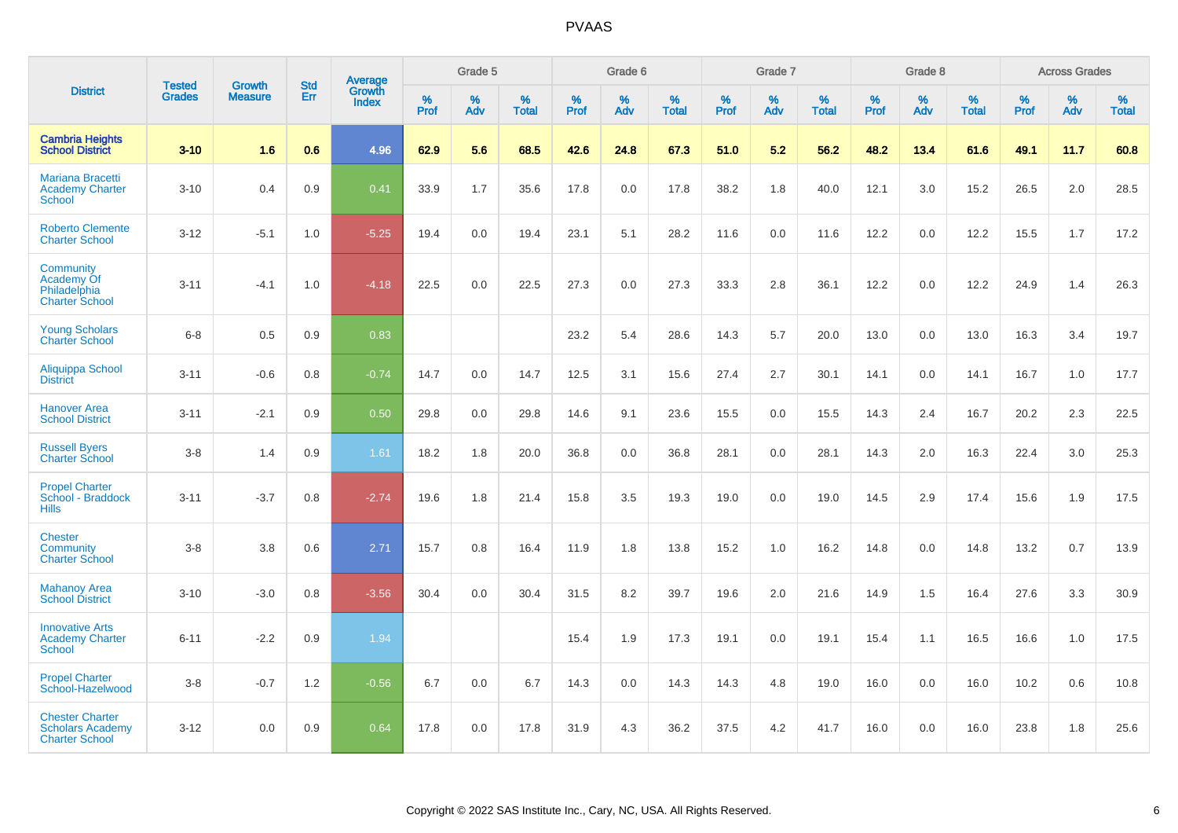PVAAS

| District | Tested Grades | Growth Measure | Std Err | Average Growth Index | Grade 5 | | | Grade 6 | | | Grade 7 | | | Grade 8 | | | Across Grades | | |
|---|---|---|---|---|---|---|---|---|---|---|---|---|---|---|---|---|---|---|---|
| | | | | | % Prof | % Adv | % Total | % Prof | % Adv | % Total | % Prof | % Adv | % Total | % Prof | % Adv | % Total | % Prof | % Adv | % Total |
| **Cambria Heights School District** | **3-10** | **1.6** | **0.6** | **4.96** | **62.9** | **5.6** | **68.5** | **42.6** | **24.8** | **67.3** | **51.0** | **5.2** | **56.2** | **48.2** | **13.4** | **61.6** | **49.1** | **11.7** | **60.8** |
| Mariana Bracetti Academy Charter School | 3-10 | 0.4 | 0.9 | 0.41 | 33.9 | 1.7 | 35.6 | 17.8 | 0.0 | 17.8 | 38.2 | 1.8 | 40.0 | 12.1 | 3.0 | 15.2 | 26.5 | 2.0 | 28.5 |
| Roberto Clemente Charter School | 3-12 | -5.1 | 1.0 | -5.25 | 19.4 | 0.0 | 19.4 | 23.1 | 5.1 | 28.2 | 11.6 | 0.0 | 11.6 | 12.2 | 0.0 | 12.2 | 15.5 | 1.7 | 17.2 |
| Community Academy Of Philadelphia Charter School | 3-11 | -4.1 | 1.0 | -4.18 | 22.5 | 0.0 | 22.5 | 27.3 | 0.0 | 27.3 | 33.3 | 2.8 | 36.1 | 12.2 | 0.0 | 12.2 | 24.9 | 1.4 | 26.3 |
| Young Scholars Charter School | 6-8 | 0.5 | 0.9 | 0.83 | | | | 23.2 | 5.4 | 28.6 | 14.3 | 5.7 | 20.0 | 13.0 | 0.0 | 13.0 | 16.3 | 3.4 | 19.7 |
| Aliquippa School District | 3-11 | -0.6 | 0.8 | -0.74 | 14.7 | 0.0 | 14.7 | 12.5 | 3.1 | 15.6 | 27.4 | 2.7 | 30.1 | 14.1 | 0.0 | 14.1 | 16.7 | 1.0 | 17.7 |
| Hanover Area School District | 3-11 | -2.1 | 0.9 | 0.50 | 29.8 | 0.0 | 29.8 | 14.6 | 9.1 | 23.6 | 15.5 | 0.0 | 15.5 | 14.3 | 2.4 | 16.7 | 20.2 | 2.3 | 22.5 |
| Russell Byers Charter School | 3-8 | 1.4 | 0.9 | 1.61 | 18.2 | 1.8 | 20.0 | 36.8 | 0.0 | 36.8 | 28.1 | 0.0 | 28.1 | 14.3 | 2.0 | 16.3 | 22.4 | 3.0 | 25.3 |
| Propel Charter School - Braddock Hills | 3-11 | -3.7 | 0.8 | -2.74 | 19.6 | 1.8 | 21.4 | 15.8 | 3.5 | 19.3 | 19.0 | 0.0 | 19.0 | 14.5 | 2.9 | 17.4 | 15.6 | 1.9 | 17.5 |
| Chester Community Charter School | 3-8 | 3.8 | 0.6 | 2.71 | 15.7 | 0.8 | 16.4 | 11.9 | 1.8 | 13.8 | 15.2 | 1.0 | 16.2 | 14.8 | 0.0 | 14.8 | 13.2 | 0.7 | 13.9 |
| Mahanoy Area School District | 3-10 | -3.0 | 0.8 | -3.56 | 30.4 | 0.0 | 30.4 | 31.5 | 8.2 | 39.7 | 19.6 | 2.0 | 21.6 | 14.9 | 1.5 | 16.4 | 27.6 | 3.3 | 30.9 |
| Innovative Arts Academy Charter School | 6-11 | -2.2 | 0.9 | 1.94 | | | | 15.4 | 1.9 | 17.3 | 19.1 | 0.0 | 19.1 | 15.4 | 1.1 | 16.5 | 16.6 | 1.0 | 17.5 |
| Propel Charter School-Hazelwood | 3-8 | -0.7 | 1.2 | -0.56 | 6.7 | 0.0 | 6.7 | 14.3 | 0.0 | 14.3 | 14.3 | 4.8 | 19.0 | 16.0 | 0.0 | 16.0 | 10.2 | 0.6 | 10.8 |
| Chester Charter Scholars Academy Charter School | 3-12 | 0.0 | 0.9 | 0.64 | 17.8 | 0.0 | 17.8 | 31.9 | 4.3 | 36.2 | 37.5 | 4.2 | 41.7 | 16.0 | 0.0 | 16.0 | 23.8 | 1.8 | 25.6 |

Copyright © 2022 SAS Institute Inc., Cary, NC, USA. All Rights Reserved.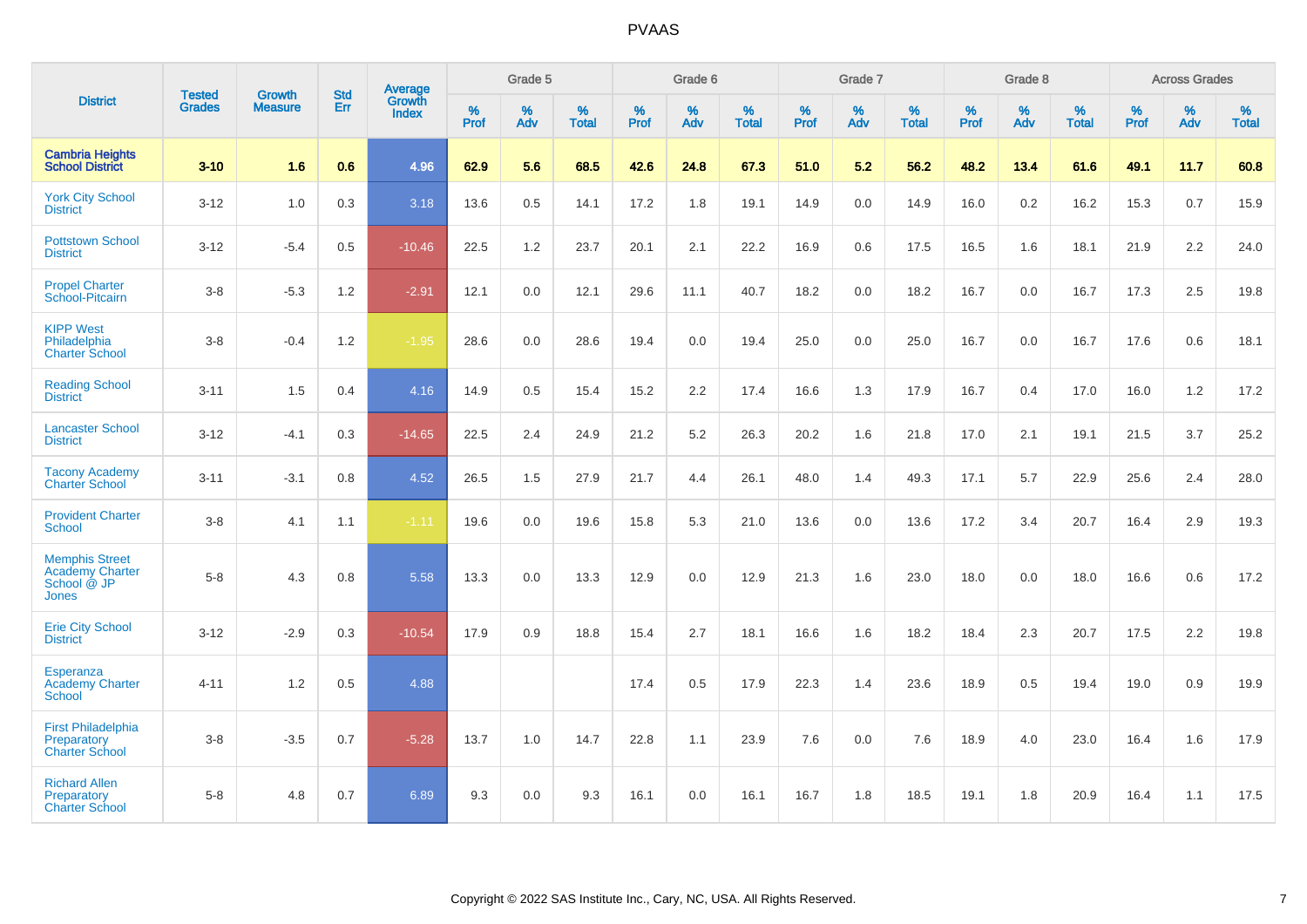# PVAAS

| District | Tested Grades | Growth Measure | Std Err | Average Growth Index | Grade 5 | | | Grade 6 | | | Grade 7 | | | Grade 8 | | | Across Grades | | |
|---|---|---|---|---|---|---|---|---|---|---|---|---|---|---|---|---|---|---|---|
| | | | | | % Prof | % Adv | % Total | % Prof | % Adv | % Total | % Prof | % Adv | % Total | % Prof | % Adv | % Total | % Prof | % Adv | % Total |
| **Cambria Heights School District** | **3-10** | **1.6** | **0.6** | **4.96** | **62.9** | **5.6** | **68.5** | **42.6** | **24.8** | **67.3** | **51.0** | **5.2** | **56.2** | **48.2** | **13.4** | **61.6** | **49.1** | **11.7** | **60.8** |
| York City School District | 3-12 | 1.0 | 0.3 | 3.18 | 13.6 | 0.5 | 14.1 | 17.2 | 1.8 | 19.1 | 14.9 | 0.0 | 14.9 | 16.0 | 0.2 | 16.2 | 15.3 | 0.7 | 15.9 |
| Pottstown School District | 3-12 | -5.4 | 0.5 | -10.46 | 22.5 | 1.2 | 23.7 | 20.1 | 2.1 | 22.2 | 16.9 | 0.6 | 17.5 | 16.5 | 1.6 | 18.1 | 21.9 | 2.2 | 24.0 |
| Propel Charter School-Pitcairn | 3-8 | -5.3 | 1.2 | -2.91 | 12.1 | 0.0 | 12.1 | 29.6 | 11.1 | 40.7 | 18.2 | 0.0 | 18.2 | 16.7 | 0.0 | 16.7 | 17.3 | 2.5 | 19.8 |
| KIPP West Philadelphia Charter School | 3-8 | -0.4 | 1.2 | -1.95 | 28.6 | 0.0 | 28.6 | 19.4 | 0.0 | 19.4 | 25.0 | 0.0 | 25.0 | 16.7 | 0.0 | 16.7 | 17.6 | 0.6 | 18.1 |
| Reading School District | 3-11 | 1.5 | 0.4 | 4.16 | 14.9 | 0.5 | 15.4 | 15.2 | 2.2 | 17.4 | 16.6 | 1.3 | 17.9 | 16.7 | 0.4 | 17.0 | 16.0 | 1.2 | 17.2 |
| Lancaster School District | 3-12 | -4.1 | 0.3 | -14.65 | 22.5 | 2.4 | 24.9 | 21.2 | 5.2 | 26.3 | 20.2 | 1.6 | 21.8 | 17.0 | 2.1 | 19.1 | 21.5 | 3.7 | 25.2 |
| Tacony Academy Charter School | 3-11 | -3.1 | 0.8 | 4.52 | 26.5 | 1.5 | 27.9 | 21.7 | 4.4 | 26.1 | 48.0 | 1.4 | 49.3 | 17.1 | 5.7 | 22.9 | 25.6 | 2.4 | 28.0 |
| Provident Charter School | 3-8 | 4.1 | 1.1 | -1.11 | 19.6 | 0.0 | 19.6 | 15.8 | 5.3 | 21.0 | 13.6 | 0.0 | 13.6 | 17.2 | 3.4 | 20.7 | 16.4 | 2.9 | 19.3 |
| Memphis Street Academy Charter School @ JP Jones | 5-8 | 4.3 | 0.8 | 5.58 | 13.3 | 0.0 | 13.3 | 12.9 | 0.0 | 12.9 | 21.3 | 1.6 | 23.0 | 18.0 | 0.0 | 18.0 | 16.6 | 0.6 | 17.2 |
| Erie City School District | 3-12 | -2.9 | 0.3 | -10.54 | 17.9 | 0.9 | 18.8 | 15.4 | 2.7 | 18.1 | 16.6 | 1.6 | 18.2 | 18.4 | 2.3 | 20.7 | 17.5 | 2.2 | 19.8 |
| Esperanza Academy Charter School | 4-11 | 1.2 | 0.5 | 4.88 | | | | 17.4 | 0.5 | 17.9 | 22.3 | 1.4 | 23.6 | 18.9 | 0.5 | 19.4 | 19.0 | 0.9 | 19.9 |
| First Philadelphia Preparatory Charter School | 3-8 | -3.5 | 0.7 | -5.28 | 13.7 | 1.0 | 14.7 | 22.8 | 1.1 | 23.9 | 7.6 | 0.0 | 7.6 | 18.9 | 4.0 | 23.0 | 16.4 | 1.6 | 17.9 |
| Richard Allen Preparatory Charter School | 5-8 | 4.8 | 0.7 | 6.89 | 9.3 | 0.0 | 9.3 | 16.1 | 0.0 | 16.1 | 16.7 | 1.8 | 18.5 | 19.1 | 1.8 | 20.9 | 16.4 | 1.1 | 17.5 |

Copyright © 2022 SAS Institute Inc., Cary, NC, USA. All Rights Reserved.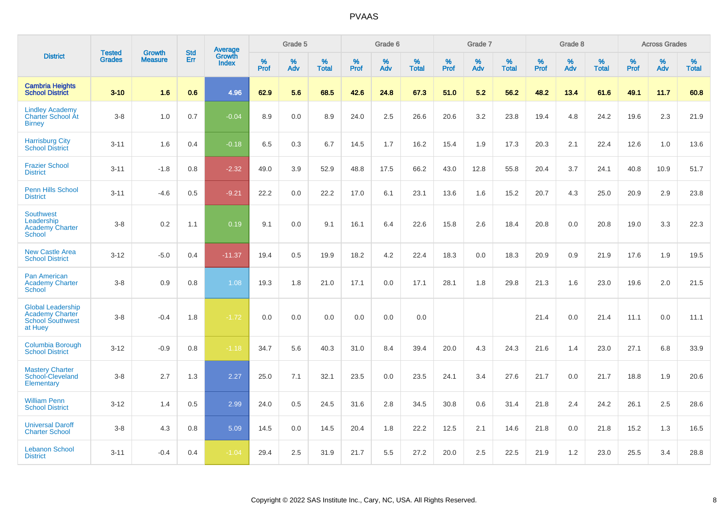| District | Tested Grades | Growth Measure | Std Err | Average Growth Index | Grade 5 | | | Grade 6 | | | Grade 7 | | | Grade 8 | | | Across Grades | | |
|---|---|---|---|---|---|---|---|---|---|---|---|---|---|---|---|---|---|---|---|
| | | | | | % Prof | % Adv | % Total | % Prof | % Adv | % Total | % Prof | % Adv | % Total | % Prof | % Adv | % Total | % Prof | % Adv | % Total |
| **Cambria Heights School District** | **3-10** | **1.6** | **0.6** | **4.96** | **62.9** | **5.6** | **68.5** | **42.6** | **24.8** | **67.3** | **51.0** | **5.2** | **56.2** | **48.2** | **13.4** | **61.6** | **49.1** | **11.7** | **60.8** |
| Lindley Academy Charter School At Birney | 3-8 | 1.0 | 0.7 | -0.04 | 8.9 | 0.0 | 8.9 | 24.0 | 2.5 | 26.6 | 20.6 | 3.2 | 23.8 | 19.4 | 4.8 | 24.2 | 19.6 | 2.3 | 21.9 |
| Harrisburg City School District | 3-11 | 1.6 | 0.4 | -0.18 | 6.5 | 0.3 | 6.7 | 14.5 | 1.7 | 16.2 | 15.4 | 1.9 | 17.3 | 20.3 | 2.1 | 22.4 | 12.6 | 1.0 | 13.6 |
| Frazier School District | 3-11 | -1.8 | 0.8 | -2.32 | 49.0 | 3.9 | 52.9 | 48.8 | 17.5 | 66.2 | 43.0 | 12.8 | 55.8 | 20.4 | 3.7 | 24.1 | 40.8 | 10.9 | 51.7 |
| Penn Hills School District | 3-11 | -4.6 | 0.5 | -9.21 | 22.2 | 0.0 | 22.2 | 17.0 | 6.1 | 23.1 | 13.6 | 1.6 | 15.2 | 20.7 | 4.3 | 25.0 | 20.9 | 2.9 | 23.8 |
| Southwest Leadership Academy Charter School | 3-8 | 0.2 | 1.1 | 0.19 | 9.1 | 0.0 | 9.1 | 16.1 | 6.4 | 22.6 | 15.8 | 2.6 | 18.4 | 20.8 | 0.0 | 20.8 | 19.0 | 3.3 | 22.3 |
| New Castle Area School District | 3-12 | -5.0 | 0.4 | -11.37 | 19.4 | 0.5 | 19.9 | 18.2 | 4.2 | 22.4 | 18.3 | 0.0 | 18.3 | 20.9 | 0.9 | 21.9 | 17.6 | 1.9 | 19.5 |
| Pan American Academy Charter School | 3-8 | 0.9 | 0.8 | 1.08 | 19.3 | 1.8 | 21.0 | 17.1 | 0.0 | 17.1 | 28.1 | 1.8 | 29.8 | 21.3 | 1.6 | 23.0 | 19.6 | 2.0 | 21.5 |
| Global Leadership Academy Charter School Southwest at Huey | 3-8 | -0.4 | 1.8 | -1.72 | 0.0 | 0.0 | 0.0 | 0.0 | 0.0 | 0.0 | | | | 21.4 | 0.0 | 21.4 | 11.1 | 0.0 | 11.1 |
| Columbia Borough School District | 3-12 | -0.9 | 0.8 | -1.18 | 34.7 | 5.6 | 40.3 | 31.0 | 8.4 | 39.4 | 20.0 | 4.3 | 24.3 | 21.6 | 1.4 | 23.0 | 27.1 | 6.8 | 33.9 |
| Mastery Charter School-Cleveland Elementary | 3-8 | 2.7 | 1.3 | 2.27 | 25.0 | 7.1 | 32.1 | 23.5 | 0.0 | 23.5 | 24.1 | 3.4 | 27.6 | 21.7 | 0.0 | 21.7 | 18.8 | 1.9 | 20.6 |
| William Penn School District | 3-12 | 1.4 | 0.5 | 2.99 | 24.0 | 0.5 | 24.5 | 31.6 | 2.8 | 34.5 | 30.8 | 0.6 | 31.4 | 21.8 | 2.4 | 24.2 | 26.1 | 2.5 | 28.6 |
| Universal Daroff Charter School | 3-8 | 4.3 | 0.8 | 5.09 | 14.5 | 0.0 | 14.5 | 20.4 | 1.8 | 22.2 | 12.5 | 2.1 | 14.6 | 21.8 | 0.0 | 21.8 | 15.2 | 1.3 | 16.5 |
| Lebanon School District | 3-11 | -0.4 | 0.4 | -1.04 | 29.4 | 2.5 | 31.9 | 21.7 | 5.5 | 27.2 | 20.0 | 2.5 | 22.5 | 21.9 | 1.2 | 23.0 | 25.5 | 3.4 | 28.8 |

Copyright © 2022 SAS Institute Inc., Cary, NC, USA. All Rights Reserved.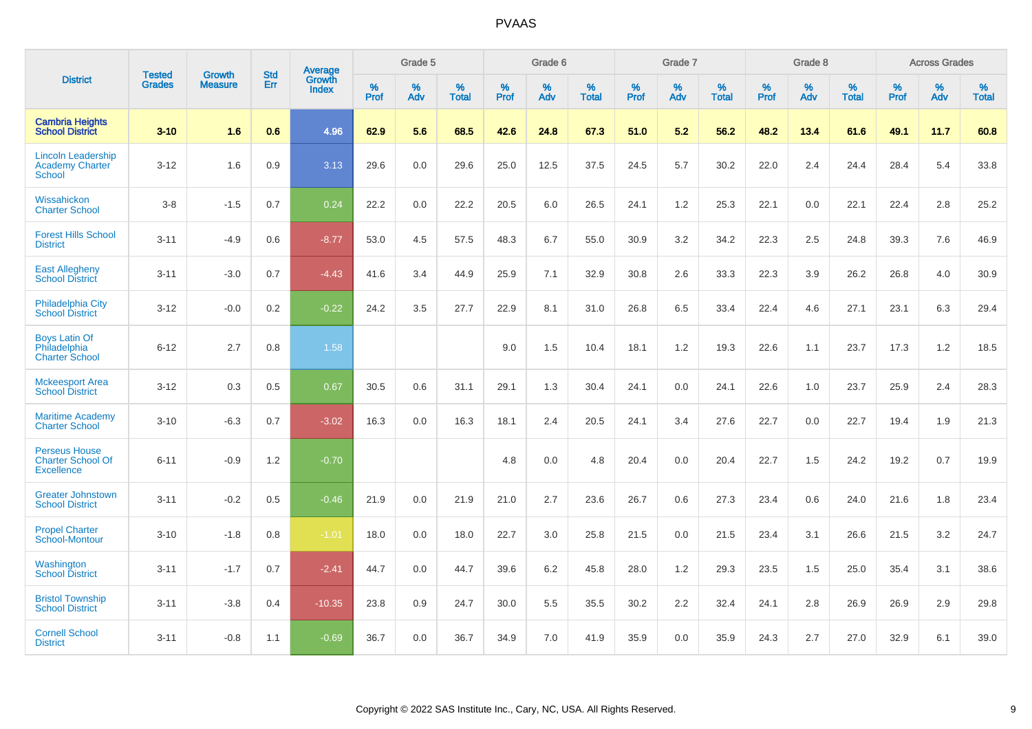# PVAAS

| District | Tested Grades | Growth Measure | Std Err | Average Growth Index | Grade 5 | | | Grade 6 | | | Grade 7 | | | Grade 8 | | | Across Grades | | |
|---|---|---|---|---|---|---|---|---|---|---|---|---|---|---|---|---|---|---|---|
| | | | | | % Prof | % Adv | % Total | % Prof | % Adv | % Total | % Prof | % Adv | % Total | % Prof | % Adv | % Total | % Prof | % Adv | % Total |
| **Cambria Heights School District** | **3-10** | **1.6** | **0.6** | **4.96** | **62.9** | **5.6** | **68.5** | **42.6** | **24.8** | **67.3** | **51.0** | **5.2** | **56.2** | **48.2** | **13.4** | **61.6** | **49.1** | **11.7** | **60.8** |
| Lincoln Leadership Academy Charter School | 3-12 | 1.6 | 0.9 | 3.13 | 29.6 | 0.0 | 29.6 | 25.0 | 12.5 | 37.5 | 24.5 | 5.7 | 30.2 | 22.0 | 2.4 | 24.4 | 28.4 | 5.4 | 33.8 |
| Wissahickon Charter School | 3-8 | -1.5 | 0.7 | 0.24 | 22.2 | 0.0 | 22.2 | 20.5 | 6.0 | 26.5 | 24.1 | 1.2 | 25.3 | 22.1 | 0.0 | 22.1 | 22.4 | 2.8 | 25.2 |
| Forest Hills School District | 3-11 | -4.9 | 0.6 | -8.77 | 53.0 | 4.5 | 57.5 | 48.3 | 6.7 | 55.0 | 30.9 | 3.2 | 34.2 | 22.3 | 2.5 | 24.8 | 39.3 | 7.6 | 46.9 |
| East Allegheny School District | 3-11 | -3.0 | 0.7 | -4.43 | 41.6 | 3.4 | 44.9 | 25.9 | 7.1 | 32.9 | 30.8 | 2.6 | 33.3 | 22.3 | 3.9 | 26.2 | 26.8 | 4.0 | 30.9 |
| Philadelphia City School District | 3-12 | -0.0 | 0.2 | -0.22 | 24.2 | 3.5 | 27.7 | 22.9 | 8.1 | 31.0 | 26.8 | 6.5 | 33.4 | 22.4 | 4.6 | 27.1 | 23.1 | 6.3 | 29.4 |
| Boys Latin Of Philadelphia Charter School | 6-12 | 2.7 | 0.8 | 1.58 | | | | 9.0 | 1.5 | 10.4 | 18.1 | 1.2 | 19.3 | 22.6 | 1.1 | 23.7 | 17.3 | 1.2 | 18.5 |
| Mckeesport Area School District | 3-12 | 0.3 | 0.5 | 0.67 | 30.5 | 0.6 | 31.1 | 29.1 | 1.3 | 30.4 | 24.1 | 0.0 | 24.1 | 22.6 | 1.0 | 23.7 | 25.9 | 2.4 | 28.3 |
| Maritime Academy Charter School | 3-10 | -6.3 | 0.7 | -3.02 | 16.3 | 0.0 | 16.3 | 18.1 | 2.4 | 20.5 | 24.1 | 3.4 | 27.6 | 22.7 | 0.0 | 22.7 | 19.4 | 1.9 | 21.3 |
| Perseus House Charter School Of Excellence | 6-11 | -0.9 | 1.2 | -0.70 | | | | 4.8 | 0.0 | 4.8 | 20.4 | 0.0 | 20.4 | 22.7 | 1.5 | 24.2 | 19.2 | 0.7 | 19.9 |
| Greater Johnstown School District | 3-11 | -0.2 | 0.5 | -0.46 | 21.9 | 0.0 | 21.9 | 21.0 | 2.7 | 23.6 | 26.7 | 0.6 | 27.3 | 23.4 | 0.6 | 24.0 | 21.6 | 1.8 | 23.4 |
| Propel Charter School-Montour | 3-10 | -1.8 | 0.8 | -1.01 | 18.0 | 0.0 | 18.0 | 22.7 | 3.0 | 25.8 | 21.5 | 0.0 | 21.5 | 23.4 | 3.1 | 26.6 | 21.5 | 3.2 | 24.7 |
| Washington School District | 3-11 | -1.7 | 0.7 | -2.41 | 44.7 | 0.0 | 44.7 | 39.6 | 6.2 | 45.8 | 28.0 | 1.2 | 29.3 | 23.5 | 1.5 | 25.0 | 35.4 | 3.1 | 38.6 |
| Bristol Township School District | 3-11 | -3.8 | 0.4 | -10.35 | 23.8 | 0.9 | 24.7 | 30.0 | 5.5 | 35.5 | 30.2 | 2.2 | 32.4 | 24.1 | 2.8 | 26.9 | 26.9 | 2.9 | 29.8 |
| Cornell School District | 3-11 | -0.8 | 1.1 | -0.69 | 36.7 | 0.0 | 36.7 | 34.9 | 7.0 | 41.9 | 35.9 | 0.0 | 35.9 | 24.3 | 2.7 | 27.0 | 32.9 | 6.1 | 39.0 |

Copyright © 2022 SAS Institute Inc., Cary, NC, USA. All Rights Reserved.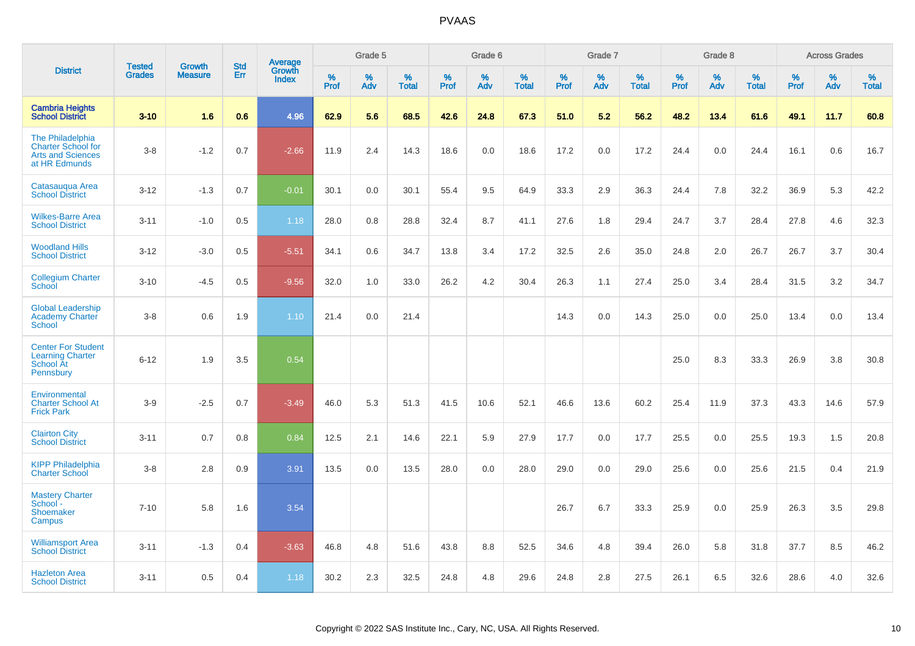# PVAAS

| District | Tested Grades | Growth Measure | Std Err | Average Growth Index | Grade 5 | | | Grade 6 | | | Grade 7 | | | Grade 8 | | | Across Grades | | |
|---|---|---|---|---|---|---|---|---|---|---|---|---|---|---|---|---|---|---|---|
| | | | | | % Prof | % Adv | % Total | % Prof | % Adv | % Total | % Prof | % Adv | % Total | % Prof | % Adv | % Total | % Prof | % Adv | % Total |
| **Cambria Heights School District** | **3-10** | **1.6** | **0.6** | **4.96** | **62.9** | **5.6** | **68.5** | **42.6** | **24.8** | **67.3** | **51.0** | **5.2** | **56.2** | **48.2** | **13.4** | **61.6** | **49.1** | **11.7** | **60.8** |
| The Philadelphia Charter School for Arts and Sciences at HR Edmunds | 3-8 | -1.2 | 0.7 | -2.66 | 11.9 | 2.4 | 14.3 | 18.6 | 0.0 | 18.6 | 17.2 | 0.0 | 17.2 | 24.4 | 0.0 | 24.4 | 16.1 | 0.6 | 16.7 |
| Catasauqua Area School District | 3-12 | -1.3 | 0.7 | -0.01 | 30.1 | 0.0 | 30.1 | 55.4 | 9.5 | 64.9 | 33.3 | 2.9 | 36.3 | 24.4 | 7.8 | 32.2 | 36.9 | 5.3 | 42.2 |
| Wilkes-Barre Area School District | 3-11 | -1.0 | 0.5 | 1.18 | 28.0 | 0.8 | 28.8 | 32.4 | 8.7 | 41.1 | 27.6 | 1.8 | 29.4 | 24.7 | 3.7 | 28.4 | 27.8 | 4.6 | 32.3 |
| Woodland Hills School District | 3-12 | -3.0 | 0.5 | -5.51 | 34.1 | 0.6 | 34.7 | 13.8 | 3.4 | 17.2 | 32.5 | 2.6 | 35.0 | 24.8 | 2.0 | 26.7 | 26.7 | 3.7 | 30.4 |
| Collegium Charter School | 3-10 | -4.5 | 0.5 | -9.56 | 32.0 | 1.0 | 33.0 | 26.2 | 4.2 | 30.4 | 26.3 | 1.1 | 27.4 | 25.0 | 3.4 | 28.4 | 31.5 | 3.2 | 34.7 |
| Global Leadership Academy Charter School | 3-8 | 0.6 | 1.9 | 1.10 | 21.4 | 0.0 | 21.4 | | | | 14.3 | 0.0 | 14.3 | 25.0 | 0.0 | 25.0 | 13.4 | 0.0 | 13.4 |
| Center For Student Learning Charter School At Pennsbury | 6-12 | 1.9 | 3.5 | 0.54 | | | | | | | | | | 25.0 | 8.3 | 33.3 | 26.9 | 3.8 | 30.8 |
| Environmental Charter School At Frick Park | 3-9 | -2.5 | 0.7 | -3.49 | 46.0 | 5.3 | 51.3 | 41.5 | 10.6 | 52.1 | 46.6 | 13.6 | 60.2 | 25.4 | 11.9 | 37.3 | 43.3 | 14.6 | 57.9 |
| Clairton City School District | 3-11 | 0.7 | 0.8 | 0.84 | 12.5 | 2.1 | 14.6 | 22.1 | 5.9 | 27.9 | 17.7 | 0.0 | 17.7 | 25.5 | 0.0 | 25.5 | 19.3 | 1.5 | 20.8 |
| KIPP Philadelphia Charter School | 3-8 | 2.8 | 0.9 | 3.91 | 13.5 | 0.0 | 13.5 | 28.0 | 0.0 | 28.0 | 29.0 | 0.0 | 29.0 | 25.6 | 0.0 | 25.6 | 21.5 | 0.4 | 21.9 |
| Mastery Charter School - Shoemaker Campus | 7-10 | 5.8 | 1.6 | 3.54 | | | | | | | 26.7 | 6.7 | 33.3 | 25.9 | 0.0 | 25.9 | 26.3 | 3.5 | 29.8 |
| Williamsport Area School District | 3-11 | -1.3 | 0.4 | -3.63 | 46.8 | 4.8 | 51.6 | 43.8 | 8.8 | 52.5 | 34.6 | 4.8 | 39.4 | 26.0 | 5.8 | 31.8 | 37.7 | 8.5 | 46.2 |
| Hazleton Area School District | 3-11 | 0.5 | 0.4 | 1.18 | 30.2 | 2.3 | 32.5 | 24.8 | 4.8 | 29.6 | 24.8 | 2.8 | 27.5 | 26.1 | 6.5 | 32.6 | 28.6 | 4.0 | 32.6 |

Copyright © 2022 SAS Institute Inc., Cary, NC, USA. All Rights Reserved.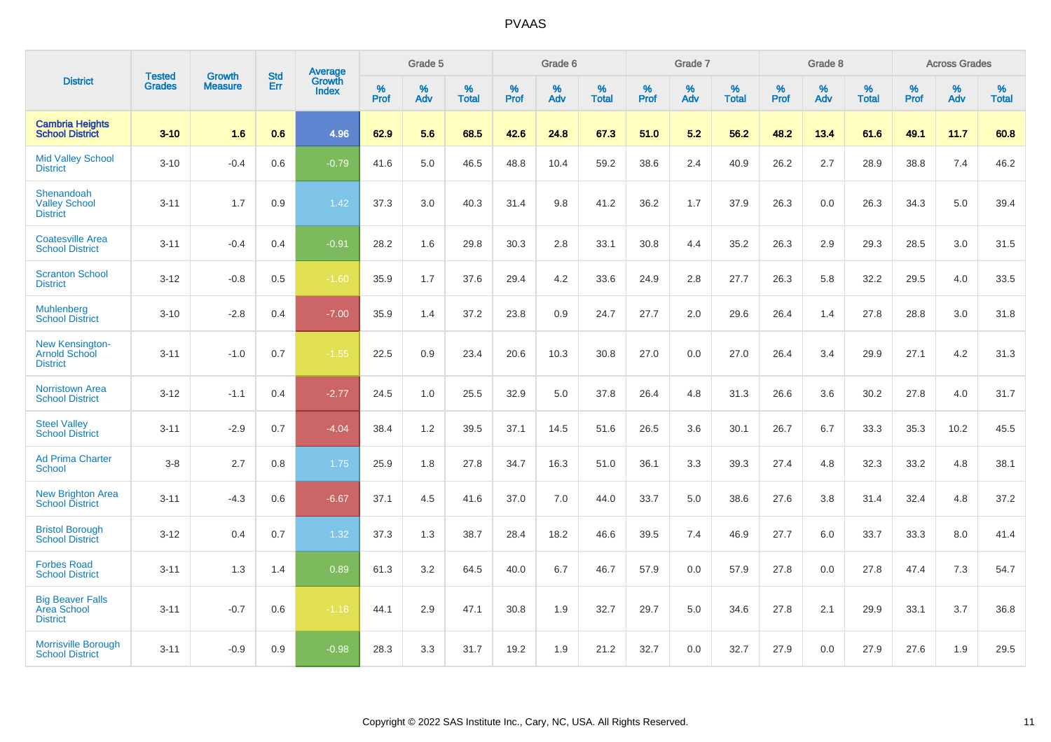# PVAAS

| District | Tested Grades | Growth Measure | Std Err | Average Growth Index | Grade 5 | | | Grade 6 | | | Grade 7 | | | Grade 8 | | | Across Grades | | |
|---|---|---|---|---|---|---|---|---|---|---|---|---|---|---|---|---|---|---|---|
| | | | | | % Prof | % Adv | % Total | % Prof | % Adv | % Total | % Prof | % Adv | % Total | % Prof | % Adv | % Total | % Prof | % Adv | % Total |
| **Cambria Heights School District** | **3-10** | **1.6** | **0.6** | **4.96** | **62.9** | **5.6** | **68.5** | **42.6** | **24.8** | **67.3** | **51.0** | **5.2** | **56.2** | **48.2** | **13.4** | **61.6** | **49.1** | **11.7** | **60.8** |
| Mid Valley School District | 3-10 | -0.4 | 0.6 | -0.79 | 41.6 | 5.0 | 46.5 | 48.8 | 10.4 | 59.2 | 38.6 | 2.4 | 40.9 | 26.2 | 2.7 | 28.9 | 38.8 | 7.4 | 46.2 |
| Shenandoah Valley School District | 3-11 | 1.7 | 0.9 | 1.42 | 37.3 | 3.0 | 40.3 | 31.4 | 9.8 | 41.2 | 36.2 | 1.7 | 37.9 | 26.3 | 0.0 | 26.3 | 34.3 | 5.0 | 39.4 |
| Coatesville Area School District | 3-11 | -0.4 | 0.4 | -0.91 | 28.2 | 1.6 | 29.8 | 30.3 | 2.8 | 33.1 | 30.8 | 4.4 | 35.2 | 26.3 | 2.9 | 29.3 | 28.5 | 3.0 | 31.5 |
| Scranton School District | 3-12 | -0.8 | 0.5 | -1.60 | 35.9 | 1.7 | 37.6 | 29.4 | 4.2 | 33.6 | 24.9 | 2.8 | 27.7 | 26.3 | 5.8 | 32.2 | 29.5 | 4.0 | 33.5 |
| Muhlenberg School District | 3-10 | -2.8 | 0.4 | -7.00 | 35.9 | 1.4 | 37.2 | 23.8 | 0.9 | 24.7 | 27.7 | 2.0 | 29.6 | 26.4 | 1.4 | 27.8 | 28.8 | 3.0 | 31.8 |
| New Kensington-Arnold School District | 3-11 | -1.0 | 0.7 | -1.55 | 22.5 | 0.9 | 23.4 | 20.6 | 10.3 | 30.8 | 27.0 | 0.0 | 27.0 | 26.4 | 3.4 | 29.9 | 27.1 | 4.2 | 31.3 |
| Norristown Area School District | 3-12 | -1.1 | 0.4 | -2.77 | 24.5 | 1.0 | 25.5 | 32.9 | 5.0 | 37.8 | 26.4 | 4.8 | 31.3 | 26.6 | 3.6 | 30.2 | 27.8 | 4.0 | 31.7 |
| Steel Valley School District | 3-11 | -2.9 | 0.7 | -4.04 | 38.4 | 1.2 | 39.5 | 37.1 | 14.5 | 51.6 | 26.5 | 3.6 | 30.1 | 26.7 | 6.7 | 33.3 | 35.3 | 10.2 | 45.5 |
| Ad Prima Charter School | 3-8 | 2.7 | 0.8 | 1.75 | 25.9 | 1.8 | 27.8 | 34.7 | 16.3 | 51.0 | 36.1 | 3.3 | 39.3 | 27.4 | 4.8 | 32.3 | 33.2 | 4.8 | 38.1 |
| New Brighton Area School District | 3-11 | -4.3 | 0.6 | -6.67 | 37.1 | 4.5 | 41.6 | 37.0 | 7.0 | 44.0 | 33.7 | 5.0 | 38.6 | 27.6 | 3.8 | 31.4 | 32.4 | 4.8 | 37.2 |
| Bristol Borough School District | 3-12 | 0.4 | 0.7 | 1.32 | 37.3 | 1.3 | 38.7 | 28.4 | 18.2 | 46.6 | 39.5 | 7.4 | 46.9 | 27.7 | 6.0 | 33.7 | 33.3 | 8.0 | 41.4 |
| Forbes Road School District | 3-11 | 1.3 | 1.4 | 0.89 | 61.3 | 3.2 | 64.5 | 40.0 | 6.7 | 46.7 | 57.9 | 0.0 | 57.9 | 27.8 | 0.0 | 27.8 | 47.4 | 7.3 | 54.7 |
| Big Beaver Falls Area School District | 3-11 | -0.7 | 0.6 | -1.18 | 44.1 | 2.9 | 47.1 | 30.8 | 1.9 | 32.7 | 29.7 | 5.0 | 34.6 | 27.8 | 2.1 | 29.9 | 33.1 | 3.7 | 36.8 |
| Morrisville Borough School District | 3-11 | -0.9 | 0.9 | -0.98 | 28.3 | 3.3 | 31.7 | 19.2 | 1.9 | 21.2 | 32.7 | 0.0 | 32.7 | 27.9 | 0.0 | 27.9 | 27.6 | 1.9 | 29.5 |

Copyright © 2022 SAS Institute Inc., Cary, NC, USA. All Rights Reserved.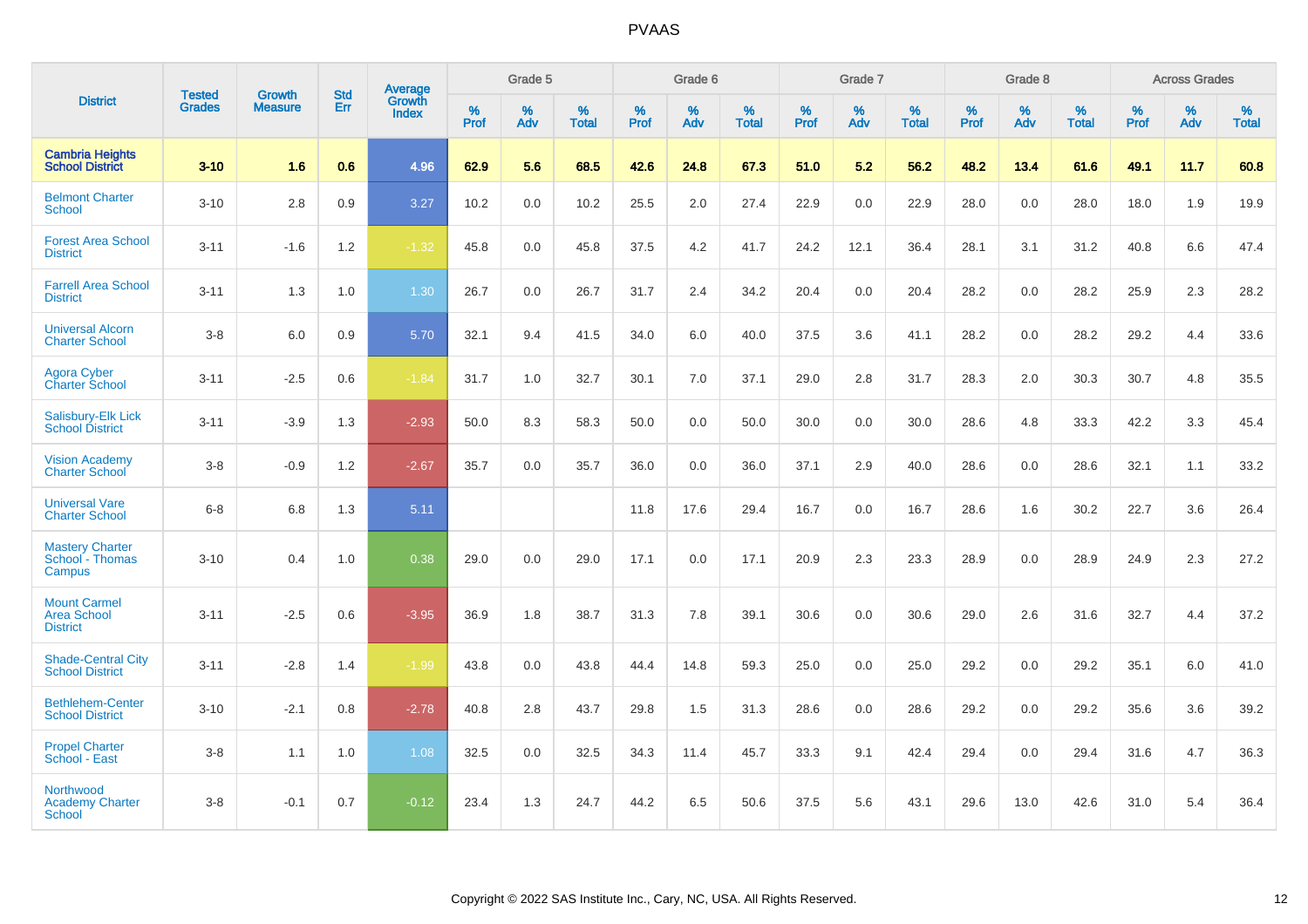# PVAAS

| District | Tested Grades | Growth Measure | Std Err | Average Growth Index | Grade 5 | | | Grade 6 | | | Grade 7 | | | Grade 8 | | | Across Grades | | |
|---|---|---|---|---|---|---|---|---|---|---|---|---|---|---|---|---|---|---|---|
| | | | | | % Prof | % Adv | % Total | % Prof | % Adv | % Total | % Prof | % Adv | % Total | % Prof | % Adv | % Total | % Prof | % Adv | % Total |
| **Cambria Heights School District** | **3-10** | **1.6** | **0.6** | **4.96** | **62.9** | **5.6** | **68.5** | **42.6** | **24.8** | **67.3** | **51.0** | **5.2** | **56.2** | **48.2** | **13.4** | **61.6** | **49.1** | **11.7** | **60.8** |
| Belmont Charter School | 3-10 | 2.8 | 0.9 | 3.27 | 10.2 | 0.0 | 10.2 | 25.5 | 2.0 | 27.4 | 22.9 | 0.0 | 22.9 | 28.0 | 0.0 | 28.0 | 18.0 | 1.9 | 19.9 |
| Forest Area School District | 3-11 | -1.6 | 1.2 | -1.32 | 45.8 | 0.0 | 45.8 | 37.5 | 4.2 | 41.7 | 24.2 | 12.1 | 36.4 | 28.1 | 3.1 | 31.2 | 40.8 | 6.6 | 47.4 |
| Farrell Area School District | 3-11 | 1.3 | 1.0 | 1.30 | 26.7 | 0.0 | 26.7 | 31.7 | 2.4 | 34.2 | 20.4 | 0.0 | 20.4 | 28.2 | 0.0 | 28.2 | 25.9 | 2.3 | 28.2 |
| Universal Alcorn Charter School | 3-8 | 6.0 | 0.9 | 5.70 | 32.1 | 9.4 | 41.5 | 34.0 | 6.0 | 40.0 | 37.5 | 3.6 | 41.1 | 28.2 | 0.0 | 28.2 | 29.2 | 4.4 | 33.6 |
| Agora Cyber Charter School | 3-11 | -2.5 | 0.6 | -1.84 | 31.7 | 1.0 | 32.7 | 30.1 | 7.0 | 37.1 | 29.0 | 2.8 | 31.7 | 28.3 | 2.0 | 30.3 | 30.7 | 4.8 | 35.5 |
| Salisbury-Elk Lick School District | 3-11 | -3.9 | 1.3 | -2.93 | 50.0 | 8.3 | 58.3 | 50.0 | 0.0 | 50.0 | 30.0 | 0.0 | 30.0 | 28.6 | 4.8 | 33.3 | 42.2 | 3.3 | 45.4 |
| Vision Academy Charter School | 3-8 | -0.9 | 1.2 | -2.67 | 35.7 | 0.0 | 35.7 | 36.0 | 0.0 | 36.0 | 37.1 | 2.9 | 40.0 | 28.6 | 0.0 | 28.6 | 32.1 | 1.1 | 33.2 |
| Universal Vare Charter School | 6-8 | 6.8 | 1.3 | 5.11 | | | | 11.8 | 17.6 | 29.4 | 16.7 | 0.0 | 16.7 | 28.6 | 1.6 | 30.2 | 22.7 | 3.6 | 26.4 |
| Mastery Charter School - Thomas Campus | 3-10 | 0.4 | 1.0 | 0.38 | 29.0 | 0.0 | 29.0 | 17.1 | 0.0 | 17.1 | 20.9 | 2.3 | 23.3 | 28.9 | 0.0 | 28.9 | 24.9 | 2.3 | 27.2 |
| Mount Carmel Area School District | 3-11 | -2.5 | 0.6 | -3.95 | 36.9 | 1.8 | 38.7 | 31.3 | 7.8 | 39.1 | 30.6 | 0.0 | 30.6 | 29.0 | 2.6 | 31.6 | 32.7 | 4.4 | 37.2 |
| Shade-Central City School District | 3-11 | -2.8 | 1.4 | -1.99 | 43.8 | 0.0 | 43.8 | 44.4 | 14.8 | 59.3 | 25.0 | 0.0 | 25.0 | 29.2 | 0.0 | 29.2 | 35.1 | 6.0 | 41.0 |
| Bethlehem-Center School District | 3-10 | -2.1 | 0.8 | -2.78 | 40.8 | 2.8 | 43.7 | 29.8 | 1.5 | 31.3 | 28.6 | 0.0 | 28.6 | 29.2 | 0.0 | 29.2 | 35.6 | 3.6 | 39.2 |
| Propel Charter School - East | 3-8 | 1.1 | 1.0 | 1.08 | 32.5 | 0.0 | 32.5 | 34.3 | 11.4 | 45.7 | 33.3 | 9.1 | 42.4 | 29.4 | 0.0 | 29.4 | 31.6 | 4.7 | 36.3 |
| Northwood Academy Charter School | 3-8 | -0.1 | 0.7 | -0.12 | 23.4 | 1.3 | 24.7 | 44.2 | 6.5 | 50.6 | 37.5 | 5.6 | 43.1 | 29.6 | 13.0 | 42.6 | 31.0 | 5.4 | 36.4 |

Copyright © 2022 SAS Institute Inc., Cary, NC, USA. All Rights Reserved.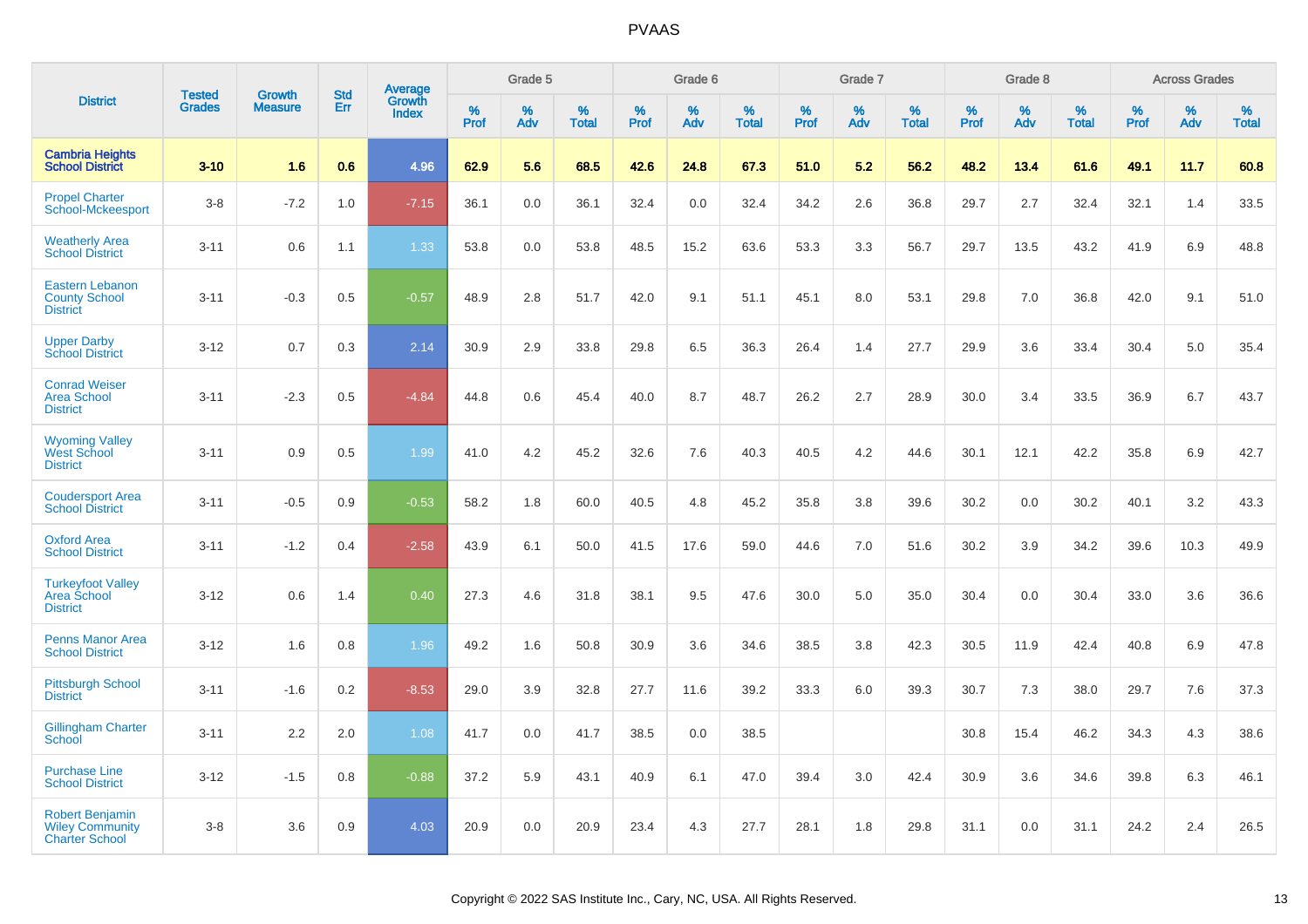| District | Tested Grades | Growth Measure | Std Err | Average Growth Index | Grade 5 | | | Grade 6 | | | Grade 7 | | | Grade 8 | | | Across Grades | | |
|---|---|---|---|---|---|---|---|---|---|---|---|---|---|---|---|---|---|---|---|
| | | | | | % Prof | % Adv | % Total | % Prof | % Adv | % Total | % Prof | % Adv | % Total | % Prof | % Adv | % Total | % Prof | % Adv | % Total |
| **Cambria Heights School District** | **3-10** | **1.6** | **0.6** | **4.96** | **62.9** | **5.6** | **68.5** | **42.6** | **24.8** | **67.3** | **51.0** | **5.2** | **56.2** | **48.2** | **13.4** | **61.6** | **49.1** | **11.7** | **60.8** |
| Propel Charter School-Mckeesport | 3-8 | -7.2 | 1.0 | -7.15 | 36.1 | 0.0 | 36.1 | 32.4 | 0.0 | 32.4 | 34.2 | 2.6 | 36.8 | 29.7 | 2.7 | 32.4 | 32.1 | 1.4 | 33.5 |
| Weatherly Area School District | 3-11 | 0.6 | 1.1 | 1.33 | 53.8 | 0.0 | 53.8 | 48.5 | 15.2 | 63.6 | 53.3 | 3.3 | 56.7 | 29.7 | 13.5 | 43.2 | 41.9 | 6.9 | 48.8 |
| Eastern Lebanon County School District | 3-11 | -0.3 | 0.5 | -0.57 | 48.9 | 2.8 | 51.7 | 42.0 | 9.1 | 51.1 | 45.1 | 8.0 | 53.1 | 29.8 | 7.0 | 36.8 | 42.0 | 9.1 | 51.0 |
| Upper Darby School District | 3-12 | 0.7 | 0.3 | 2.14 | 30.9 | 2.9 | 33.8 | 29.8 | 6.5 | 36.3 | 26.4 | 1.4 | 27.7 | 29.9 | 3.6 | 33.4 | 30.4 | 5.0 | 35.4 |
| Conrad Weiser Area School District | 3-11 | -2.3 | 0.5 | -4.84 | 44.8 | 0.6 | 45.4 | 40.0 | 8.7 | 48.7 | 26.2 | 2.7 | 28.9 | 30.0 | 3.4 | 33.5 | 36.9 | 6.7 | 43.7 |
| Wyoming Valley West School District | 3-11 | 0.9 | 0.5 | 1.99 | 41.0 | 4.2 | 45.2 | 32.6 | 7.6 | 40.3 | 40.5 | 4.2 | 44.6 | 30.1 | 12.1 | 42.2 | 35.8 | 6.9 | 42.7 |
| Coudersport Area School District | 3-11 | -0.5 | 0.9 | -0.53 | 58.2 | 1.8 | 60.0 | 40.5 | 4.8 | 45.2 | 35.8 | 3.8 | 39.6 | 30.2 | 0.0 | 30.2 | 40.1 | 3.2 | 43.3 |
| Oxford Area School District | 3-11 | -1.2 | 0.4 | -2.58 | 43.9 | 6.1 | 50.0 | 41.5 | 17.6 | 59.0 | 44.6 | 7.0 | 51.6 | 30.2 | 3.9 | 34.2 | 39.6 | 10.3 | 49.9 |
| Turkeyfoot Valley Area School District | 3-12 | 0.6 | 1.4 | 0.40 | 27.3 | 4.6 | 31.8 | 38.1 | 9.5 | 47.6 | 30.0 | 5.0 | 35.0 | 30.4 | 0.0 | 30.4 | 33.0 | 3.6 | 36.6 |
| Penns Manor Area School District | 3-12 | 1.6 | 0.8 | 1.96 | 49.2 | 1.6 | 50.8 | 30.9 | 3.6 | 34.6 | 38.5 | 3.8 | 42.3 | 30.5 | 11.9 | 42.4 | 40.8 | 6.9 | 47.8 |
| Pittsburgh School District | 3-11 | -1.6 | 0.2 | -8.53 | 29.0 | 3.9 | 32.8 | 27.7 | 11.6 | 39.2 | 33.3 | 6.0 | 39.3 | 30.7 | 7.3 | 38.0 | 29.7 | 7.6 | 37.3 |
| Gillingham Charter School | 3-11 | 2.2 | 2.0 | 1.08 | 41.7 | 0.0 | 41.7 | 38.5 | 0.0 | 38.5 | | | | 30.8 | 15.4 | 46.2 | 34.3 | 4.3 | 38.6 |
| Purchase Line School District | 3-12 | -1.5 | 0.8 | -0.88 | 37.2 | 5.9 | 43.1 | 40.9 | 6.1 | 47.0 | 39.4 | 3.0 | 42.4 | 30.9 | 3.6 | 34.6 | 39.8 | 6.3 | 46.1 |
| Robert Benjamin Wiley Community Charter School | 3-8 | 3.6 | 0.9 | 4.03 | 20.9 | 0.0 | 20.9 | 23.4 | 4.3 | 27.7 | 28.1 | 1.8 | 29.8 | 31.1 | 0.0 | 31.1 | 24.2 | 2.4 | 26.5 |

Copyright © 2022 SAS Institute Inc., Cary, NC, USA. All Rights Reserved.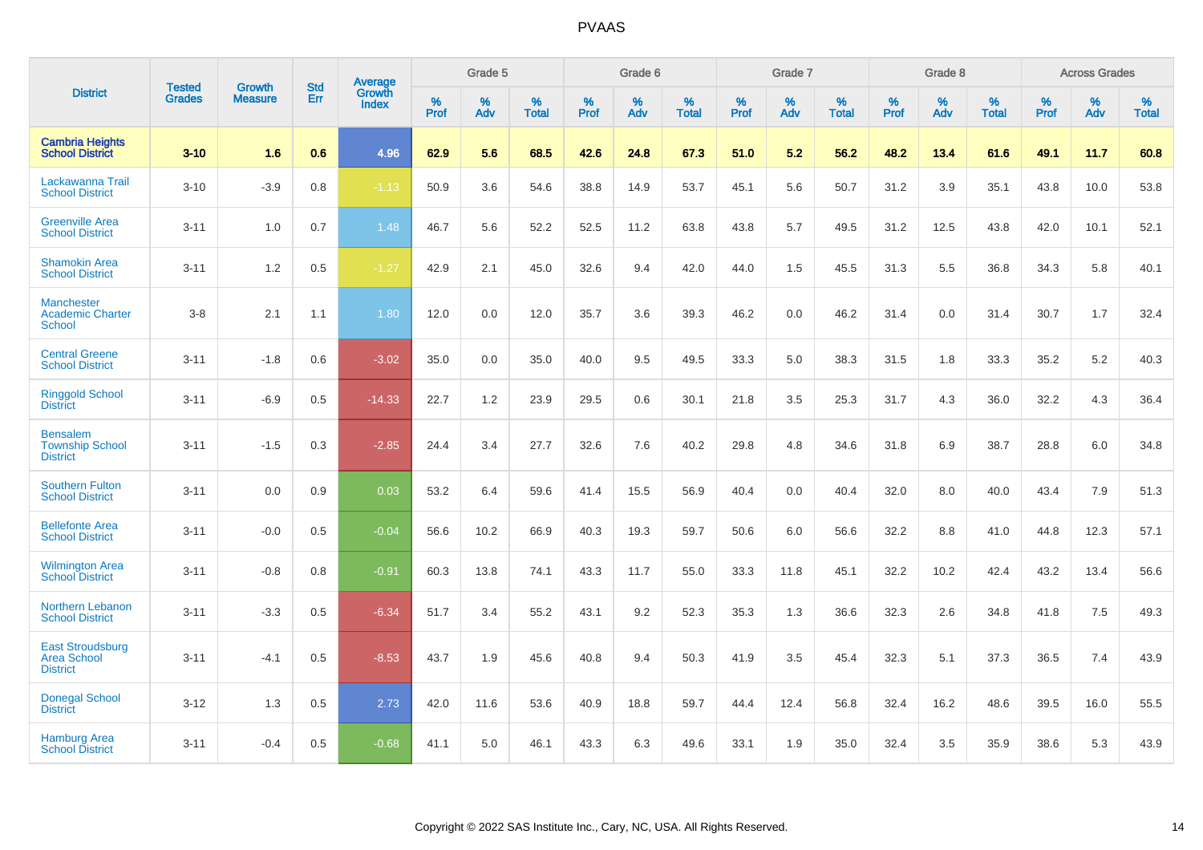| District | Tested Grades | Growth Measure | Std Err | Average Growth Index | Grade 5 | | | Grade 6 | | | Grade 7 | | | Grade 8 | | | Across Grades | | |
|---|---|---|---|---|---|---|---|---|---|---|---|---|---|---|---|---|---|---|---|
| | | | | | % Prof | % Adv | % Total | % Prof | % Adv | % Total | % Prof | % Adv | % Total | % Prof | % Adv | % Total | % Prof | % Adv | % Total |
| **Cambria Heights School District** | **3-10** | **1.6** | **0.6** | **4.96** | **62.9** | **5.6** | **68.5** | **42.6** | **24.8** | **67.3** | **51.0** | **5.2** | **56.2** | **48.2** | **13.4** | **61.6** | **49.1** | **11.7** | **60.8** |
| Lackawanna Trail School District | 3-10 | -3.9 | 0.8 | -1.13 | 50.9 | 3.6 | 54.6 | 38.8 | 14.9 | 53.7 | 45.1 | 5.6 | 50.7 | 31.2 | 3.9 | 35.1 | 43.8 | 10.0 | 53.8 |
| Greenville Area School District | 3-11 | 1.0 | 0.7 | 1.48 | 46.7 | 5.6 | 52.2 | 52.5 | 11.2 | 63.8 | 43.8 | 5.7 | 49.5 | 31.2 | 12.5 | 43.8 | 42.0 | 10.1 | 52.1 |
| Shamokin Area School District | 3-11 | 1.2 | 0.5 | -1.27 | 42.9 | 2.1 | 45.0 | 32.6 | 9.4 | 42.0 | 44.0 | 1.5 | 45.5 | 31.3 | 5.5 | 36.8 | 34.3 | 5.8 | 40.1 |
| Manchester Academic Charter School | 3-8 | 2.1 | 1.1 | 1.80 | 12.0 | 0.0 | 12.0 | 35.7 | 3.6 | 39.3 | 46.2 | 0.0 | 46.2 | 31.4 | 0.0 | 31.4 | 30.7 | 1.7 | 32.4 |
| Central Greene School District | 3-11 | -1.8 | 0.6 | -3.02 | 35.0 | 0.0 | 35.0 | 40.0 | 9.5 | 49.5 | 33.3 | 5.0 | 38.3 | 31.5 | 1.8 | 33.3 | 35.2 | 5.2 | 40.3 |
| Ringgold School District | 3-11 | -6.9 | 0.5 | -14.33 | 22.7 | 1.2 | 23.9 | 29.5 | 0.6 | 30.1 | 21.8 | 3.5 | 25.3 | 31.7 | 4.3 | 36.0 | 32.2 | 4.3 | 36.4 |
| Bensalem Township School District | 3-11 | -1.5 | 0.3 | -2.85 | 24.4 | 3.4 | 27.7 | 32.6 | 7.6 | 40.2 | 29.8 | 4.8 | 34.6 | 31.8 | 6.9 | 38.7 | 28.8 | 6.0 | 34.8 |
| Southern Fulton School District | 3-11 | 0.0 | 0.9 | 0.03 | 53.2 | 6.4 | 59.6 | 41.4 | 15.5 | 56.9 | 40.4 | 0.0 | 40.4 | 32.0 | 8.0 | 40.0 | 43.4 | 7.9 | 51.3 |
| Bellefonte Area School District | 3-11 | -0.0 | 0.5 | -0.04 | 56.6 | 10.2 | 66.9 | 40.3 | 19.3 | 59.7 | 50.6 | 6.0 | 56.6 | 32.2 | 8.8 | 41.0 | 44.8 | 12.3 | 57.1 |
| Wilmington Area School District | 3-11 | -0.8 | 0.8 | -0.91 | 60.3 | 13.8 | 74.1 | 43.3 | 11.7 | 55.0 | 33.3 | 11.8 | 45.1 | 32.2 | 10.2 | 42.4 | 43.2 | 13.4 | 56.6 |
| Northern Lebanon School District | 3-11 | -3.3 | 0.5 | -6.34 | 51.7 | 3.4 | 55.2 | 43.1 | 9.2 | 52.3 | 35.3 | 1.3 | 36.6 | 32.3 | 2.6 | 34.8 | 41.8 | 7.5 | 49.3 |
| East Stroudsburg Area School District | 3-11 | -4.1 | 0.5 | -8.53 | 43.7 | 1.9 | 45.6 | 40.8 | 9.4 | 50.3 | 41.9 | 3.5 | 45.4 | 32.3 | 5.1 | 37.3 | 36.5 | 7.4 | 43.9 |
| Donegal School District | 3-12 | 1.3 | 0.5 | 2.73 | 42.0 | 11.6 | 53.6 | 40.9 | 18.8 | 59.7 | 44.4 | 12.4 | 56.8 | 32.4 | 16.2 | 48.6 | 39.5 | 16.0 | 55.5 |
| Hamburg Area School District | 3-11 | -0.4 | 0.5 | -0.68 | 41.1 | 5.0 | 46.1 | 43.3 | 6.3 | 49.6 | 33.1 | 1.9 | 35.0 | 32.4 | 3.5 | 35.9 | 38.6 | 5.3 | 43.9 |

Copyright © 2022 SAS Institute Inc., Cary, NC, USA. All Rights Reserved.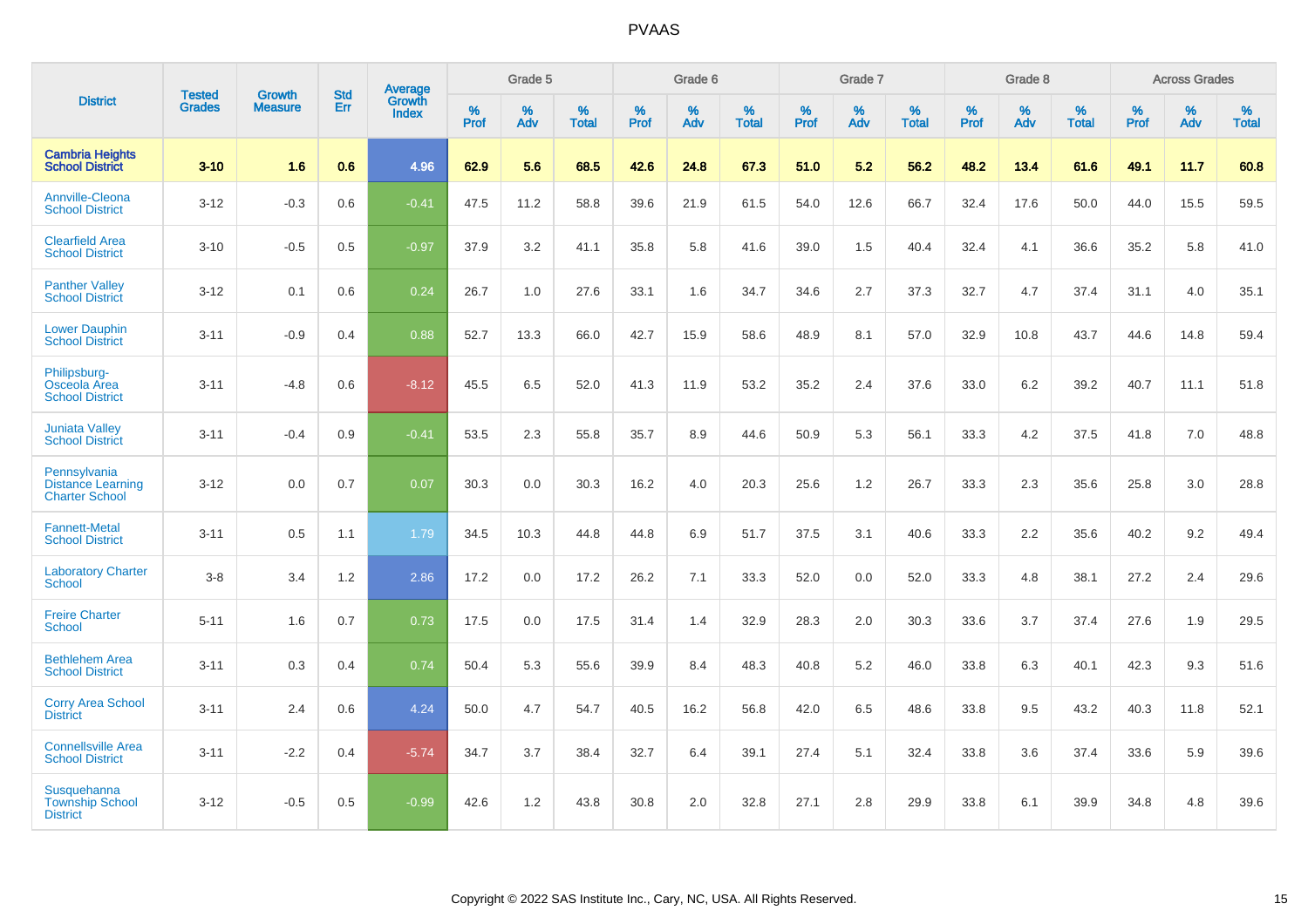| District | Tested Grades | Growth Measure | Std Err | Average Growth Index | Grade 5 | | | Grade 6 | | | Grade 7 | | | Grade 8 | | | Across Grades | | |
|---|---|---|---|---|---|---|---|---|---|---|---|---|---|---|---|---|---|---|---|
| | | | | | % Prof | % Adv | % Total | % Prof | % Adv | % Total | % Prof | % Adv | % Total | % Prof | % Adv | % Total | % Prof | % Adv | % Total |
| **Cambria Heights School District** | **3-10** | **1.6** | **0.6** | **4.96** | **62.9** | **5.6** | **68.5** | **42.6** | **24.8** | **67.3** | **51.0** | **5.2** | **56.2** | **48.2** | **13.4** | **61.6** | **49.1** | **11.7** | **60.8** |
| Annville-Cleona School District | 3-12 | -0.3 | 0.6 | -0.41 | 47.5 | 11.2 | 58.8 | 39.6 | 21.9 | 61.5 | 54.0 | 12.6 | 66.7 | 32.4 | 17.6 | 50.0 | 44.0 | 15.5 | 59.5 |
| Clearfield Area School District | 3-10 | -0.5 | 0.5 | -0.97 | 37.9 | 3.2 | 41.1 | 35.8 | 5.8 | 41.6 | 39.0 | 1.5 | 40.4 | 32.4 | 4.1 | 36.6 | 35.2 | 5.8 | 41.0 |
| Panther Valley School District | 3-12 | 0.1 | 0.6 | 0.24 | 26.7 | 1.0 | 27.6 | 33.1 | 1.6 | 34.7 | 34.6 | 2.7 | 37.3 | 32.7 | 4.7 | 37.4 | 31.1 | 4.0 | 35.1 |
| Lower Dauphin School District | 3-11 | -0.9 | 0.4 | 0.88 | 52.7 | 13.3 | 66.0 | 42.7 | 15.9 | 58.6 | 48.9 | 8.1 | 57.0 | 32.9 | 10.8 | 43.7 | 44.6 | 14.8 | 59.4 |
| Philipsburg-Osceola Area School District | 3-11 | -4.8 | 0.6 | -8.12 | 45.5 | 6.5 | 52.0 | 41.3 | 11.9 | 53.2 | 35.2 | 2.4 | 37.6 | 33.0 | 6.2 | 39.2 | 40.7 | 11.1 | 51.8 |
| Juniata Valley School District | 3-11 | -0.4 | 0.9 | -0.41 | 53.5 | 2.3 | 55.8 | 35.7 | 8.9 | 44.6 | 50.9 | 5.3 | 56.1 | 33.3 | 4.2 | 37.5 | 41.8 | 7.0 | 48.8 |
| Pennsylvania Distance Learning Charter School | 3-12 | 0.0 | 0.7 | 0.07 | 30.3 | 0.0 | 30.3 | 16.2 | 4.0 | 20.3 | 25.6 | 1.2 | 26.7 | 33.3 | 2.3 | 35.6 | 25.8 | 3.0 | 28.8 |
| Fannett-Metal School District | 3-11 | 0.5 | 1.1 | 1.79 | 34.5 | 10.3 | 44.8 | 44.8 | 6.9 | 51.7 | 37.5 | 3.1 | 40.6 | 33.3 | 2.2 | 35.6 | 40.2 | 9.2 | 49.4 |
| Laboratory Charter School | 3-8 | 3.4 | 1.2 | 2.86 | 17.2 | 0.0 | 17.2 | 26.2 | 7.1 | 33.3 | 52.0 | 0.0 | 52.0 | 33.3 | 4.8 | 38.1 | 27.2 | 2.4 | 29.6 |
| Freire Charter School | 5-11 | 1.6 | 0.7 | 0.73 | 17.5 | 0.0 | 17.5 | 31.4 | 1.4 | 32.9 | 28.3 | 2.0 | 30.3 | 33.6 | 3.7 | 37.4 | 27.6 | 1.9 | 29.5 |
| Bethlehem Area School District | 3-11 | 0.3 | 0.4 | 0.74 | 50.4 | 5.3 | 55.6 | 39.9 | 8.4 | 48.3 | 40.8 | 5.2 | 46.0 | 33.8 | 6.3 | 40.1 | 42.3 | 9.3 | 51.6 |
| Corry Area School District | 3-11 | 2.4 | 0.6 | 4.24 | 50.0 | 4.7 | 54.7 | 40.5 | 16.2 | 56.8 | 42.0 | 6.5 | 48.6 | 33.8 | 9.5 | 43.2 | 40.3 | 11.8 | 52.1 |
| Connellsville Area School District | 3-11 | -2.2 | 0.4 | -5.74 | 34.7 | 3.7 | 38.4 | 32.7 | 6.4 | 39.1 | 27.4 | 5.1 | 32.4 | 33.8 | 3.6 | 37.4 | 33.6 | 5.9 | 39.6 |
| Susquehanna Township School District | 3-12 | -0.5 | 0.5 | -0.99 | 42.6 | 1.2 | 43.8 | 30.8 | 2.0 | 32.8 | 27.1 | 2.8 | 29.9 | 33.8 | 6.1 | 39.9 | 34.8 | 4.8 | 39.6 |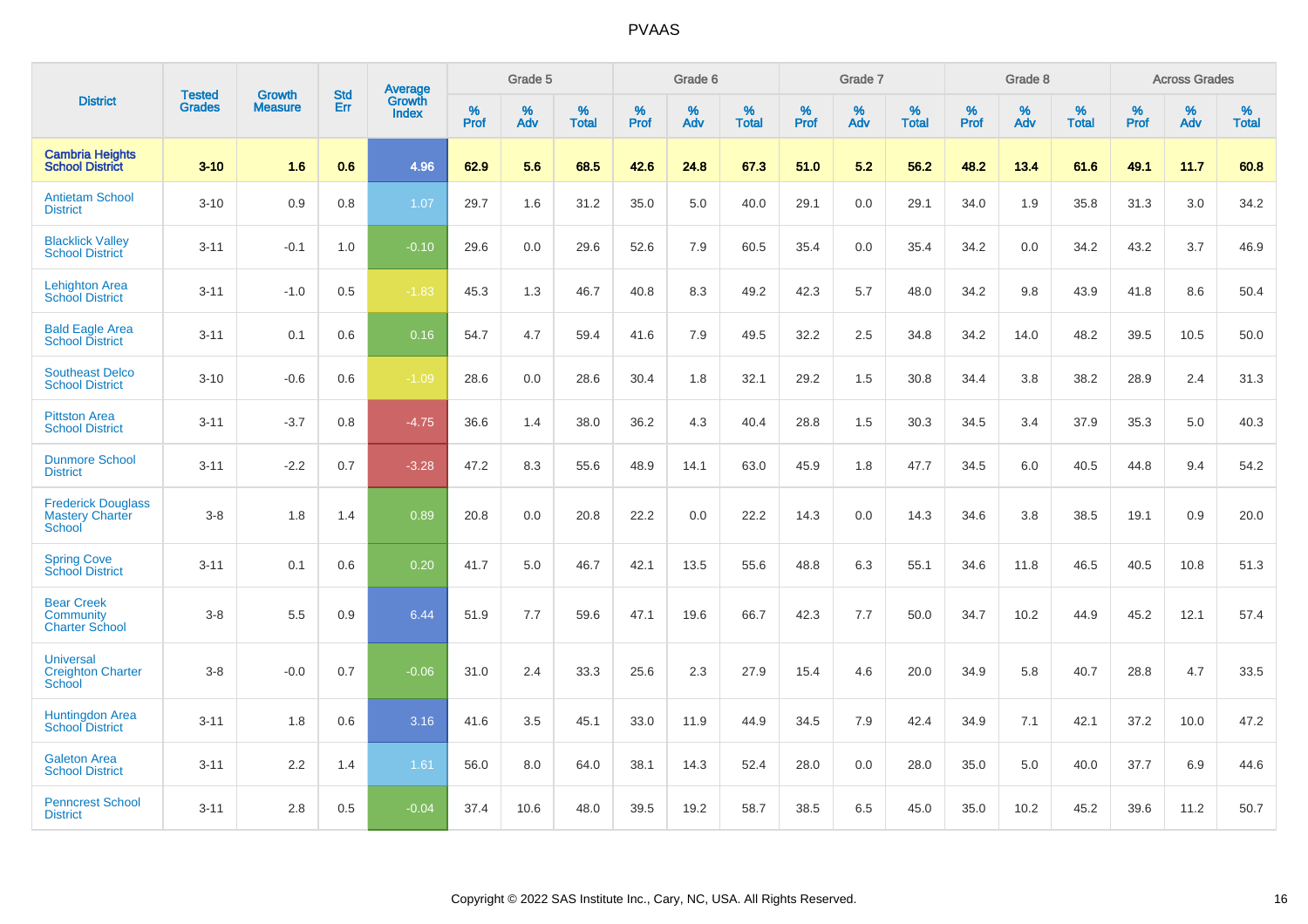# PVAAS

| District | Tested Grades | Growth Measure | Std Err | Average Growth Index | Grade 5 | | | Grade 6 | | | Grade 7 | | | Grade 8 | | | Across Grades | | |
|---|---|---|---|---|---|---|---|---|---|---|---|---|---|---|---|---|---|---|---|
| | | | | | % Prof | % Adv | % Total | % Prof | % Adv | % Total | % Prof | % Adv | % Total | % Prof | % Adv | % Total | % Prof | % Adv | % Total |
| **Cambria Heights School District** | **3-10** | **1.6** | **0.6** | **4.96** | **62.9** | **5.6** | **68.5** | **42.6** | **24.8** | **67.3** | **51.0** | **5.2** | **56.2** | **48.2** | **13.4** | **61.6** | **49.1** | **11.7** | **60.8** |
| Antietam School District | 3-10 | 0.9 | 0.8 | 1.07 | 29.7 | 1.6 | 31.2 | 35.0 | 5.0 | 40.0 | 29.1 | 0.0 | 29.1 | 34.0 | 1.9 | 35.8 | 31.3 | 3.0 | 34.2 |
| Blacklick Valley School District | 3-11 | -0.1 | 1.0 | -0.10 | 29.6 | 0.0 | 29.6 | 52.6 | 7.9 | 60.5 | 35.4 | 0.0 | 35.4 | 34.2 | 0.0 | 34.2 | 43.2 | 3.7 | 46.9 |
| Lehighton Area School District | 3-11 | -1.0 | 0.5 | -1.83 | 45.3 | 1.3 | 46.7 | 40.8 | 8.3 | 49.2 | 42.3 | 5.7 | 48.0 | 34.2 | 9.8 | 43.9 | 41.8 | 8.6 | 50.4 |
| Bald Eagle Area School District | 3-11 | 0.1 | 0.6 | 0.16 | 54.7 | 4.7 | 59.4 | 41.6 | 7.9 | 49.5 | 32.2 | 2.5 | 34.8 | 34.2 | 14.0 | 48.2 | 39.5 | 10.5 | 50.0 |
| Southeast Delco School District | 3-10 | -0.6 | 0.6 | -1.09 | 28.6 | 0.0 | 28.6 | 30.4 | 1.8 | 32.1 | 29.2 | 1.5 | 30.8 | 34.4 | 3.8 | 38.2 | 28.9 | 2.4 | 31.3 |
| Pittston Area School District | 3-11 | -3.7 | 0.8 | -4.75 | 36.6 | 1.4 | 38.0 | 36.2 | 4.3 | 40.4 | 28.8 | 1.5 | 30.3 | 34.5 | 3.4 | 37.9 | 35.3 | 5.0 | 40.3 |
| Dunmore School District | 3-11 | -2.2 | 0.7 | -3.28 | 47.2 | 8.3 | 55.6 | 48.9 | 14.1 | 63.0 | 45.9 | 1.8 | 47.7 | 34.5 | 6.0 | 40.5 | 44.8 | 9.4 | 54.2 |
| Frederick Douglass Mastery Charter School | 3-8 | 1.8 | 1.4 | 0.89 | 20.8 | 0.0 | 20.8 | 22.2 | 0.0 | 22.2 | 14.3 | 0.0 | 14.3 | 34.6 | 3.8 | 38.5 | 19.1 | 0.9 | 20.0 |
| Spring Cove School District | 3-11 | 0.1 | 0.6 | 0.20 | 41.7 | 5.0 | 46.7 | 42.1 | 13.5 | 55.6 | 48.8 | 6.3 | 55.1 | 34.6 | 11.8 | 46.5 | 40.5 | 10.8 | 51.3 |
| Bear Creek Community Charter School | 3-8 | 5.5 | 0.9 | 6.44 | 51.9 | 7.7 | 59.6 | 47.1 | 19.6 | 66.7 | 42.3 | 7.7 | 50.0 | 34.7 | 10.2 | 44.9 | 45.2 | 12.1 | 57.4 |
| Universal Creighton Charter School | 3-8 | -0.0 | 0.7 | -0.06 | 31.0 | 2.4 | 33.3 | 25.6 | 2.3 | 27.9 | 15.4 | 4.6 | 20.0 | 34.9 | 5.8 | 40.7 | 28.8 | 4.7 | 33.5 |
| Huntingdon Area School District | 3-11 | 1.8 | 0.6 | 3.16 | 41.6 | 3.5 | 45.1 | 33.0 | 11.9 | 44.9 | 34.5 | 7.9 | 42.4 | 34.9 | 7.1 | 42.1 | 37.2 | 10.0 | 47.2 |
| Galeton Area School District | 3-11 | 2.2 | 1.4 | 1.61 | 56.0 | 8.0 | 64.0 | 38.1 | 14.3 | 52.4 | 28.0 | 0.0 | 28.0 | 35.0 | 5.0 | 40.0 | 37.7 | 6.9 | 44.6 |
| Penncrest School District | 3-11 | 2.8 | 0.5 | -0.04 | 37.4 | 10.6 | 48.0 | 39.5 | 19.2 | 58.7 | 38.5 | 6.5 | 45.0 | 35.0 | 10.2 | 45.2 | 39.6 | 11.2 | 50.7 |

Copyright © 2022 SAS Institute Inc., Cary, NC, USA. All Rights Reserved.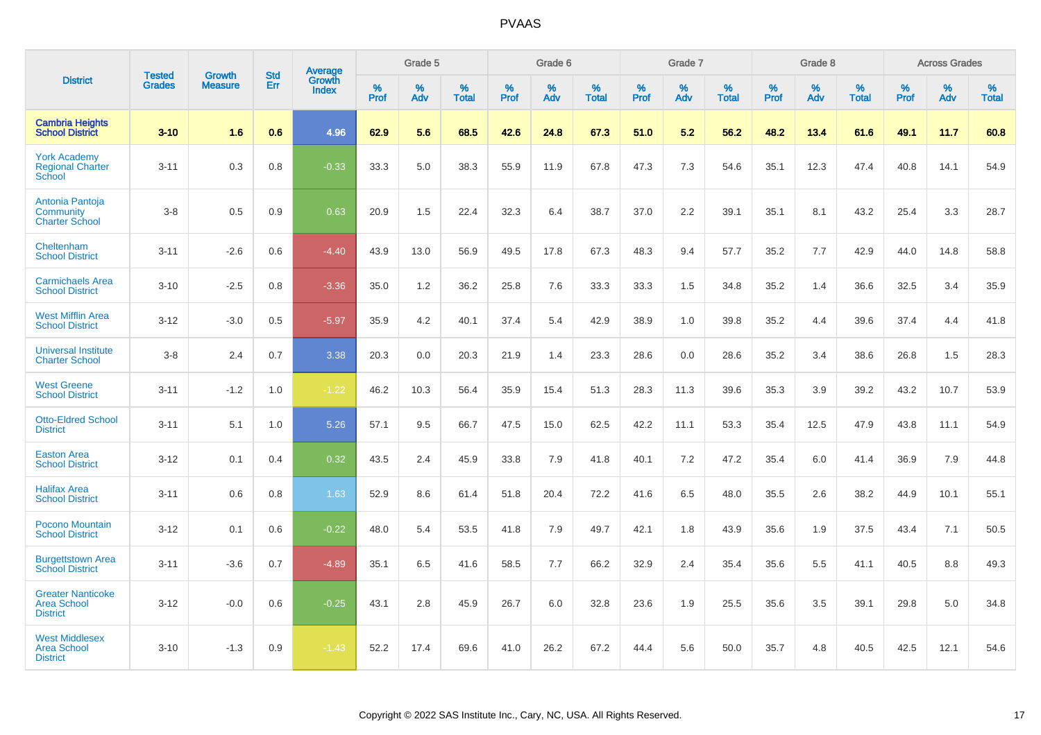| District | Tested Grades | Growth Measure | Std Err | Average Growth Index | Grade 5 | | | Grade 6 | | | Grade 7 | | | Grade 8 | | | Across Grades | | |
|---|---|---|---|---|---|---|---|---|---|---|---|---|---|---|---|---|---|---|---|
| | | | | | % Prof | % Adv | % Total | % Prof | % Adv | % Total | % Prof | % Adv | % Total | % Prof | % Adv | % Total | % Prof | % Adv | % Total |
| **Cambria Heights School District** | **3-10** | **1.6** | **0.6** | **4.96** | **62.9** | **5.6** | **68.5** | **42.6** | **24.8** | **67.3** | **51.0** | **5.2** | **56.2** | **48.2** | **13.4** | **61.6** | **49.1** | **11.7** | **60.8** |
| York Academy Regional Charter School | 3-11 | 0.3 | 0.8 | -0.33 | 33.3 | 5.0 | 38.3 | 55.9 | 11.9 | 67.8 | 47.3 | 7.3 | 54.6 | 35.1 | 12.3 | 47.4 | 40.8 | 14.1 | 54.9 |
| Antonia Pantoja Community Charter School | 3-8 | 0.5 | 0.9 | 0.63 | 20.9 | 1.5 | 22.4 | 32.3 | 6.4 | 38.7 | 37.0 | 2.2 | 39.1 | 35.1 | 8.1 | 43.2 | 25.4 | 3.3 | 28.7 |
| Cheltenham School District | 3-11 | -2.6 | 0.6 | -4.40 | 43.9 | 13.0 | 56.9 | 49.5 | 17.8 | 67.3 | 48.3 | 9.4 | 57.7 | 35.2 | 7.7 | 42.9 | 44.0 | 14.8 | 58.8 |
| Carmichaels Area School District | 3-10 | -2.5 | 0.8 | -3.36 | 35.0 | 1.2 | 36.2 | 25.8 | 7.6 | 33.3 | 33.3 | 1.5 | 34.8 | 35.2 | 1.4 | 36.6 | 32.5 | 3.4 | 35.9 |
| West Mifflin Area School District | 3-12 | -3.0 | 0.5 | -5.97 | 35.9 | 4.2 | 40.1 | 37.4 | 5.4 | 42.9 | 38.9 | 1.0 | 39.8 | 35.2 | 4.4 | 39.6 | 37.4 | 4.4 | 41.8 |
| Universal Institute Charter School | 3-8 | 2.4 | 0.7 | 3.38 | 20.3 | 0.0 | 20.3 | 21.9 | 1.4 | 23.3 | 28.6 | 0.0 | 28.6 | 35.2 | 3.4 | 38.6 | 26.8 | 1.5 | 28.3 |
| West Greene School District | 3-11 | -1.2 | 1.0 | -1.22 | 46.2 | 10.3 | 56.4 | 35.9 | 15.4 | 51.3 | 28.3 | 11.3 | 39.6 | 35.3 | 3.9 | 39.2 | 43.2 | 10.7 | 53.9 |
| Otto-Eldred School District | 3-11 | 5.1 | 1.0 | 5.26 | 57.1 | 9.5 | 66.7 | 47.5 | 15.0 | 62.5 | 42.2 | 11.1 | 53.3 | 35.4 | 12.5 | 47.9 | 43.8 | 11.1 | 54.9 |
| Easton Area School District | 3-12 | 0.1 | 0.4 | 0.32 | 43.5 | 2.4 | 45.9 | 33.8 | 7.9 | 41.8 | 40.1 | 7.2 | 47.2 | 35.4 | 6.0 | 41.4 | 36.9 | 7.9 | 44.8 |
| Halifax Area School District | 3-11 | 0.6 | 0.8 | 1.63 | 52.9 | 8.6 | 61.4 | 51.8 | 20.4 | 72.2 | 41.6 | 6.5 | 48.0 | 35.5 | 2.6 | 38.2 | 44.9 | 10.1 | 55.1 |
| Pocono Mountain School District | 3-12 | 0.1 | 0.6 | -0.22 | 48.0 | 5.4 | 53.5 | 41.8 | 7.9 | 49.7 | 42.1 | 1.8 | 43.9 | 35.6 | 1.9 | 37.5 | 43.4 | 7.1 | 50.5 |
| Burgettstown Area School District | 3-11 | -3.6 | 0.7 | -4.89 | 35.1 | 6.5 | 41.6 | 58.5 | 7.7 | 66.2 | 32.9 | 2.4 | 35.4 | 35.6 | 5.5 | 41.1 | 40.5 | 8.8 | 49.3 |
| Greater Nanticoke Area School District | 3-12 | -0.0 | 0.6 | -0.25 | 43.1 | 2.8 | 45.9 | 26.7 | 6.0 | 32.8 | 23.6 | 1.9 | 25.5 | 35.6 | 3.5 | 39.1 | 29.8 | 5.0 | 34.8 |
| West Middlesex Area School District | 3-10 | -1.3 | 0.9 | -1.43 | 52.2 | 17.4 | 69.6 | 41.0 | 26.2 | 67.2 | 44.4 | 5.6 | 50.0 | 35.7 | 4.8 | 40.5 | 42.5 | 12.1 | 54.6 |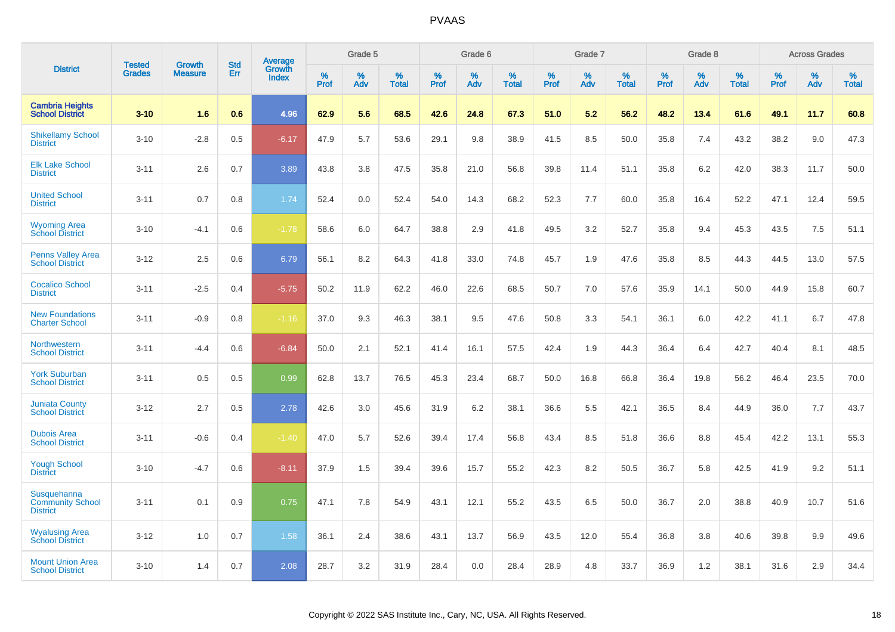| District | Tested Grades | Growth Measure | Std Err | Average Growth Index | Grade 5 | | | Grade 6 | | | Grade 7 | | | Grade 8 | | | Across Grades | | |
|---|---|---|---|---|---|---|---|---|---|---|---|---|---|---|---|---|---|---|---|
| | | | | | % Prof | % Adv | % Total | % Prof | % Adv | % Total | % Prof | % Adv | % Total | % Prof | % Adv | % Total | % Prof | % Adv | % Total |
| **Cambria Heights School District** | **3-10** | **1.6** | **0.6** | **4.96** | **62.9** | **5.6** | **68.5** | **42.6** | **24.8** | **67.3** | **51.0** | **5.2** | **56.2** | **48.2** | **13.4** | **61.6** | **49.1** | **11.7** | **60.8** |
| Shikellamy School District | 3-10 | -2.8 | 0.5 | -6.17 | 47.9 | 5.7 | 53.6 | 29.1 | 9.8 | 38.9 | 41.5 | 8.5 | 50.0 | 35.8 | 7.4 | 43.2 | 38.2 | 9.0 | 47.3 |
| Elk Lake School District | 3-11 | 2.6 | 0.7 | 3.89 | 43.8 | 3.8 | 47.5 | 35.8 | 21.0 | 56.8 | 39.8 | 11.4 | 51.1 | 35.8 | 6.2 | 42.0 | 38.3 | 11.7 | 50.0 |
| United School District | 3-11 | 0.7 | 0.8 | 1.74 | 52.4 | 0.0 | 52.4 | 54.0 | 14.3 | 68.2 | 52.3 | 7.7 | 60.0 | 35.8 | 16.4 | 52.2 | 47.1 | 12.4 | 59.5 |
| Wyoming Area School District | 3-10 | -4.1 | 0.6 | -1.78 | 58.6 | 6.0 | 64.7 | 38.8 | 2.9 | 41.8 | 49.5 | 3.2 | 52.7 | 35.8 | 9.4 | 45.3 | 43.5 | 7.5 | 51.1 |
| Penns Valley Area School District | 3-12 | 2.5 | 0.6 | 6.79 | 56.1 | 8.2 | 64.3 | 41.8 | 33.0 | 74.8 | 45.7 | 1.9 | 47.6 | 35.8 | 8.5 | 44.3 | 44.5 | 13.0 | 57.5 |
| Cocalico School District | 3-11 | -2.5 | 0.4 | -5.75 | 50.2 | 11.9 | 62.2 | 46.0 | 22.6 | 68.5 | 50.7 | 7.0 | 57.6 | 35.9 | 14.1 | 50.0 | 44.9 | 15.8 | 60.7 |
| New Foundations Charter School | 3-11 | -0.9 | 0.8 | -1.16 | 37.0 | 9.3 | 46.3 | 38.1 | 9.5 | 47.6 | 50.8 | 3.3 | 54.1 | 36.1 | 6.0 | 42.2 | 41.1 | 6.7 | 47.8 |
| Northwestern School District | 3-11 | -4.4 | 0.6 | -6.84 | 50.0 | 2.1 | 52.1 | 41.4 | 16.1 | 57.5 | 42.4 | 1.9 | 44.3 | 36.4 | 6.4 | 42.7 | 40.4 | 8.1 | 48.5 |
| York Suburban School District | 3-11 | 0.5 | 0.5 | 0.99 | 62.8 | 13.7 | 76.5 | 45.3 | 23.4 | 68.7 | 50.0 | 16.8 | 66.8 | 36.4 | 19.8 | 56.2 | 46.4 | 23.5 | 70.0 |
| Juniata County School District | 3-12 | 2.7 | 0.5 | 2.78 | 42.6 | 3.0 | 45.6 | 31.9 | 6.2 | 38.1 | 36.6 | 5.5 | 42.1 | 36.5 | 8.4 | 44.9 | 36.0 | 7.7 | 43.7 |
| Dubois Area School District | 3-11 | -0.6 | 0.4 | -1.40 | 47.0 | 5.7 | 52.6 | 39.4 | 17.4 | 56.8 | 43.4 | 8.5 | 51.8 | 36.6 | 8.8 | 45.4 | 42.2 | 13.1 | 55.3 |
| Yough School District | 3-10 | -4.7 | 0.6 | -8.11 | 37.9 | 1.5 | 39.4 | 39.6 | 15.7 | 55.2 | 42.3 | 8.2 | 50.5 | 36.7 | 5.8 | 42.5 | 41.9 | 9.2 | 51.1 |
| Susquehanna Community School District | 3-11 | 0.1 | 0.9 | 0.75 | 47.1 | 7.8 | 54.9 | 43.1 | 12.1 | 55.2 | 43.5 | 6.5 | 50.0 | 36.7 | 2.0 | 38.8 | 40.9 | 10.7 | 51.6 |
| Wyalusing Area School District | 3-12 | 1.0 | 0.7 | 1.58 | 36.1 | 2.4 | 38.6 | 43.1 | 13.7 | 56.9 | 43.5 | 12.0 | 55.4 | 36.8 | 3.8 | 40.6 | 39.8 | 9.9 | 49.6 |
| Mount Union Area School District | 3-10 | 1.4 | 0.7 | 2.08 | 28.7 | 3.2 | 31.9 | 28.4 | 0.0 | 28.4 | 28.9 | 4.8 | 33.7 | 36.9 | 1.2 | 38.1 | 31.6 | 2.9 | 34.4 |

Copyright © 2022 SAS Institute Inc., Cary, NC, USA. All Rights Reserved.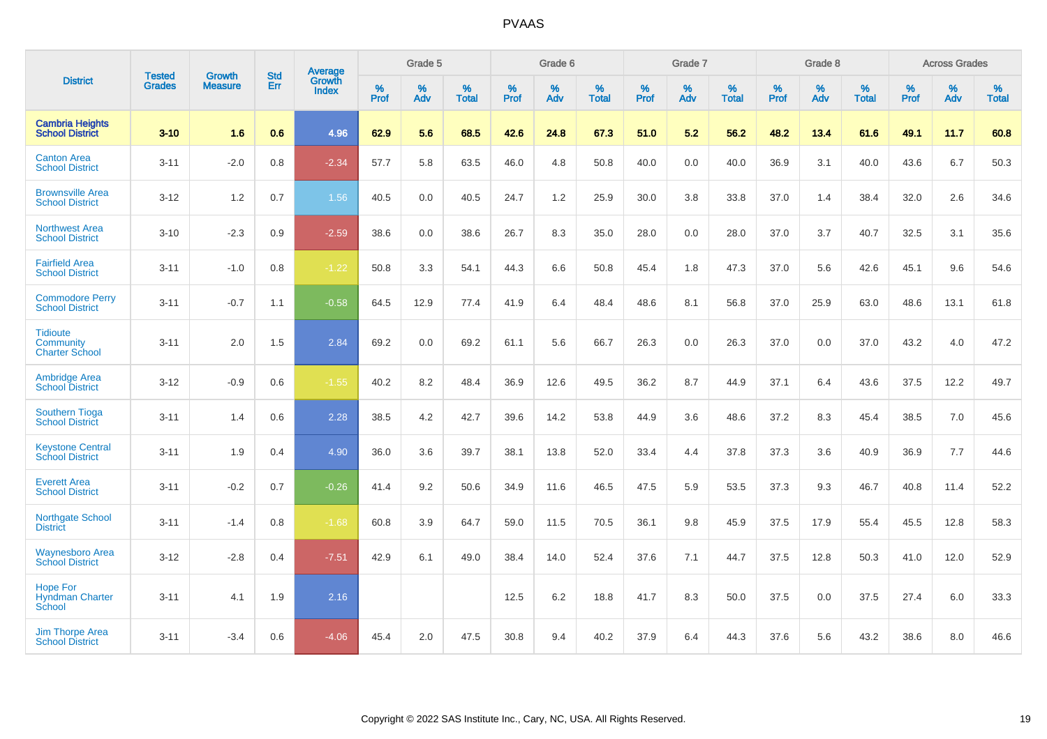| District | Tested Grades | Growth Measure | Std Err | Average Growth Index | Grade 5 | | | Grade 6 | | | Grade 7 | | | Grade 8 | | | Across Grades | | |
|---|---|---|---|---|---|---|---|---|---|---|---|---|---|---|---|---|---|---|---|
| | | | | | % Prof | % Adv | % Total | % Prof | % Adv | % Total | % Prof | % Adv | % Total | % Prof | % Adv | % Total | % Prof | % Adv | % Total |
| **Cambria Heights School District** | **3-10** | **1.6** | **0.6** | **4.96** | **62.9** | **5.6** | **68.5** | **42.6** | **24.8** | **67.3** | **51.0** | **5.2** | **56.2** | **48.2** | **13.4** | **61.6** | **49.1** | **11.7** | **60.8** |
| Canton Area School District | 3-11 | -2.0 | 0.8 | -2.34 | 57.7 | 5.8 | 63.5 | 46.0 | 4.8 | 50.8 | 40.0 | 0.0 | 40.0 | 36.9 | 3.1 | 40.0 | 43.6 | 6.7 | 50.3 |
| Brownsville Area School District | 3-12 | 1.2 | 0.7 | 1.56 | 40.5 | 0.0 | 40.5 | 24.7 | 1.2 | 25.9 | 30.0 | 3.8 | 33.8 | 37.0 | 1.4 | 38.4 | 32.0 | 2.6 | 34.6 |
| Northwest Area School District | 3-10 | -2.3 | 0.9 | -2.59 | 38.6 | 0.0 | 38.6 | 26.7 | 8.3 | 35.0 | 28.0 | 0.0 | 28.0 | 37.0 | 3.7 | 40.7 | 32.5 | 3.1 | 35.6 |
| Fairfield Area School District | 3-11 | -1.0 | 0.8 | -1.22 | 50.8 | 3.3 | 54.1 | 44.3 | 6.6 | 50.8 | 45.4 | 1.8 | 47.3 | 37.0 | 5.6 | 42.6 | 45.1 | 9.6 | 54.6 |
| Commodore Perry School District | 3-11 | -0.7 | 1.1 | -0.58 | 64.5 | 12.9 | 77.4 | 41.9 | 6.4 | 48.4 | 48.6 | 8.1 | 56.8 | 37.0 | 25.9 | 63.0 | 48.6 | 13.1 | 61.8 |
| Tidioute Community Charter School | 3-11 | 2.0 | 1.5 | 2.84 | 69.2 | 0.0 | 69.2 | 61.1 | 5.6 | 66.7 | 26.3 | 0.0 | 26.3 | 37.0 | 0.0 | 37.0 | 43.2 | 4.0 | 47.2 |
| Ambridge Area School District | 3-12 | -0.9 | 0.6 | -1.55 | 40.2 | 8.2 | 48.4 | 36.9 | 12.6 | 49.5 | 36.2 | 8.7 | 44.9 | 37.1 | 6.4 | 43.6 | 37.5 | 12.2 | 49.7 |
| Southern Tioga School District | 3-11 | 1.4 | 0.6 | 2.28 | 38.5 | 4.2 | 42.7 | 39.6 | 14.2 | 53.8 | 44.9 | 3.6 | 48.6 | 37.2 | 8.3 | 45.4 | 38.5 | 7.0 | 45.6 |
| Keystone Central School District | 3-11 | 1.9 | 0.4 | 4.90 | 36.0 | 3.6 | 39.7 | 38.1 | 13.8 | 52.0 | 33.4 | 4.4 | 37.8 | 37.3 | 3.6 | 40.9 | 36.9 | 7.7 | 44.6 |
| Everett Area School District | 3-11 | -0.2 | 0.7 | -0.26 | 41.4 | 9.2 | 50.6 | 34.9 | 11.6 | 46.5 | 47.5 | 5.9 | 53.5 | 37.3 | 9.3 | 46.7 | 40.8 | 11.4 | 52.2 |
| Northgate School District | 3-11 | -1.4 | 0.8 | -1.68 | 60.8 | 3.9 | 64.7 | 59.0 | 11.5 | 70.5 | 36.1 | 9.8 | 45.9 | 37.5 | 17.9 | 55.4 | 45.5 | 12.8 | 58.3 |
| Waynesboro Area School District | 3-12 | -2.8 | 0.4 | -7.51 | 42.9 | 6.1 | 49.0 | 38.4 | 14.0 | 52.4 | 37.6 | 7.1 | 44.7 | 37.5 | 12.8 | 50.3 | 41.0 | 12.0 | 52.9 |
| Hope For Hyndman Charter School | 3-11 | 4.1 | 1.9 | 2.16 | | | | 12.5 | 6.2 | 18.8 | 41.7 | 8.3 | 50.0 | 37.5 | 0.0 | 37.5 | 27.4 | 6.0 | 33.3 |
| Jim Thorpe Area School District | 3-11 | -3.4 | 0.6 | -4.06 | 45.4 | 2.0 | 47.5 | 30.8 | 9.4 | 40.2 | 37.9 | 6.4 | 44.3 | 37.6 | 5.6 | 43.2 | 38.6 | 8.0 | 46.6 |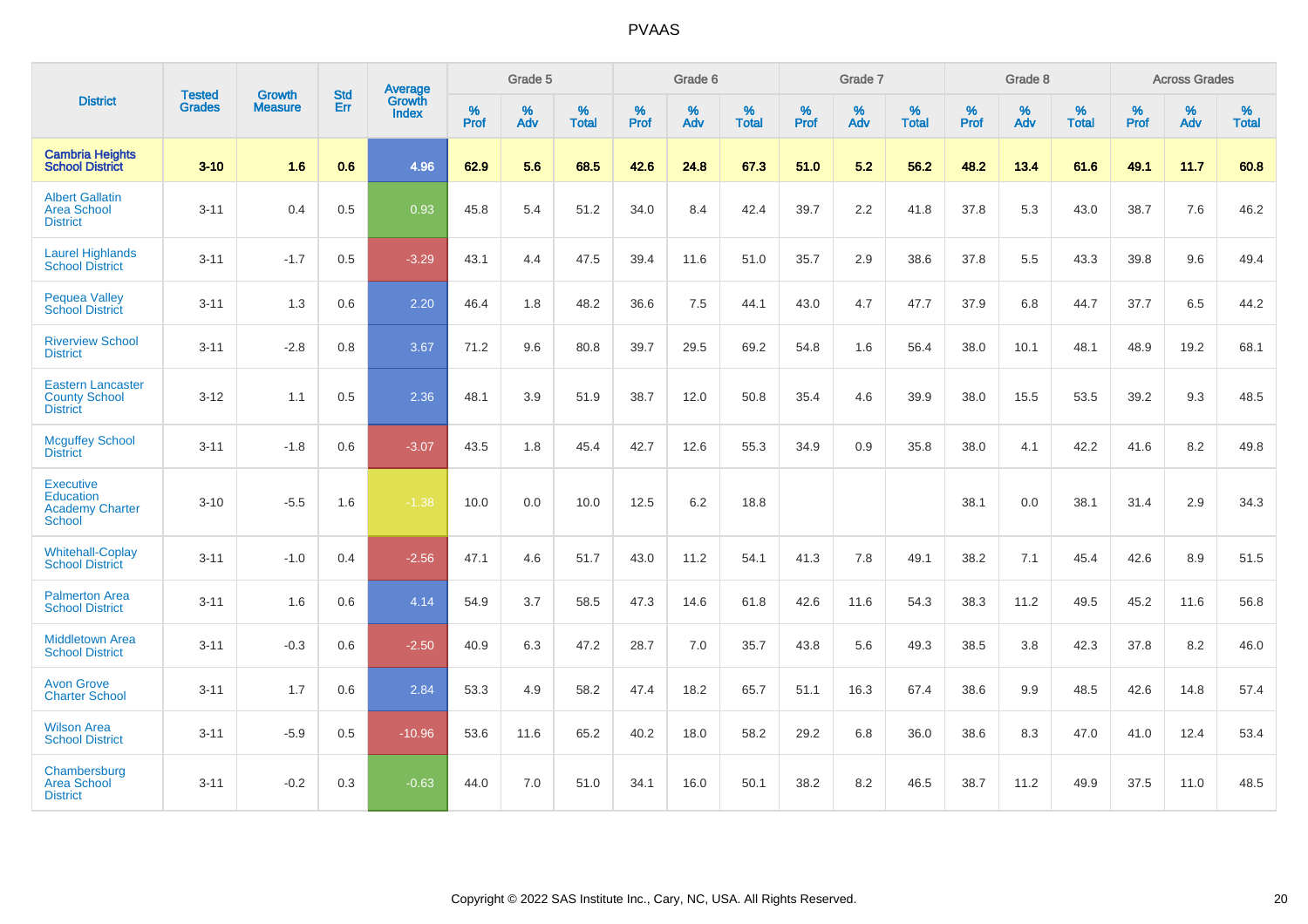| District | Tested Grades | Growth Measure | Std Err | Average Growth Index | Grade 5 | | | Grade 6 | | | Grade 7 | | | Grade 8 | | | Across Grades | | |
|---|---|---|---|---|---|---|---|---|---|---|---|---|---|---|---|---|---|---|---|
| | | | | | % Prof | % Adv | % Total | % Prof | % Adv | % Total | % Prof | % Adv | % Total | % Prof | % Adv | % Total | % Prof | % Adv | % Total |
| **Cambria Heights School District** | **3-10** | **1.6** | **0.6** | **4.96** | **62.9** | **5.6** | **68.5** | **42.6** | **24.8** | **67.3** | **51.0** | **5.2** | **56.2** | **48.2** | **13.4** | **61.6** | **49.1** | **11.7** | **60.8** |
| Albert Gallatin Area School District | 3-11 | 0.4 | 0.5 | 0.93 | 45.8 | 5.4 | 51.2 | 34.0 | 8.4 | 42.4 | 39.7 | 2.2 | 41.8 | 37.8 | 5.3 | 43.0 | 38.7 | 7.6 | 46.2 |
| Laurel Highlands School District | 3-11 | -1.7 | 0.5 | -3.29 | 43.1 | 4.4 | 47.5 | 39.4 | 11.6 | 51.0 | 35.7 | 2.9 | 38.6 | 37.8 | 5.5 | 43.3 | 39.8 | 9.6 | 49.4 |
| Pequea Valley School District | 3-11 | 1.3 | 0.6 | 2.20 | 46.4 | 1.8 | 48.2 | 36.6 | 7.5 | 44.1 | 43.0 | 4.7 | 47.7 | 37.9 | 6.8 | 44.7 | 37.7 | 6.5 | 44.2 |
| Riverview School District | 3-11 | -2.8 | 0.8 | 3.67 | 71.2 | 9.6 | 80.8 | 39.7 | 29.5 | 69.2 | 54.8 | 1.6 | 56.4 | 38.0 | 10.1 | 48.1 | 48.9 | 19.2 | 68.1 |
| Eastern Lancaster County School District | 3-12 | 1.1 | 0.5 | 2.36 | 48.1 | 3.9 | 51.9 | 38.7 | 12.0 | 50.8 | 35.4 | 4.6 | 39.9 | 38.0 | 15.5 | 53.5 | 39.2 | 9.3 | 48.5 |
| Mcguffey School District | 3-11 | -1.8 | 0.6 | -3.07 | 43.5 | 1.8 | 45.4 | 42.7 | 12.6 | 55.3 | 34.9 | 0.9 | 35.8 | 38.0 | 4.1 | 42.2 | 41.6 | 8.2 | 49.8 |
| Executive Education Academy Charter School | 3-10 | -5.5 | 1.6 | -1.38 | 10.0 | 0.0 | 10.0 | 12.5 | 6.2 | 18.8 | | | | 38.1 | 0.0 | 38.1 | 31.4 | 2.9 | 34.3 |
| Whitehall-Coplay School District | 3-11 | -1.0 | 0.4 | -2.56 | 47.1 | 4.6 | 51.7 | 43.0 | 11.2 | 54.1 | 41.3 | 7.8 | 49.1 | 38.2 | 7.1 | 45.4 | 42.6 | 8.9 | 51.5 |
| Palmerton Area School District | 3-11 | 1.6 | 0.6 | 4.14 | 54.9 | 3.7 | 58.5 | 47.3 | 14.6 | 61.8 | 42.6 | 11.6 | 54.3 | 38.3 | 11.2 | 49.5 | 45.2 | 11.6 | 56.8 |
| Middletown Area School District | 3-11 | -0.3 | 0.6 | -2.50 | 40.9 | 6.3 | 47.2 | 28.7 | 7.0 | 35.7 | 43.8 | 5.6 | 49.3 | 38.5 | 3.8 | 42.3 | 37.8 | 8.2 | 46.0 |
| Avon Grove Charter School | 3-11 | 1.7 | 0.6 | 2.84 | 53.3 | 4.9 | 58.2 | 47.4 | 18.2 | 65.7 | 51.1 | 16.3 | 67.4 | 38.6 | 9.9 | 48.5 | 42.6 | 14.8 | 57.4 |
| Wilson Area School District | 3-11 | -5.9 | 0.5 | -10.96 | 53.6 | 11.6 | 65.2 | 40.2 | 18.0 | 58.2 | 29.2 | 6.8 | 36.0 | 38.6 | 8.3 | 47.0 | 41.0 | 12.4 | 53.4 |
| Chambersburg Area School District | 3-11 | -0.2 | 0.3 | -0.63 | 44.0 | 7.0 | 51.0 | 34.1 | 16.0 | 50.1 | 38.2 | 8.2 | 46.5 | 38.7 | 11.2 | 49.9 | 37.5 | 11.0 | 48.5 |

Copyright © 2022 SAS Institute Inc., Cary, NC, USA. All Rights Reserved.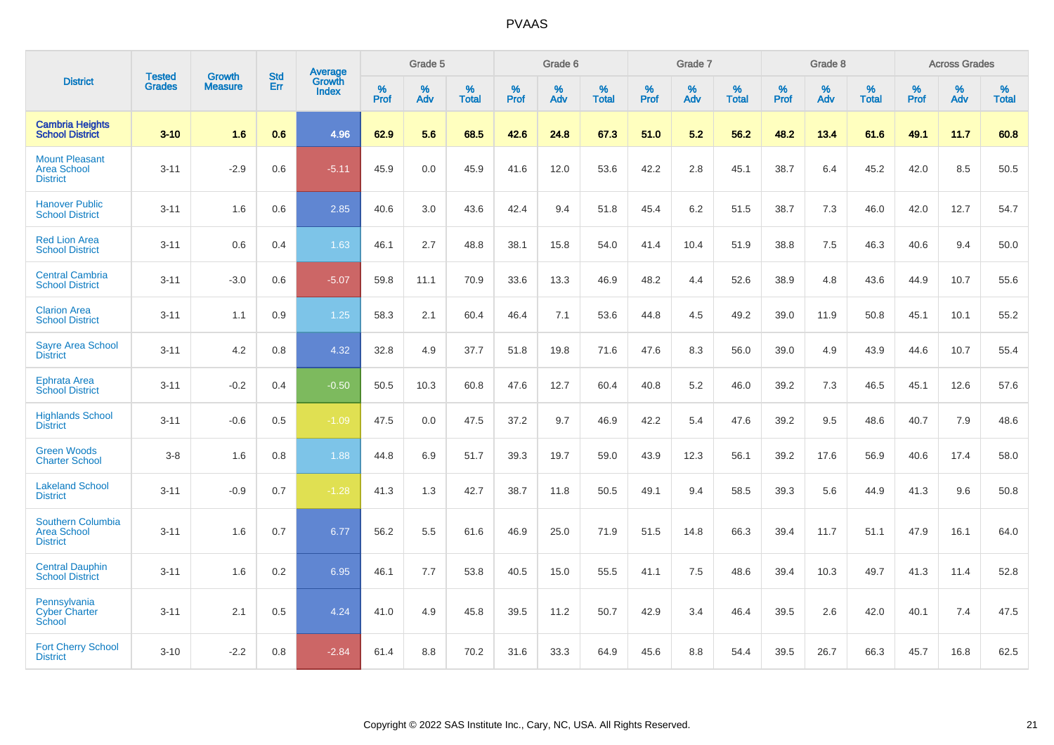# PVAAS

| District | Tested Grades | Growth Measure | Std Err | Average Growth Index | Grade 5 | | | Grade 6 | | | Grade 7 | | | Grade 8 | | | Across Grades | | |
|---|---|---|---|---|---|---|---|---|---|---|---|---|---|---|---|---|---|---|---|
| | | | | | % Prof | % Adv | % Total | % Prof | % Adv | % Total | % Prof | % Adv | % Total | % Prof | % Adv | % Total | % Prof | % Adv | % Total |
| **Cambria Heights School District** | **3-10** | **1.6** | **0.6** | **4.96** | **62.9** | **5.6** | **68.5** | **42.6** | **24.8** | **67.3** | **51.0** | **5.2** | **56.2** | **48.2** | **13.4** | **61.6** | **49.1** | **11.7** | **60.8** |
| Mount Pleasant Area School District | 3-11 | -2.9 | 0.6 | -5.11 | 45.9 | 0.0 | 45.9 | 41.6 | 12.0 | 53.6 | 42.2 | 2.8 | 45.1 | 38.7 | 6.4 | 45.2 | 42.0 | 8.5 | 50.5 |
| Hanover Public School District | 3-11 | 1.6 | 0.6 | 2.85 | 40.6 | 3.0 | 43.6 | 42.4 | 9.4 | 51.8 | 45.4 | 6.2 | 51.5 | 38.7 | 7.3 | 46.0 | 42.0 | 12.7 | 54.7 |
| Red Lion Area School District | 3-11 | 0.6 | 0.4 | 1.63 | 46.1 | 2.7 | 48.8 | 38.1 | 15.8 | 54.0 | 41.4 | 10.4 | 51.9 | 38.8 | 7.5 | 46.3 | 40.6 | 9.4 | 50.0 |
| Central Cambria School District | 3-11 | -3.0 | 0.6 | -5.07 | 59.8 | 11.1 | 70.9 | 33.6 | 13.3 | 46.9 | 48.2 | 4.4 | 52.6 | 38.9 | 4.8 | 43.6 | 44.9 | 10.7 | 55.6 |
| Clarion Area School District | 3-11 | 1.1 | 0.9 | 1.25 | 58.3 | 2.1 | 60.4 | 46.4 | 7.1 | 53.6 | 44.8 | 4.5 | 49.2 | 39.0 | 11.9 | 50.8 | 45.1 | 10.1 | 55.2 |
| Sayre Area School District | 3-11 | 4.2 | 0.8 | 4.32 | 32.8 | 4.9 | 37.7 | 51.8 | 19.8 | 71.6 | 47.6 | 8.3 | 56.0 | 39.0 | 4.9 | 43.9 | 44.6 | 10.7 | 55.4 |
| Ephrata Area School District | 3-11 | -0.2 | 0.4 | -0.50 | 50.5 | 10.3 | 60.8 | 47.6 | 12.7 | 60.4 | 40.8 | 5.2 | 46.0 | 39.2 | 7.3 | 46.5 | 45.1 | 12.6 | 57.6 |
| Highlands School District | 3-11 | -0.6 | 0.5 | -1.09 | 47.5 | 0.0 | 47.5 | 37.2 | 9.7 | 46.9 | 42.2 | 5.4 | 47.6 | 39.2 | 9.5 | 48.6 | 40.7 | 7.9 | 48.6 |
| Green Woods Charter School | 3-8 | 1.6 | 0.8 | 1.88 | 44.8 | 6.9 | 51.7 | 39.3 | 19.7 | 59.0 | 43.9 | 12.3 | 56.1 | 39.2 | 17.6 | 56.9 | 40.6 | 17.4 | 58.0 |
| Lakeland School District | 3-11 | -0.9 | 0.7 | -1.28 | 41.3 | 1.3 | 42.7 | 38.7 | 11.8 | 50.5 | 49.1 | 9.4 | 58.5 | 39.3 | 5.6 | 44.9 | 41.3 | 9.6 | 50.8 |
| Southern Columbia Area School District | 3-11 | 1.6 | 0.7 | 6.77 | 56.2 | 5.5 | 61.6 | 46.9 | 25.0 | 71.9 | 51.5 | 14.8 | 66.3 | 39.4 | 11.7 | 51.1 | 47.9 | 16.1 | 64.0 |
| Central Dauphin School District | 3-11 | 1.6 | 0.2 | 6.95 | 46.1 | 7.7 | 53.8 | 40.5 | 15.0 | 55.5 | 41.1 | 7.5 | 48.6 | 39.4 | 10.3 | 49.7 | 41.3 | 11.4 | 52.8 |
| Pennsylvania Cyber Charter School | 3-11 | 2.1 | 0.5 | 4.24 | 41.0 | 4.9 | 45.8 | 39.5 | 11.2 | 50.7 | 42.9 | 3.4 | 46.4 | 39.5 | 2.6 | 42.0 | 40.1 | 7.4 | 47.5 |
| Fort Cherry School District | 3-10 | -2.2 | 0.8 | -2.84 | 61.4 | 8.8 | 70.2 | 31.6 | 33.3 | 64.9 | 45.6 | 8.8 | 54.4 | 39.5 | 26.7 | 66.3 | 45.7 | 16.8 | 62.5 |

Copyright © 2022 SAS Institute Inc., Cary, NC, USA. All Rights Reserved.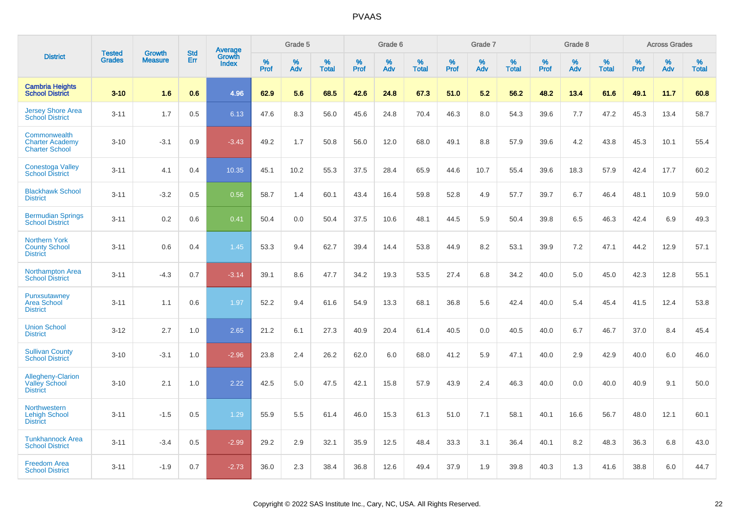| District | Tested Grades | Growth Measure | Std Err | Average Growth Index | Grade 5 | | | Grade 6 | | | Grade 7 | | | Grade 8 | | | Across Grades | | |
|---|---|---|---|---|---|---|---|---|---|---|---|---|---|---|---|---|---|---|---|
| | | | | | % Prof | % Adv | % Total | % Prof | % Adv | % Total | % Prof | % Adv | % Total | % Prof | % Adv | % Total | % Prof | % Adv | % Total |
| **Cambria Heights School District** | **3-10** | **1.6** | **0.6** | **4.96** | **62.9** | **5.6** | **68.5** | **42.6** | **24.8** | **67.3** | **51.0** | **5.2** | **56.2** | **48.2** | **13.4** | **61.6** | **49.1** | **11.7** | **60.8** |
| Jersey Shore Area School District | 3-11 | 1.7 | 0.5 | 6.13 | 47.6 | 8.3 | 56.0 | 45.6 | 24.8 | 70.4 | 46.3 | 8.0 | 54.3 | 39.6 | 7.7 | 47.2 | 45.3 | 13.4 | 58.7 |
| Commonwealth Charter Academy Charter School | 3-10 | -3.1 | 0.9 | -3.43 | 49.2 | 1.7 | 50.8 | 56.0 | 12.0 | 68.0 | 49.1 | 8.8 | 57.9 | 39.6 | 4.2 | 43.8 | 45.3 | 10.1 | 55.4 |
| Conestoga Valley School District | 3-11 | 4.1 | 0.4 | 10.35 | 45.1 | 10.2 | 55.3 | 37.5 | 28.4 | 65.9 | 44.6 | 10.7 | 55.4 | 39.6 | 18.3 | 57.9 | 42.4 | 17.7 | 60.2 |
| Blackhawk School District | 3-11 | -3.2 | 0.5 | 0.56 | 58.7 | 1.4 | 60.1 | 43.4 | 16.4 | 59.8 | 52.8 | 4.9 | 57.7 | 39.7 | 6.7 | 46.4 | 48.1 | 10.9 | 59.0 |
| Bermudian Springs School District | 3-11 | 0.2 | 0.6 | 0.41 | 50.4 | 0.0 | 50.4 | 37.5 | 10.6 | 48.1 | 44.5 | 5.9 | 50.4 | 39.8 | 6.5 | 46.3 | 42.4 | 6.9 | 49.3 |
| Northern York County School District | 3-11 | 0.6 | 0.4 | 1.45 | 53.3 | 9.4 | 62.7 | 39.4 | 14.4 | 53.8 | 44.9 | 8.2 | 53.1 | 39.9 | 7.2 | 47.1 | 44.2 | 12.9 | 57.1 |
| Northampton Area School District | 3-11 | -4.3 | 0.7 | -3.14 | 39.1 | 8.6 | 47.7 | 34.2 | 19.3 | 53.5 | 27.4 | 6.8 | 34.2 | 40.0 | 5.0 | 45.0 | 42.3 | 12.8 | 55.1 |
| Punxsutawney Area School District | 3-11 | 1.1 | 0.6 | 1.97 | 52.2 | 9.4 | 61.6 | 54.9 | 13.3 | 68.1 | 36.8 | 5.6 | 42.4 | 40.0 | 5.4 | 45.4 | 41.5 | 12.4 | 53.8 |
| Union School District | 3-12 | 2.7 | 1.0 | 2.65 | 21.2 | 6.1 | 27.3 | 40.9 | 20.4 | 61.4 | 40.5 | 0.0 | 40.5 | 40.0 | 6.7 | 46.7 | 37.0 | 8.4 | 45.4 |
| Sullivan County School District | 3-10 | -3.1 | 1.0 | -2.96 | 23.8 | 2.4 | 26.2 | 62.0 | 6.0 | 68.0 | 41.2 | 5.9 | 47.1 | 40.0 | 2.9 | 42.9 | 40.0 | 6.0 | 46.0 |
| Allegheny-Clarion Valley School District | 3-10 | 2.1 | 1.0 | 2.22 | 42.5 | 5.0 | 47.5 | 42.1 | 15.8 | 57.9 | 43.9 | 2.4 | 46.3 | 40.0 | 0.0 | 40.0 | 40.9 | 9.1 | 50.0 |
| Northwestern Lehigh School District | 3-11 | -1.5 | 0.5 | 1.29 | 55.9 | 5.5 | 61.4 | 46.0 | 15.3 | 61.3 | 51.0 | 7.1 | 58.1 | 40.1 | 16.6 | 56.7 | 48.0 | 12.1 | 60.1 |
| Tunkhannock Area School District | 3-11 | -3.4 | 0.5 | -2.99 | 29.2 | 2.9 | 32.1 | 35.9 | 12.5 | 48.4 | 33.3 | 3.1 | 36.4 | 40.1 | 8.2 | 48.3 | 36.3 | 6.8 | 43.0 |
| Freedom Area School District | 3-11 | -1.9 | 0.7 | -2.73 | 36.0 | 2.3 | 38.4 | 36.8 | 12.6 | 49.4 | 37.9 | 1.9 | 39.8 | 40.3 | 1.3 | 41.6 | 38.8 | 6.0 | 44.7 |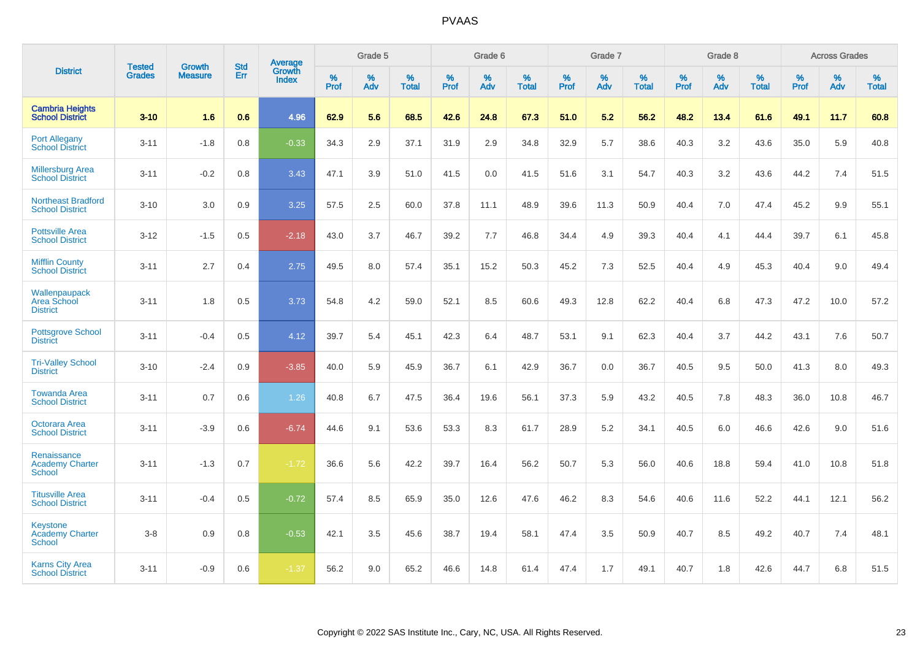| District | Tested Grades | Growth Measure | Std Err | Average Growth Index | Grade 5 | | | Grade 6 | | | Grade 7 | | | Grade 8 | | | Across Grades | | |
|---|---|---|---|---|---|---|---|---|---|---|---|---|---|---|---|---|---|---|---|
| | | | | | % Prof | % Adv | % Total | % Prof | % Adv | % Total | % Prof | % Adv | % Total | % Prof | % Adv | % Total | % Prof | % Adv | % Total |
| **Cambria Heights School District** | **3-10** | **1.6** | **0.6** | **4.96** | **62.9** | **5.6** | **68.5** | **42.6** | **24.8** | **67.3** | **51.0** | **5.2** | **56.2** | **48.2** | **13.4** | **61.6** | **49.1** | **11.7** | **60.8** |
| Port Allegany School District | 3-11 | -1.8 | 0.8 | -0.33 | 34.3 | 2.9 | 37.1 | 31.9 | 2.9 | 34.8 | 32.9 | 5.7 | 38.6 | 40.3 | 3.2 | 43.6 | 35.0 | 5.9 | 40.8 |
| Millersburg Area School District | 3-11 | -0.2 | 0.8 | 3.43 | 47.1 | 3.9 | 51.0 | 41.5 | 0.0 | 41.5 | 51.6 | 3.1 | 54.7 | 40.3 | 3.2 | 43.6 | 44.2 | 7.4 | 51.5 |
| Northeast Bradford School District | 3-10 | 3.0 | 0.9 | 3.25 | 57.5 | 2.5 | 60.0 | 37.8 | 11.1 | 48.9 | 39.6 | 11.3 | 50.9 | 40.4 | 7.0 | 47.4 | 45.2 | 9.9 | 55.1 |
| Pottsville Area School District | 3-12 | -1.5 | 0.5 | -2.18 | 43.0 | 3.7 | 46.7 | 39.2 | 7.7 | 46.8 | 34.4 | 4.9 | 39.3 | 40.4 | 4.1 | 44.4 | 39.7 | 6.1 | 45.8 |
| Mifflin County School District | 3-11 | 2.7 | 0.4 | 2.75 | 49.5 | 8.0 | 57.4 | 35.1 | 15.2 | 50.3 | 45.2 | 7.3 | 52.5 | 40.4 | 4.9 | 45.3 | 40.4 | 9.0 | 49.4 |
| Wallenpaupack Area School District | 3-11 | 1.8 | 0.5 | 3.73 | 54.8 | 4.2 | 59.0 | 52.1 | 8.5 | 60.6 | 49.3 | 12.8 | 62.2 | 40.4 | 6.8 | 47.3 | 47.2 | 10.0 | 57.2 |
| Pottsgrove School District | 3-11 | -0.4 | 0.5 | 4.12 | 39.7 | 5.4 | 45.1 | 42.3 | 6.4 | 48.7 | 53.1 | 9.1 | 62.3 | 40.4 | 3.7 | 44.2 | 43.1 | 7.6 | 50.7 |
| Tri-Valley School District | 3-10 | -2.4 | 0.9 | -3.85 | 40.0 | 5.9 | 45.9 | 36.7 | 6.1 | 42.9 | 36.7 | 0.0 | 36.7 | 40.5 | 9.5 | 50.0 | 41.3 | 8.0 | 49.3 |
| Towanda Area School District | 3-11 | 0.7 | 0.6 | 1.26 | 40.8 | 6.7 | 47.5 | 36.4 | 19.6 | 56.1 | 37.3 | 5.9 | 43.2 | 40.5 | 7.8 | 48.3 | 36.0 | 10.8 | 46.7 |
| Octorara Area School District | 3-11 | -3.9 | 0.6 | -6.74 | 44.6 | 9.1 | 53.6 | 53.3 | 8.3 | 61.7 | 28.9 | 5.2 | 34.1 | 40.5 | 6.0 | 46.6 | 42.6 | 9.0 | 51.6 |
| Renaissance Academy Charter School | 3-11 | -1.3 | 0.7 | -1.72 | 36.6 | 5.6 | 42.2 | 39.7 | 16.4 | 56.2 | 50.7 | 5.3 | 56.0 | 40.6 | 18.8 | 59.4 | 41.0 | 10.8 | 51.8 |
| Titusville Area School District | 3-11 | -0.4 | 0.5 | -0.72 | 57.4 | 8.5 | 65.9 | 35.0 | 12.6 | 47.6 | 46.2 | 8.3 | 54.6 | 40.6 | 11.6 | 52.2 | 44.1 | 12.1 | 56.2 |
| Keystone Academy Charter School | 3-8 | 0.9 | 0.8 | -0.53 | 42.1 | 3.5 | 45.6 | 38.7 | 19.4 | 58.1 | 47.4 | 3.5 | 50.9 | 40.7 | 8.5 | 49.2 | 40.7 | 7.4 | 48.1 |
| Karns City Area School District | 3-11 | -0.9 | 0.6 | -1.37 | 56.2 | 9.0 | 65.2 | 46.6 | 14.8 | 61.4 | 47.4 | 1.7 | 49.1 | 40.7 | 1.8 | 42.6 | 44.7 | 6.8 | 51.5 |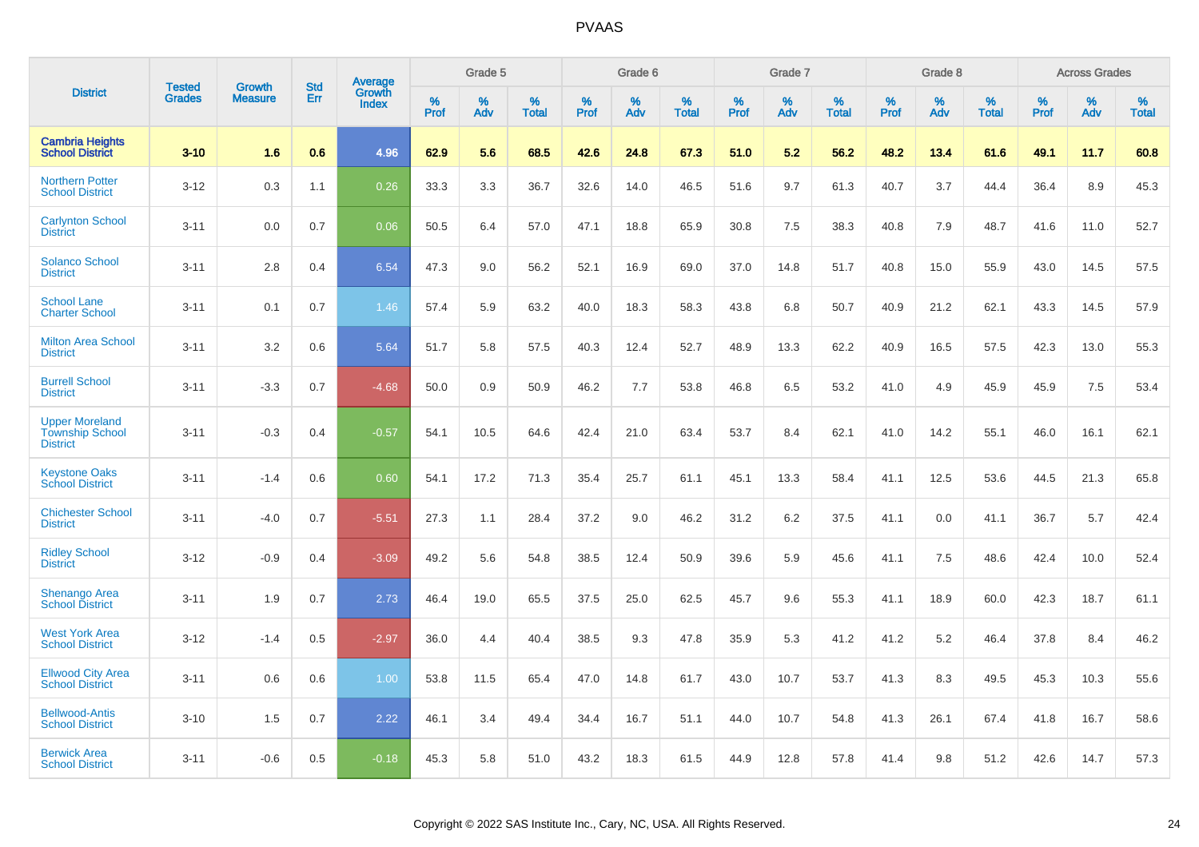| District | Tested Grades | Growth Measure | Std Err | Average Growth Index | Grade 5 | | | Grade 6 | | | Grade 7 | | | Grade 8 | | | Across Grades | | |
|---|---|---|---|---|---|---|---|---|---|---|---|---|---|---|---|---|---|---|---|
| | | | | | % Prof | % Adv | % Total | % Prof | % Adv | % Total | % Prof | % Adv | % Total | % Prof | % Adv | % Total | % Prof | % Adv | % Total |
| **Cambria Heights School District** | **3-10** | **1.6** | **0.6** | **4.96** | **62.9** | **5.6** | **68.5** | **42.6** | **24.8** | **67.3** | **51.0** | **5.2** | **56.2** | **48.2** | **13.4** | **61.6** | **49.1** | **11.7** | **60.8** |
| Northern Potter School District | 3-12 | 0.3 | 1.1 | 0.26 | 33.3 | 3.3 | 36.7 | 32.6 | 14.0 | 46.5 | 51.6 | 9.7 | 61.3 | 40.7 | 3.7 | 44.4 | 36.4 | 8.9 | 45.3 |
| Carlynton School District | 3-11 | 0.0 | 0.7 | 0.06 | 50.5 | 6.4 | 57.0 | 47.1 | 18.8 | 65.9 | 30.8 | 7.5 | 38.3 | 40.8 | 7.9 | 48.7 | 41.6 | 11.0 | 52.7 |
| Solanco School District | 3-11 | 2.8 | 0.4 | 6.54 | 47.3 | 9.0 | 56.2 | 52.1 | 16.9 | 69.0 | 37.0 | 14.8 | 51.7 | 40.8 | 15.0 | 55.9 | 43.0 | 14.5 | 57.5 |
| School Lane Charter School | 3-11 | 0.1 | 0.7 | 1.46 | 57.4 | 5.9 | 63.2 | 40.0 | 18.3 | 58.3 | 43.8 | 6.8 | 50.7 | 40.9 | 21.2 | 62.1 | 43.3 | 14.5 | 57.9 |
| Milton Area School District | 3-11 | 3.2 | 0.6 | 5.64 | 51.7 | 5.8 | 57.5 | 40.3 | 12.4 | 52.7 | 48.9 | 13.3 | 62.2 | 40.9 | 16.5 | 57.5 | 42.3 | 13.0 | 55.3 |
| Burrell School District | 3-11 | -3.3 | 0.7 | -4.68 | 50.0 | 0.9 | 50.9 | 46.2 | 7.7 | 53.8 | 46.8 | 6.5 | 53.2 | 41.0 | 4.9 | 45.9 | 45.9 | 7.5 | 53.4 |
| Upper Moreland Township School District | 3-11 | -0.3 | 0.4 | -0.57 | 54.1 | 10.5 | 64.6 | 42.4 | 21.0 | 63.4 | 53.7 | 8.4 | 62.1 | 41.0 | 14.2 | 55.1 | 46.0 | 16.1 | 62.1 |
| Keystone Oaks School District | 3-11 | -1.4 | 0.6 | 0.60 | 54.1 | 17.2 | 71.3 | 35.4 | 25.7 | 61.1 | 45.1 | 13.3 | 58.4 | 41.1 | 12.5 | 53.6 | 44.5 | 21.3 | 65.8 |
| Chichester School District | 3-11 | -4.0 | 0.7 | -5.51 | 27.3 | 1.1 | 28.4 | 37.2 | 9.0 | 46.2 | 31.2 | 6.2 | 37.5 | 41.1 | 0.0 | 41.1 | 36.7 | 5.7 | 42.4 |
| Ridley School District | 3-12 | -0.9 | 0.4 | -3.09 | 49.2 | 5.6 | 54.8 | 38.5 | 12.4 | 50.9 | 39.6 | 5.9 | 45.6 | 41.1 | 7.5 | 48.6 | 42.4 | 10.0 | 52.4 |
| Shenango Area School District | 3-11 | 1.9 | 0.7 | 2.73 | 46.4 | 19.0 | 65.5 | 37.5 | 25.0 | 62.5 | 45.7 | 9.6 | 55.3 | 41.1 | 18.9 | 60.0 | 42.3 | 18.7 | 61.1 |
| West York Area School District | 3-12 | -1.4 | 0.5 | -2.97 | 36.0 | 4.4 | 40.4 | 38.5 | 9.3 | 47.8 | 35.9 | 5.3 | 41.2 | 41.2 | 5.2 | 46.4 | 37.8 | 8.4 | 46.2 |
| Ellwood City Area School District | 3-11 | 0.6 | 0.6 | 1.00 | 53.8 | 11.5 | 65.4 | 47.0 | 14.8 | 61.7 | 43.0 | 10.7 | 53.7 | 41.3 | 8.3 | 49.5 | 45.3 | 10.3 | 55.6 |
| Bellwood-Antis School District | 3-10 | 1.5 | 0.7 | 2.22 | 46.1 | 3.4 | 49.4 | 34.4 | 16.7 | 51.1 | 44.0 | 10.7 | 54.8 | 41.3 | 26.1 | 67.4 | 41.8 | 16.7 | 58.6 |
| Berwick Area School District | 3-11 | -0.6 | 0.5 | -0.18 | 45.3 | 5.8 | 51.0 | 43.2 | 18.3 | 61.5 | 44.9 | 12.8 | 57.8 | 41.4 | 9.8 | 51.2 | 42.6 | 14.7 | 57.3 |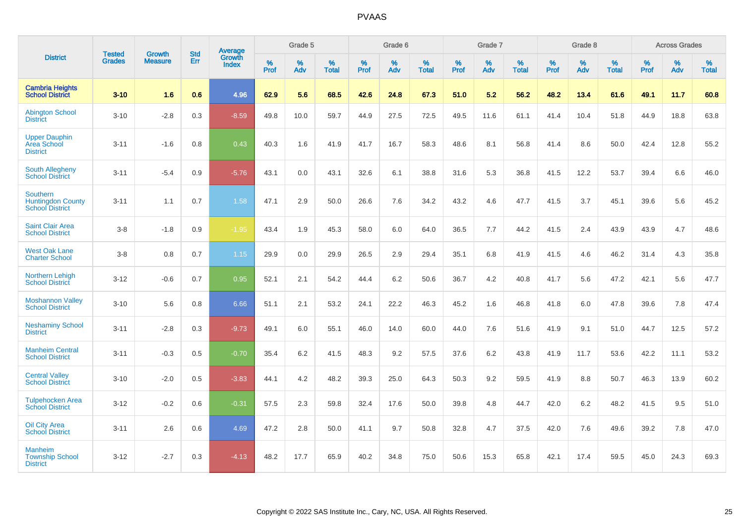| District | Tested Grades | Growth Measure | Std Err | Average Growth Index | Grade 5 | | | Grade 6 | | | Grade 7 | | | Grade 8 | | | Across Grades | | |
|---|---|---|---|---|---|---|---|---|---|---|---|---|---|---|---|---|---|---|---|
| | | | | | % Prof | % Adv | % Total | % Prof | % Adv | % Total | % Prof | % Adv | % Total | % Prof | % Adv | % Total | % Prof | % Adv | % Total |
| **Cambria Heights School District** | **3-10** | **1.6** | **0.6** | **4.96** | **62.9** | **5.6** | **68.5** | **42.6** | **24.8** | **67.3** | **51.0** | **5.2** | **56.2** | **48.2** | **13.4** | **61.6** | **49.1** | **11.7** | **60.8** |
| Abington School District | 3-10 | -2.8 | 0.3 | -8.59 | 49.8 | 10.0 | 59.7 | 44.9 | 27.5 | 72.5 | 49.5 | 11.6 | 61.1 | 41.4 | 10.4 | 51.8 | 44.9 | 18.8 | 63.8 |
| Upper Dauphin Area School District | 3-11 | -1.6 | 0.8 | 0.43 | 40.3 | 1.6 | 41.9 | 41.7 | 16.7 | 58.3 | 48.6 | 8.1 | 56.8 | 41.4 | 8.6 | 50.0 | 42.4 | 12.8 | 55.2 |
| South Allegheny School District | 3-11 | -5.4 | 0.9 | -5.76 | 43.1 | 0.0 | 43.1 | 32.6 | 6.1 | 38.8 | 31.6 | 5.3 | 36.8 | 41.5 | 12.2 | 53.7 | 39.4 | 6.6 | 46.0 |
| Southern Huntingdon County School District | 3-11 | 1.1 | 0.7 | 1.58 | 47.1 | 2.9 | 50.0 | 26.6 | 7.6 | 34.2 | 43.2 | 4.6 | 47.7 | 41.5 | 3.7 | 45.1 | 39.6 | 5.6 | 45.2 |
| Saint Clair Area School District | 3-8 | -1.8 | 0.9 | -1.95 | 43.4 | 1.9 | 45.3 | 58.0 | 6.0 | 64.0 | 36.5 | 7.7 | 44.2 | 41.5 | 2.4 | 43.9 | 43.9 | 4.7 | 48.6 |
| West Oak Lane Charter School | 3-8 | 0.8 | 0.7 | 1.15 | 29.9 | 0.0 | 29.9 | 26.5 | 2.9 | 29.4 | 35.1 | 6.8 | 41.9 | 41.5 | 4.6 | 46.2 | 31.4 | 4.3 | 35.8 |
| Northern Lehigh School District | 3-12 | -0.6 | 0.7 | 0.95 | 52.1 | 2.1 | 54.2 | 44.4 | 6.2 | 50.6 | 36.7 | 4.2 | 40.8 | 41.7 | 5.6 | 47.2 | 42.1 | 5.6 | 47.7 |
| Moshannon Valley School District | 3-10 | 5.6 | 0.8 | 6.66 | 51.1 | 2.1 | 53.2 | 24.1 | 22.2 | 46.3 | 45.2 | 1.6 | 46.8 | 41.8 | 6.0 | 47.8 | 39.6 | 7.8 | 47.4 |
| Neshaminy School District | 3-11 | -2.8 | 0.3 | -9.73 | 49.1 | 6.0 | 55.1 | 46.0 | 14.0 | 60.0 | 44.0 | 7.6 | 51.6 | 41.9 | 9.1 | 51.0 | 44.7 | 12.5 | 57.2 |
| Manheim Central School District | 3-11 | -0.3 | 0.5 | -0.70 | 35.4 | 6.2 | 41.5 | 48.3 | 9.2 | 57.5 | 37.6 | 6.2 | 43.8 | 41.9 | 11.7 | 53.6 | 42.2 | 11.1 | 53.2 |
| Central Valley School District | 3-10 | -2.0 | 0.5 | -3.83 | 44.1 | 4.2 | 48.2 | 39.3 | 25.0 | 64.3 | 50.3 | 9.2 | 59.5 | 41.9 | 8.8 | 50.7 | 46.3 | 13.9 | 60.2 |
| Tulpehocken Area School District | 3-12 | -0.2 | 0.6 | -0.31 | 57.5 | 2.3 | 59.8 | 32.4 | 17.6 | 50.0 | 39.8 | 4.8 | 44.7 | 42.0 | 6.2 | 48.2 | 41.5 | 9.5 | 51.0 |
| Oil City Area School District | 3-11 | 2.6 | 0.6 | 4.69 | 47.2 | 2.8 | 50.0 | 41.1 | 9.7 | 50.8 | 32.8 | 4.7 | 37.5 | 42.0 | 7.6 | 49.6 | 39.2 | 7.8 | 47.0 |
| Manheim Township School District | 3-12 | -2.7 | 0.3 | -4.13 | 48.2 | 17.7 | 65.9 | 40.2 | 34.8 | 75.0 | 50.6 | 15.3 | 65.8 | 42.1 | 17.4 | 59.5 | 45.0 | 24.3 | 69.3 |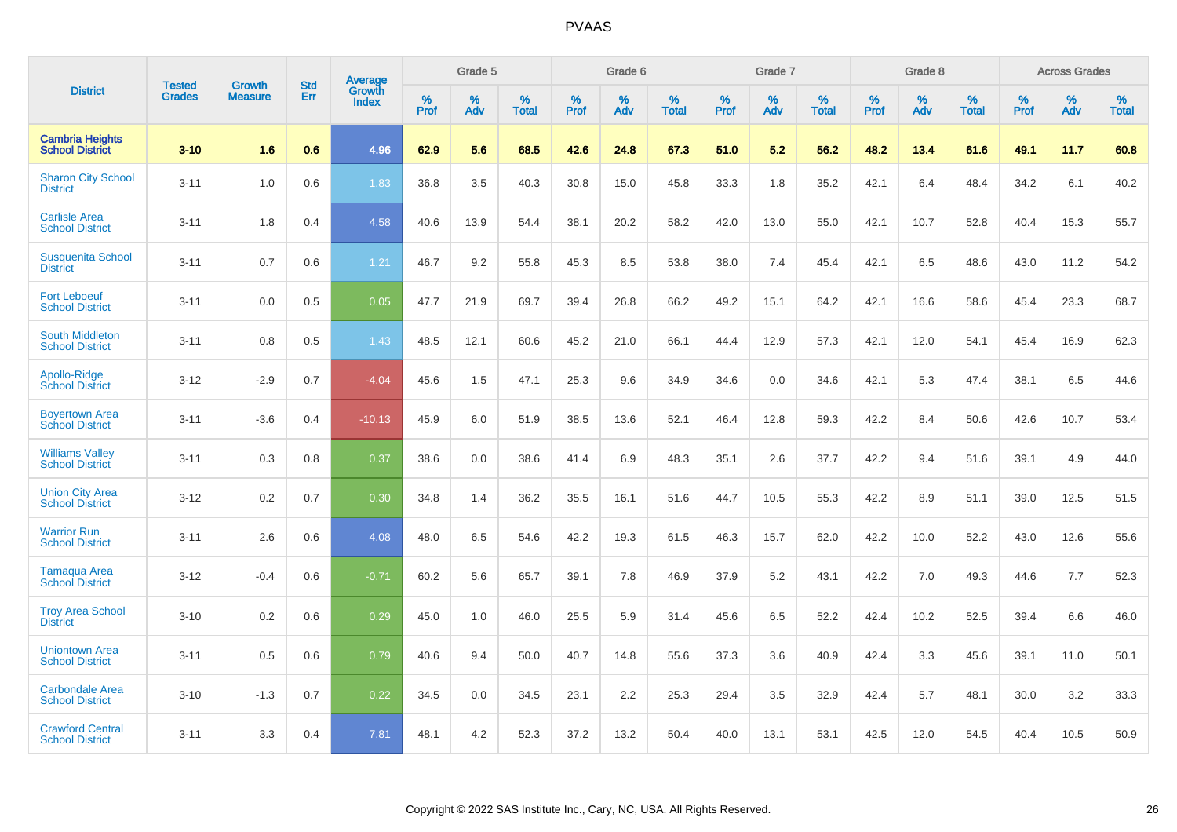| District | Tested Grades | Growth Measure | Std Err | Average Growth Index | Grade 5 | | | Grade 6 | | | Grade 7 | | | Grade 8 | | | Across Grades | | |
|---|---|---|---|---|---|---|---|---|---|---|---|---|---|---|---|---|---|---|---|
| | | | | | % Prof | % Adv | % Total | % Prof | % Adv | % Total | % Prof | % Adv | % Total | % Prof | % Adv | % Total | % Prof | % Adv | % Total |
| **Cambria Heights School District** | **3-10** | **1.6** | **0.6** | **4.96** | **62.9** | **5.6** | **68.5** | **42.6** | **24.8** | **67.3** | **51.0** | **5.2** | **56.2** | **48.2** | **13.4** | **61.6** | **49.1** | **11.7** | **60.8** |
| Sharon City School District | 3-11 | 1.0 | 0.6 | 1.83 | 36.8 | 3.5 | 40.3 | 30.8 | 15.0 | 45.8 | 33.3 | 1.8 | 35.2 | 42.1 | 6.4 | 48.4 | 34.2 | 6.1 | 40.2 |
| Carlisle Area School District | 3-11 | 1.8 | 0.4 | 4.58 | 40.6 | 13.9 | 54.4 | 38.1 | 20.2 | 58.2 | 42.0 | 13.0 | 55.0 | 42.1 | 10.7 | 52.8 | 40.4 | 15.3 | 55.7 |
| Susquenita School District | 3-11 | 0.7 | 0.6 | 1.21 | 46.7 | 9.2 | 55.8 | 45.3 | 8.5 | 53.8 | 38.0 | 7.4 | 45.4 | 42.1 | 6.5 | 48.6 | 43.0 | 11.2 | 54.2 |
| Fort Leboeuf School District | 3-11 | 0.0 | 0.5 | 0.05 | 47.7 | 21.9 | 69.7 | 39.4 | 26.8 | 66.2 | 49.2 | 15.1 | 64.2 | 42.1 | 16.6 | 58.6 | 45.4 | 23.3 | 68.7 |
| South Middleton School District | 3-11 | 0.8 | 0.5 | 1.43 | 48.5 | 12.1 | 60.6 | 45.2 | 21.0 | 66.1 | 44.4 | 12.9 | 57.3 | 42.1 | 12.0 | 54.1 | 45.4 | 16.9 | 62.3 |
| Apollo-Ridge School District | 3-12 | -2.9 | 0.7 | -4.04 | 45.6 | 1.5 | 47.1 | 25.3 | 9.6 | 34.9 | 34.6 | 0.0 | 34.6 | 42.1 | 5.3 | 47.4 | 38.1 | 6.5 | 44.6 |
| Boyertown Area School District | 3-11 | -3.6 | 0.4 | -10.13 | 45.9 | 6.0 | 51.9 | 38.5 | 13.6 | 52.1 | 46.4 | 12.8 | 59.3 | 42.2 | 8.4 | 50.6 | 42.6 | 10.7 | 53.4 |
| Williams Valley School District | 3-11 | 0.3 | 0.8 | 0.37 | 38.6 | 0.0 | 38.6 | 41.4 | 6.9 | 48.3 | 35.1 | 2.6 | 37.7 | 42.2 | 9.4 | 51.6 | 39.1 | 4.9 | 44.0 |
| Union City Area School District | 3-12 | 0.2 | 0.7 | 0.30 | 34.8 | 1.4 | 36.2 | 35.5 | 16.1 | 51.6 | 44.7 | 10.5 | 55.3 | 42.2 | 8.9 | 51.1 | 39.0 | 12.5 | 51.5 |
| Warrior Run School District | 3-11 | 2.6 | 0.6 | 4.08 | 48.0 | 6.5 | 54.6 | 42.2 | 19.3 | 61.5 | 46.3 | 15.7 | 62.0 | 42.2 | 10.0 | 52.2 | 43.0 | 12.6 | 55.6 |
| Tamaqua Area School District | 3-12 | -0.4 | 0.6 | -0.71 | 60.2 | 5.6 | 65.7 | 39.1 | 7.8 | 46.9 | 37.9 | 5.2 | 43.1 | 42.2 | 7.0 | 49.3 | 44.6 | 7.7 | 52.3 |
| Troy Area School District | 3-10 | 0.2 | 0.6 | 0.29 | 45.0 | 1.0 | 46.0 | 25.5 | 5.9 | 31.4 | 45.6 | 6.5 | 52.2 | 42.4 | 10.2 | 52.5 | 39.4 | 6.6 | 46.0 |
| Uniontown Area School District | 3-11 | 0.5 | 0.6 | 0.79 | 40.6 | 9.4 | 50.0 | 40.7 | 14.8 | 55.6 | 37.3 | 3.6 | 40.9 | 42.4 | 3.3 | 45.6 | 39.1 | 11.0 | 50.1 |
| Carbondale Area School District | 3-10 | -1.3 | 0.7 | 0.22 | 34.5 | 0.0 | 34.5 | 23.1 | 2.2 | 25.3 | 29.4 | 3.5 | 32.9 | 42.4 | 5.7 | 48.1 | 30.0 | 3.2 | 33.3 |
| Crawford Central School District | 3-11 | 3.3 | 0.4 | 7.81 | 48.1 | 4.2 | 52.3 | 37.2 | 13.2 | 50.4 | 40.0 | 13.1 | 53.1 | 42.5 | 12.0 | 54.5 | 40.4 | 10.5 | 50.9 |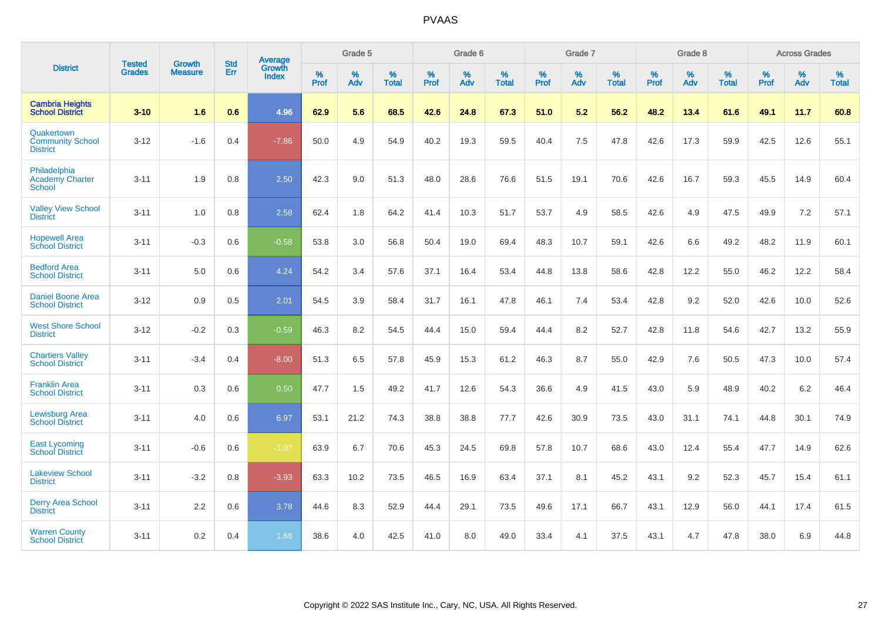# PVAAS

| District | Tested Grades | Growth Measure | Std Err | Average Growth Index | Grade 5 | | | Grade 6 | | | Grade 7 | | | Grade 8 | | | Across Grades | | |
|---|---|---|---|---|---|---|---|---|---|---|---|---|---|---|---|---|---|---|---|
| | | | | | % Prof | % Adv | % Total | % Prof | % Adv | % Total | % Prof | % Adv | % Total | % Prof | % Adv | % Total | % Prof | % Adv | % Total |
| **Cambria Heights School District** | **3-10** | **1.6** | **0.6** | **4.96** | **62.9** | **5.6** | **68.5** | **42.6** | **24.8** | **67.3** | **51.0** | **5.2** | **56.2** | **48.2** | **13.4** | **61.6** | **49.1** | **11.7** | **60.8** |
| Quakertown Community School District | 3-12 | -1.6 | 0.4 | -7.86 | 50.0 | 4.9 | 54.9 | 40.2 | 19.3 | 59.5 | 40.4 | 7.5 | 47.8 | 42.6 | 17.3 | 59.9 | 42.5 | 12.6 | 55.1 |
| Philadelphia Academy Charter School | 3-11 | 1.9 | 0.8 | 2.50 | 42.3 | 9.0 | 51.3 | 48.0 | 28.6 | 76.6 | 51.5 | 19.1 | 70.6 | 42.6 | 16.7 | 59.3 | 45.5 | 14.9 | 60.4 |
| Valley View School District | 3-11 | 1.0 | 0.8 | 2.58 | 62.4 | 1.8 | 64.2 | 41.4 | 10.3 | 51.7 | 53.7 | 4.9 | 58.5 | 42.6 | 4.9 | 47.5 | 49.9 | 7.2 | 57.1 |
| Hopewell Area School District | 3-11 | -0.3 | 0.6 | -0.58 | 53.8 | 3.0 | 56.8 | 50.4 | 19.0 | 69.4 | 48.3 | 10.7 | 59.1 | 42.6 | 6.6 | 49.2 | 48.2 | 11.9 | 60.1 |
| Bedford Area School District | 3-11 | 5.0 | 0.6 | 4.24 | 54.2 | 3.4 | 57.6 | 37.1 | 16.4 | 53.4 | 44.8 | 13.8 | 58.6 | 42.8 | 12.2 | 55.0 | 46.2 | 12.2 | 58.4 |
| Daniel Boone Area School District | 3-12 | 0.9 | 0.5 | 2.01 | 54.5 | 3.9 | 58.4 | 31.7 | 16.1 | 47.8 | 46.1 | 7.4 | 53.4 | 42.8 | 9.2 | 52.0 | 42.6 | 10.0 | 52.6 |
| West Shore School District | 3-12 | -0.2 | 0.3 | -0.59 | 46.3 | 8.2 | 54.5 | 44.4 | 15.0 | 59.4 | 44.4 | 8.2 | 52.7 | 42.8 | 11.8 | 54.6 | 42.7 | 13.2 | 55.9 |
| Chartiers Valley School District | 3-11 | -3.4 | 0.4 | -8.00 | 51.3 | 6.5 | 57.8 | 45.9 | 15.3 | 61.2 | 46.3 | 8.7 | 55.0 | 42.9 | 7.6 | 50.5 | 47.3 | 10.0 | 57.4 |
| Franklin Area School District | 3-11 | 0.3 | 0.6 | 0.50 | 47.7 | 1.5 | 49.2 | 41.7 | 12.6 | 54.3 | 36.6 | 4.9 | 41.5 | 43.0 | 5.9 | 48.9 | 40.2 | 6.2 | 46.4 |
| Lewisburg Area School District | 3-11 | 4.0 | 0.6 | 6.97 | 53.1 | 21.2 | 74.3 | 38.8 | 38.8 | 77.7 | 42.6 | 30.9 | 73.5 | 43.0 | 31.1 | 74.1 | 44.8 | 30.1 | 74.9 |
| East Lycoming School District | 3-11 | -0.6 | 0.6 | -1.07 | 63.9 | 6.7 | 70.6 | 45.3 | 24.5 | 69.8 | 57.8 | 10.7 | 68.6 | 43.0 | 12.4 | 55.4 | 47.7 | 14.9 | 62.6 |
| Lakeview School District | 3-11 | -3.2 | 0.8 | -3.93 | 63.3 | 10.2 | 73.5 | 46.5 | 16.9 | 63.4 | 37.1 | 8.1 | 45.2 | 43.1 | 9.2 | 52.3 | 45.7 | 15.4 | 61.1 |
| Derry Area School District | 3-11 | 2.2 | 0.6 | 3.78 | 44.6 | 8.3 | 52.9 | 44.4 | 29.1 | 73.5 | 49.6 | 17.1 | 66.7 | 43.1 | 12.9 | 56.0 | 44.1 | 17.4 | 61.5 |
| Warren County School District | 3-11 | 0.2 | 0.4 | 1.66 | 38.6 | 4.0 | 42.5 | 41.0 | 8.0 | 49.0 | 33.4 | 4.1 | 37.5 | 43.1 | 4.7 | 47.8 | 38.0 | 6.9 | 44.8 |

Copyright © 2022 SAS Institute Inc., Cary, NC, USA. All Rights Reserved.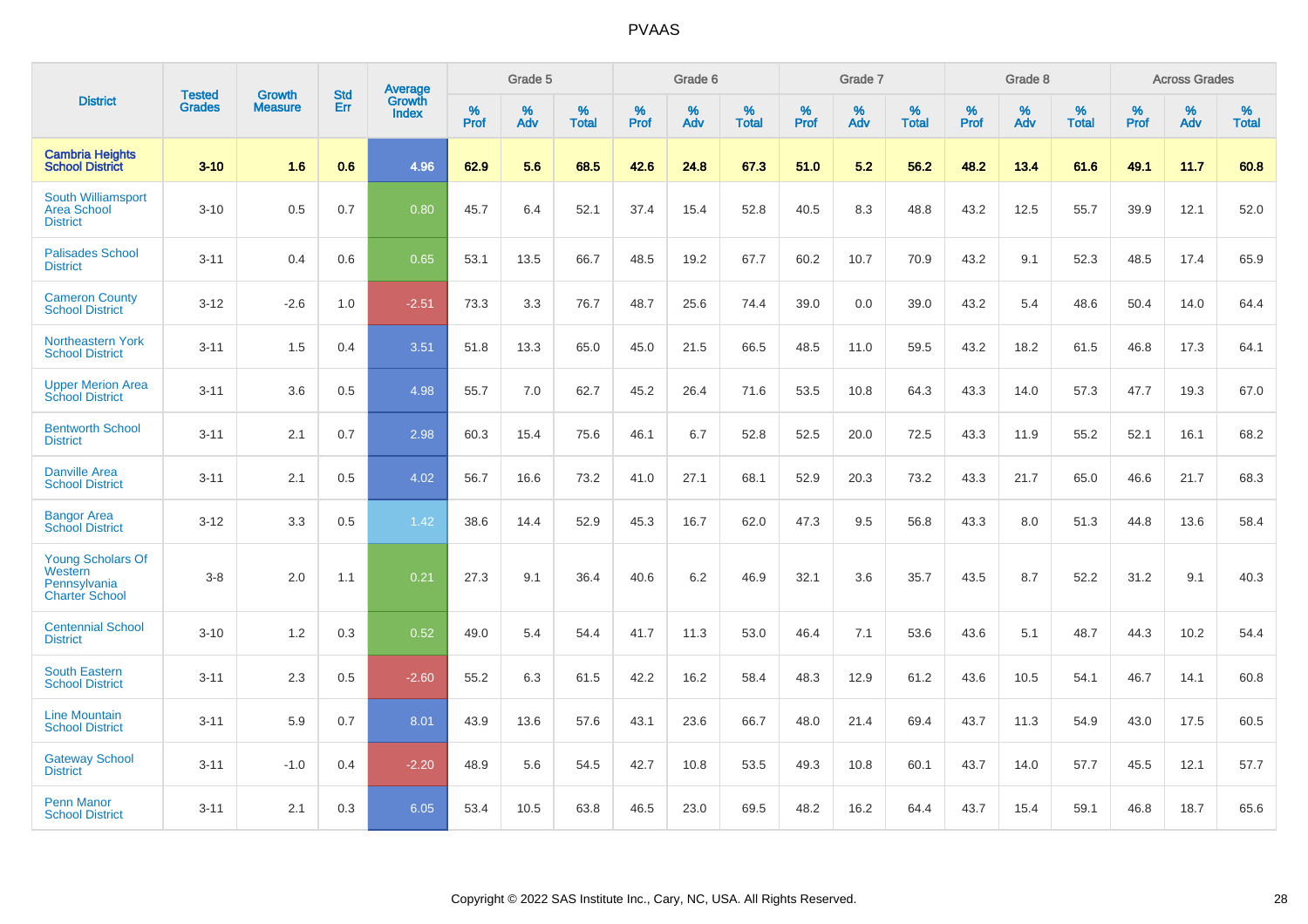| District | Tested Grades | Growth Measure | Std Err | Average Growth Index | Grade 5 | | | Grade 6 | | | Grade 7 | | | Grade 8 | | | Across Grades | | |
|---|---|---|---|---|---|---|---|---|---|---|---|---|---|---|---|---|---|---|---|
| | | | | | % Prof | % Adv | % Total | % Prof | % Adv | % Total | % Prof | % Adv | % Total | % Prof | % Adv | % Total | % Prof | % Adv | % Total |
| **Cambria Heights School District** | **3-10** | **1.6** | **0.6** | **4.96** | **62.9** | **5.6** | **68.5** | **42.6** | **24.8** | **67.3** | **51.0** | **5.2** | **56.2** | **48.2** | **13.4** | **61.6** | **49.1** | **11.7** | **60.8** |
| South Williamsport Area School District | 3-10 | 0.5 | 0.7 | 0.80 | 45.7 | 6.4 | 52.1 | 37.4 | 15.4 | 52.8 | 40.5 | 8.3 | 48.8 | 43.2 | 12.5 | 55.7 | 39.9 | 12.1 | 52.0 |
| Palisades School District | 3-11 | 0.4 | 0.6 | 0.65 | 53.1 | 13.5 | 66.7 | 48.5 | 19.2 | 67.7 | 60.2 | 10.7 | 70.9 | 43.2 | 9.1 | 52.3 | 48.5 | 17.4 | 65.9 |
| Cameron County School District | 3-12 | -2.6 | 1.0 | -2.51 | 73.3 | 3.3 | 76.7 | 48.7 | 25.6 | 74.4 | 39.0 | 0.0 | 39.0 | 43.2 | 5.4 | 48.6 | 50.4 | 14.0 | 64.4 |
| Northeastern York School District | 3-11 | 1.5 | 0.4 | 3.51 | 51.8 | 13.3 | 65.0 | 45.0 | 21.5 | 66.5 | 48.5 | 11.0 | 59.5 | 43.2 | 18.2 | 61.5 | 46.8 | 17.3 | 64.1 |
| Upper Merion Area School District | 3-11 | 3.6 | 0.5 | 4.98 | 55.7 | 7.0 | 62.7 | 45.2 | 26.4 | 71.6 | 53.5 | 10.8 | 64.3 | 43.3 | 14.0 | 57.3 | 47.7 | 19.3 | 67.0 |
| Bentworth School District | 3-11 | 2.1 | 0.7 | 2.98 | 60.3 | 15.4 | 75.6 | 46.1 | 6.7 | 52.8 | 52.5 | 20.0 | 72.5 | 43.3 | 11.9 | 55.2 | 52.1 | 16.1 | 68.2 |
| Danville Area School District | 3-11 | 2.1 | 0.5 | 4.02 | 56.7 | 16.6 | 73.2 | 41.0 | 27.1 | 68.1 | 52.9 | 20.3 | 73.2 | 43.3 | 21.7 | 65.0 | 46.6 | 21.7 | 68.3 |
| Bangor Area School District | 3-12 | 3.3 | 0.5 | 1.42 | 38.6 | 14.4 | 52.9 | 45.3 | 16.7 | 62.0 | 47.3 | 9.5 | 56.8 | 43.3 | 8.0 | 51.3 | 44.8 | 13.6 | 58.4 |
| Young Scholars Of Western Pennsylvania Charter School | 3-8 | 2.0 | 1.1 | 0.21 | 27.3 | 9.1 | 36.4 | 40.6 | 6.2 | 46.9 | 32.1 | 3.6 | 35.7 | 43.5 | 8.7 | 52.2 | 31.2 | 9.1 | 40.3 |
| Centennial School District | 3-10 | 1.2 | 0.3 | 0.52 | 49.0 | 5.4 | 54.4 | 41.7 | 11.3 | 53.0 | 46.4 | 7.1 | 53.6 | 43.6 | 5.1 | 48.7 | 44.3 | 10.2 | 54.4 |
| South Eastern School District | 3-11 | 2.3 | 0.5 | -2.60 | 55.2 | 6.3 | 61.5 | 42.2 | 16.2 | 58.4 | 48.3 | 12.9 | 61.2 | 43.6 | 10.5 | 54.1 | 46.7 | 14.1 | 60.8 |
| Line Mountain School District | 3-11 | 5.9 | 0.7 | 8.01 | 43.9 | 13.6 | 57.6 | 43.1 | 23.6 | 66.7 | 48.0 | 21.4 | 69.4 | 43.7 | 11.3 | 54.9 | 43.0 | 17.5 | 60.5 |
| Gateway School District | 3-11 | -1.0 | 0.4 | -2.20 | 48.9 | 5.6 | 54.5 | 42.7 | 10.8 | 53.5 | 49.3 | 10.8 | 60.1 | 43.7 | 14.0 | 57.7 | 45.5 | 12.1 | 57.7 |
| Penn Manor School District | 3-11 | 2.1 | 0.3 | 6.05 | 53.4 | 10.5 | 63.8 | 46.5 | 23.0 | 69.5 | 48.2 | 16.2 | 64.4 | 43.7 | 15.4 | 59.1 | 46.8 | 18.7 | 65.6 |

Copyright © 2022 SAS Institute Inc., Cary, NC, USA. All Rights Reserved.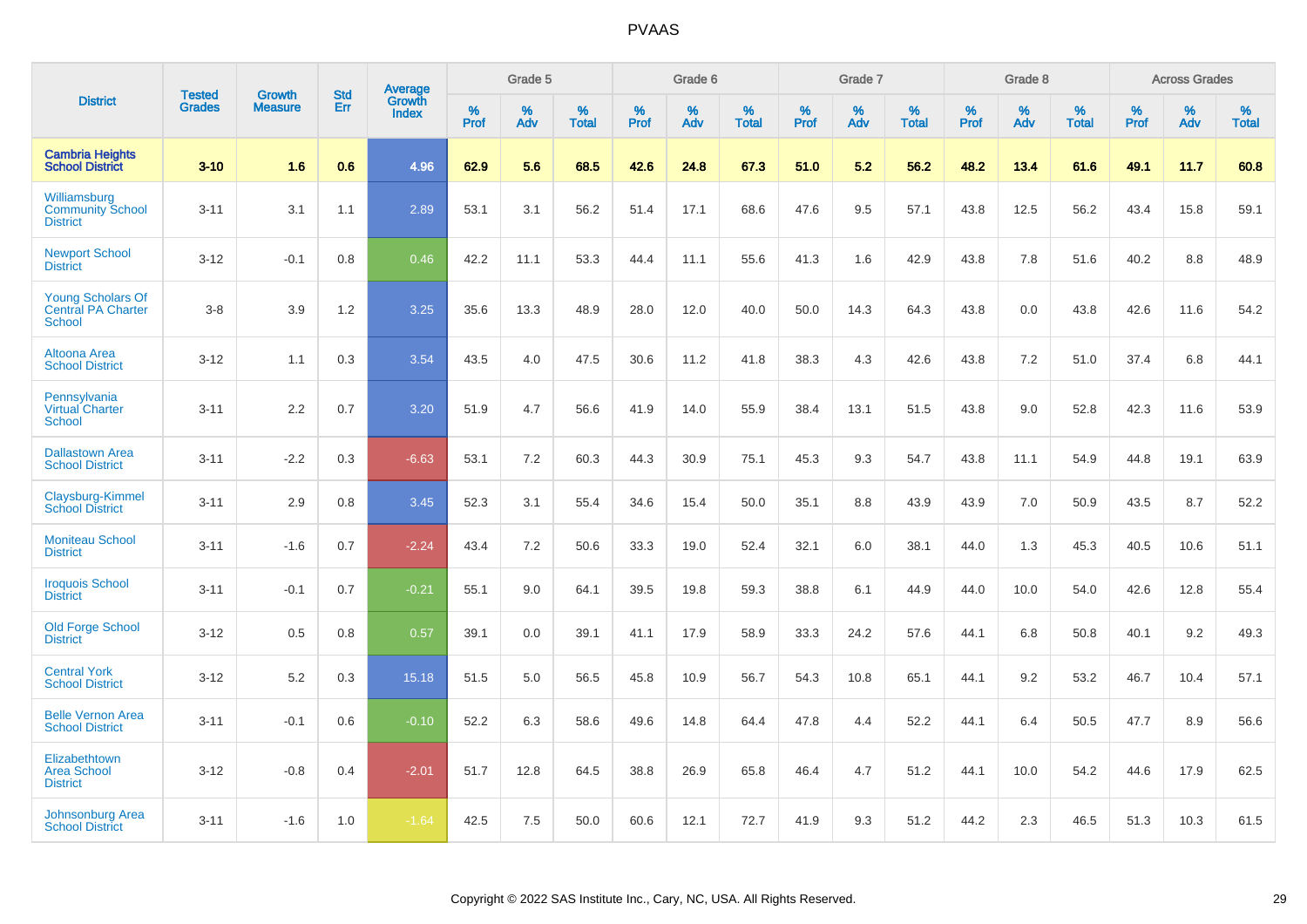| District | Tested Grades | Growth Measure | Std Err | Average Growth Index | Grade 5 | | | Grade 6 | | | Grade 7 | | | Grade 8 | | | Across Grades | | |
|---|---|---|---|---|---|---|---|---|---|---|---|---|---|---|---|---|---|---|---|
| | | | | | % Prof | % Adv | % Total | % Prof | % Adv | % Total | % Prof | % Adv | % Total | % Prof | % Adv | % Total | % Prof | % Adv | % Total |
| **Cambria Heights School District** | **3-10** | **1.6** | **0.6** | **4.96** | **62.9** | **5.6** | **68.5** | **42.6** | **24.8** | **67.3** | **51.0** | **5.2** | **56.2** | **48.2** | **13.4** | **61.6** | **49.1** | **11.7** | **60.8** |
| Williamsburg Community School District | 3-11 | 3.1 | 1.1 | 2.89 | 53.1 | 3.1 | 56.2 | 51.4 | 17.1 | 68.6 | 47.6 | 9.5 | 57.1 | 43.8 | 12.5 | 56.2 | 43.4 | 15.8 | 59.1 |
| Newport School District | 3-12 | -0.1 | 0.8 | 0.46 | 42.2 | 11.1 | 53.3 | 44.4 | 11.1 | 55.6 | 41.3 | 1.6 | 42.9 | 43.8 | 7.8 | 51.6 | 40.2 | 8.8 | 48.9 |
| Young Scholars Of Central PA Charter School | 3-8 | 3.9 | 1.2 | 3.25 | 35.6 | 13.3 | 48.9 | 28.0 | 12.0 | 40.0 | 50.0 | 14.3 | 64.3 | 43.8 | 0.0 | 43.8 | 42.6 | 11.6 | 54.2 |
| Altoona Area School District | 3-12 | 1.1 | 0.3 | 3.54 | 43.5 | 4.0 | 47.5 | 30.6 | 11.2 | 41.8 | 38.3 | 4.3 | 42.6 | 43.8 | 7.2 | 51.0 | 37.4 | 6.8 | 44.1 |
| Pennsylvania Virtual Charter School | 3-11 | 2.2 | 0.7 | 3.20 | 51.9 | 4.7 | 56.6 | 41.9 | 14.0 | 55.9 | 38.4 | 13.1 | 51.5 | 43.8 | 9.0 | 52.8 | 42.3 | 11.6 | 53.9 |
| Dallastown Area School District | 3-11 | -2.2 | 0.3 | -6.63 | 53.1 | 7.2 | 60.3 | 44.3 | 30.9 | 75.1 | 45.3 | 9.3 | 54.7 | 43.8 | 11.1 | 54.9 | 44.8 | 19.1 | 63.9 |
| Claysburg-Kimmel School District | 3-11 | 2.9 | 0.8 | 3.45 | 52.3 | 3.1 | 55.4 | 34.6 | 15.4 | 50.0 | 35.1 | 8.8 | 43.9 | 43.9 | 7.0 | 50.9 | 43.5 | 8.7 | 52.2 |
| Moniteau School District | 3-11 | -1.6 | 0.7 | -2.24 | 43.4 | 7.2 | 50.6 | 33.3 | 19.0 | 52.4 | 32.1 | 6.0 | 38.1 | 44.0 | 1.3 | 45.3 | 40.5 | 10.6 | 51.1 |
| Iroquois School District | 3-11 | -0.1 | 0.7 | -0.21 | 55.1 | 9.0 | 64.1 | 39.5 | 19.8 | 59.3 | 38.8 | 6.1 | 44.9 | 44.0 | 10.0 | 54.0 | 42.6 | 12.8 | 55.4 |
| Old Forge School District | 3-12 | 0.5 | 0.8 | 0.57 | 39.1 | 0.0 | 39.1 | 41.1 | 17.9 | 58.9 | 33.3 | 24.2 | 57.6 | 44.1 | 6.8 | 50.8 | 40.1 | 9.2 | 49.3 |
| Central York School District | 3-12 | 5.2 | 0.3 | 15.18 | 51.5 | 5.0 | 56.5 | 45.8 | 10.9 | 56.7 | 54.3 | 10.8 | 65.1 | 44.1 | 9.2 | 53.2 | 46.7 | 10.4 | 57.1 |
| Belle Vernon Area School District | 3-11 | -0.1 | 0.6 | -0.10 | 52.2 | 6.3 | 58.6 | 49.6 | 14.8 | 64.4 | 47.8 | 4.4 | 52.2 | 44.1 | 6.4 | 50.5 | 47.7 | 8.9 | 56.6 |
| Elizabethtown Area School District | 3-12 | -0.8 | 0.4 | -2.01 | 51.7 | 12.8 | 64.5 | 38.8 | 26.9 | 65.8 | 46.4 | 4.7 | 51.2 | 44.1 | 10.0 | 54.2 | 44.6 | 17.9 | 62.5 |
| Johnsonburg Area School District | 3-11 | -1.6 | 1.0 | -1.64 | 42.5 | 7.5 | 50.0 | 60.6 | 12.1 | 72.7 | 41.9 | 9.3 | 51.2 | 44.2 | 2.3 | 46.5 | 51.3 | 10.3 | 61.5 |

Copyright © 2022 SAS Institute Inc., Cary, NC, USA. All Rights Reserved.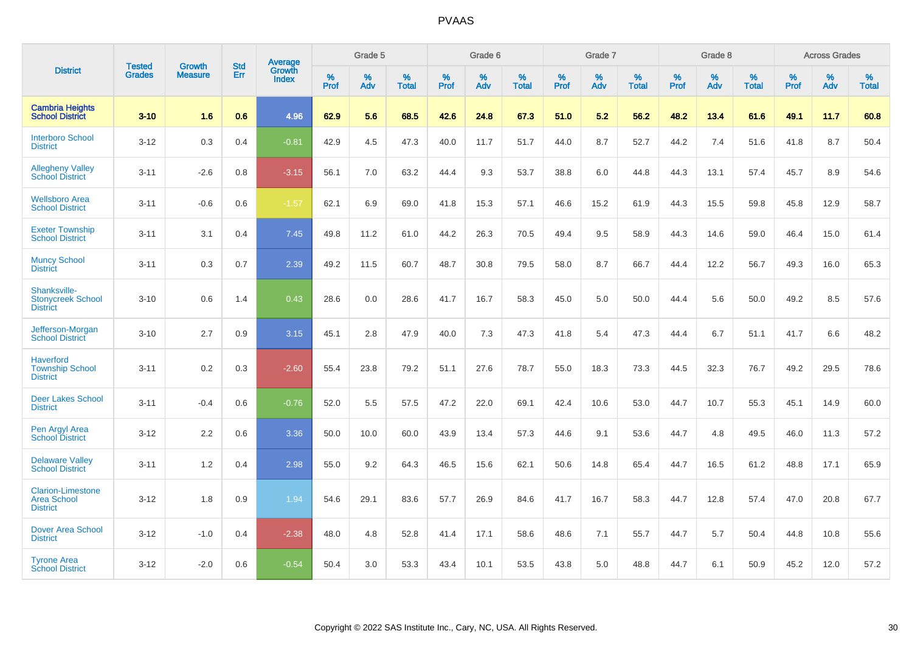| District | Tested Grades | Growth Measure | Std Err | Average Growth Index | Grade 5 | | | Grade 6 | | | Grade 7 | | | Grade 8 | | | Across Grades | | |
|---|---|---|---|---|---|---|---|---|---|---|---|---|---|---|---|---|---|---|---|
| | | | | | % Prof | % Adv | % Total | % Prof | % Adv | % Total | % Prof | % Adv | % Total | % Prof | % Adv | % Total | % Prof | % Adv | % Total |
| **Cambria Heights School District** | **3-10** | **1.6** | **0.6** | **4.96** | **62.9** | **5.6** | **68.5** | **42.6** | **24.8** | **67.3** | **51.0** | **5.2** | **56.2** | **48.2** | **13.4** | **61.6** | **49.1** | **11.7** | **60.8** |
| Interboro School District | 3-12 | 0.3 | 0.4 | -0.81 | 42.9 | 4.5 | 47.3 | 40.0 | 11.7 | 51.7 | 44.0 | 8.7 | 52.7 | 44.2 | 7.4 | 51.6 | 41.8 | 8.7 | 50.4 |
| Allegheny Valley School District | 3-11 | -2.6 | 0.8 | -3.15 | 56.1 | 7.0 | 63.2 | 44.4 | 9.3 | 53.7 | 38.8 | 6.0 | 44.8 | 44.3 | 13.1 | 57.4 | 45.7 | 8.9 | 54.6 |
| Wellsboro Area School District | 3-11 | -0.6 | 0.6 | -1.57 | 62.1 | 6.9 | 69.0 | 41.8 | 15.3 | 57.1 | 46.6 | 15.2 | 61.9 | 44.3 | 15.5 | 59.8 | 45.8 | 12.9 | 58.7 |
| Exeter Township School District | 3-11 | 3.1 | 0.4 | 7.45 | 49.8 | 11.2 | 61.0 | 44.2 | 26.3 | 70.5 | 49.4 | 9.5 | 58.9 | 44.3 | 14.6 | 59.0 | 46.4 | 15.0 | 61.4 |
| Muncy School District | 3-11 | 0.3 | 0.7 | 2.39 | 49.2 | 11.5 | 60.7 | 48.7 | 30.8 | 79.5 | 58.0 | 8.7 | 66.7 | 44.4 | 12.2 | 56.7 | 49.3 | 16.0 | 65.3 |
| Shanksville-Stonycreek School District | 3-10 | 0.6 | 1.4 | 0.43 | 28.6 | 0.0 | 28.6 | 41.7 | 16.7 | 58.3 | 45.0 | 5.0 | 50.0 | 44.4 | 5.6 | 50.0 | 49.2 | 8.5 | 57.6 |
| Jefferson-Morgan School District | 3-10 | 2.7 | 0.9 | 3.15 | 45.1 | 2.8 | 47.9 | 40.0 | 7.3 | 47.3 | 41.8 | 5.4 | 47.3 | 44.4 | 6.7 | 51.1 | 41.7 | 6.6 | 48.2 |
| Haverford Township School District | 3-11 | 0.2 | 0.3 | -2.60 | 55.4 | 23.8 | 79.2 | 51.1 | 27.6 | 78.7 | 55.0 | 18.3 | 73.3 | 44.5 | 32.3 | 76.7 | 49.2 | 29.5 | 78.6 |
| Deer Lakes School District | 3-11 | -0.4 | 0.6 | -0.76 | 52.0 | 5.5 | 57.5 | 47.2 | 22.0 | 69.1 | 42.4 | 10.6 | 53.0 | 44.7 | 10.7 | 55.3 | 45.1 | 14.9 | 60.0 |
| Pen Argyl Area School District | 3-12 | 2.2 | 0.6 | 3.36 | 50.0 | 10.0 | 60.0 | 43.9 | 13.4 | 57.3 | 44.6 | 9.1 | 53.6 | 44.7 | 4.8 | 49.5 | 46.0 | 11.3 | 57.2 |
| Delaware Valley School District | 3-11 | 1.2 | 0.4 | 2.98 | 55.0 | 9.2 | 64.3 | 46.5 | 15.6 | 62.1 | 50.6 | 14.8 | 65.4 | 44.7 | 16.5 | 61.2 | 48.8 | 17.1 | 65.9 |
| Clarion-Limestone Area School District | 3-12 | 1.8 | 0.9 | 1.94 | 54.6 | 29.1 | 83.6 | 57.7 | 26.9 | 84.6 | 41.7 | 16.7 | 58.3 | 44.7 | 12.8 | 57.4 | 47.0 | 20.8 | 67.7 |
| Dover Area School District | 3-12 | -1.0 | 0.4 | -2.38 | 48.0 | 4.8 | 52.8 | 41.4 | 17.1 | 58.6 | 48.6 | 7.1 | 55.7 | 44.7 | 5.7 | 50.4 | 44.8 | 10.8 | 55.6 |
| Tyrone Area School District | 3-12 | -2.0 | 0.6 | -0.54 | 50.4 | 3.0 | 53.3 | 43.4 | 10.1 | 53.5 | 43.8 | 5.0 | 48.8 | 44.7 | 6.1 | 50.9 | 45.2 | 12.0 | 57.2 |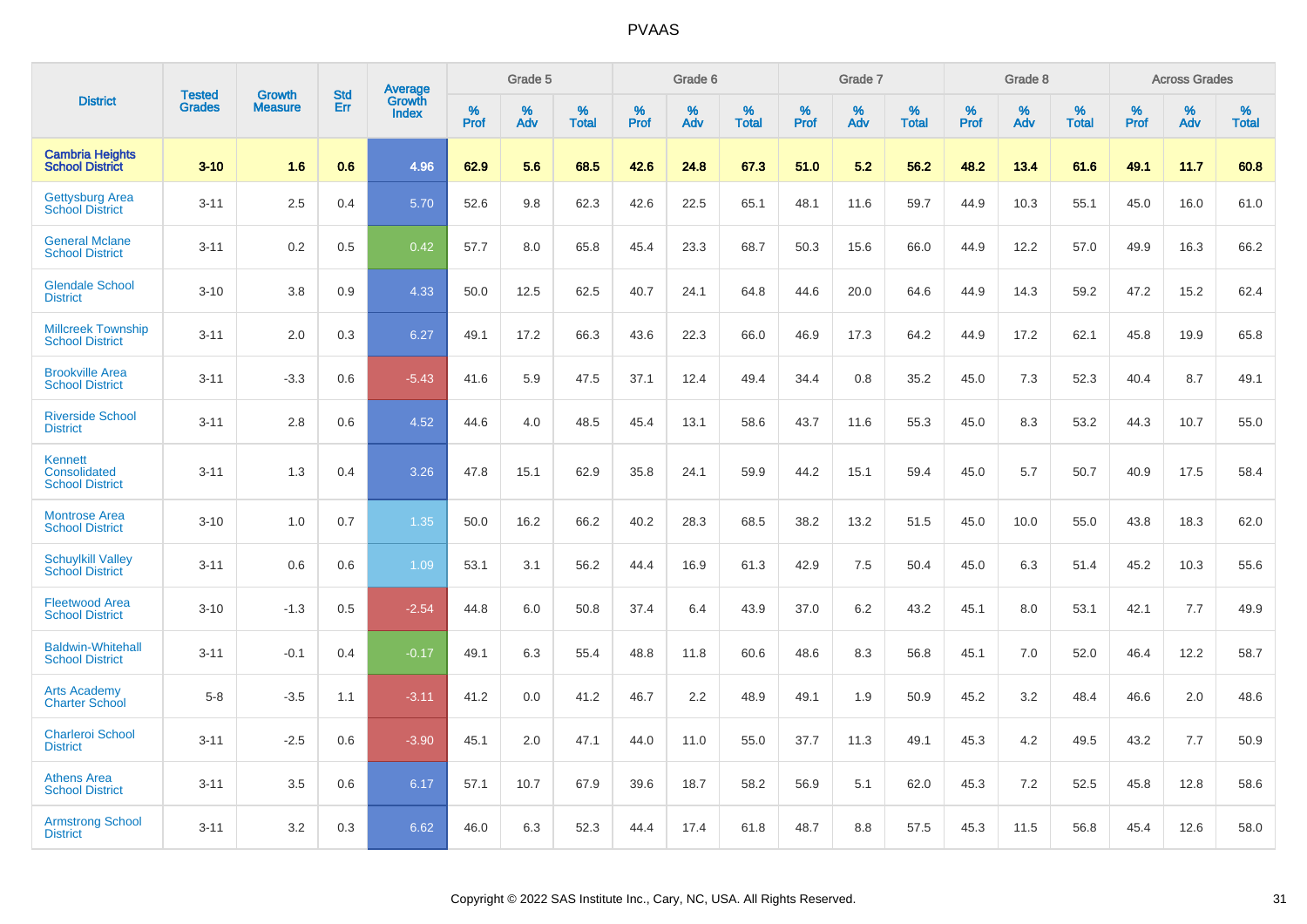# PVAAS

| District | Tested Grades | Growth Measure | Std Err | Average Growth Index | Grade 5 | | | Grade 6 | | | Grade 7 | | | Grade 8 | | | Across Grades | | |
|---|---|---|---|---|---|---|---|---|---|---|---|---|---|---|---|---|---|---|---|
| | | | | | % Prof | % Adv | % Total | % Prof | % Adv | % Total | % Prof | % Adv | % Total | % Prof | % Adv | % Total | % Prof | % Adv | % Total |
| **Cambria Heights School District** | **3-10** | **1.6** | **0.6** | **4.96** | **62.9** | **5.6** | **68.5** | **42.6** | **24.8** | **67.3** | **51.0** | **5.2** | **56.2** | **48.2** | **13.4** | **61.6** | **49.1** | **11.7** | **60.8** |
| Gettysburg Area School District | 3-11 | 2.5 | 0.4 | 5.70 | 52.6 | 9.8 | 62.3 | 42.6 | 22.5 | 65.1 | 48.1 | 11.6 | 59.7 | 44.9 | 10.3 | 55.1 | 45.0 | 16.0 | 61.0 |
| General Mclane School District | 3-11 | 0.2 | 0.5 | 0.42 | 57.7 | 8.0 | 65.8 | 45.4 | 23.3 | 68.7 | 50.3 | 15.6 | 66.0 | 44.9 | 12.2 | 57.0 | 49.9 | 16.3 | 66.2 |
| Glendale School District | 3-10 | 3.8 | 0.9 | 4.33 | 50.0 | 12.5 | 62.5 | 40.7 | 24.1 | 64.8 | 44.6 | 20.0 | 64.6 | 44.9 | 14.3 | 59.2 | 47.2 | 15.2 | 62.4 |
| Millcreek Township School District | 3-11 | 2.0 | 0.3 | 6.27 | 49.1 | 17.2 | 66.3 | 43.6 | 22.3 | 66.0 | 46.9 | 17.3 | 64.2 | 44.9 | 17.2 | 62.1 | 45.8 | 19.9 | 65.8 |
| Brookville Area School District | 3-11 | -3.3 | 0.6 | -5.43 | 41.6 | 5.9 | 47.5 | 37.1 | 12.4 | 49.4 | 34.4 | 0.8 | 35.2 | 45.0 | 7.3 | 52.3 | 40.4 | 8.7 | 49.1 |
| Riverside School District | 3-11 | 2.8 | 0.6 | 4.52 | 44.6 | 4.0 | 48.5 | 45.4 | 13.1 | 58.6 | 43.7 | 11.6 | 55.3 | 45.0 | 8.3 | 53.2 | 44.3 | 10.7 | 55.0 |
| Kennett Consolidated School District | 3-11 | 1.3 | 0.4 | 3.26 | 47.8 | 15.1 | 62.9 | 35.8 | 24.1 | 59.9 | 44.2 | 15.1 | 59.4 | 45.0 | 5.7 | 50.7 | 40.9 | 17.5 | 58.4 |
| Montrose Area School District | 3-10 | 1.0 | 0.7 | 1.35 | 50.0 | 16.2 | 66.2 | 40.2 | 28.3 | 68.5 | 38.2 | 13.2 | 51.5 | 45.0 | 10.0 | 55.0 | 43.8 | 18.3 | 62.0 |
| Schuylkill Valley School District | 3-11 | 0.6 | 0.6 | 1.09 | 53.1 | 3.1 | 56.2 | 44.4 | 16.9 | 61.3 | 42.9 | 7.5 | 50.4 | 45.0 | 6.3 | 51.4 | 45.2 | 10.3 | 55.6 |
| Fleetwood Area School District | 3-10 | -1.3 | 0.5 | -2.54 | 44.8 | 6.0 | 50.8 | 37.4 | 6.4 | 43.9 | 37.0 | 6.2 | 43.2 | 45.1 | 8.0 | 53.1 | 42.1 | 7.7 | 49.9 |
| Baldwin-Whitehall School District | 3-11 | -0.1 | 0.4 | -0.17 | 49.1 | 6.3 | 55.4 | 48.8 | 11.8 | 60.6 | 48.6 | 8.3 | 56.8 | 45.1 | 7.0 | 52.0 | 46.4 | 12.2 | 58.7 |
| Arts Academy Charter School | 5-8 | -3.5 | 1.1 | -3.11 | 41.2 | 0.0 | 41.2 | 46.7 | 2.2 | 48.9 | 49.1 | 1.9 | 50.9 | 45.2 | 3.2 | 48.4 | 46.6 | 2.0 | 48.6 |
| Charleroi School District | 3-11 | -2.5 | 0.6 | -3.90 | 45.1 | 2.0 | 47.1 | 44.0 | 11.0 | 55.0 | 37.7 | 11.3 | 49.1 | 45.3 | 4.2 | 49.5 | 43.2 | 7.7 | 50.9 |
| Athens Area School District | 3-11 | 3.5 | 0.6 | 6.17 | 57.1 | 10.7 | 67.9 | 39.6 | 18.7 | 58.2 | 56.9 | 5.1 | 62.0 | 45.3 | 7.2 | 52.5 | 45.8 | 12.8 | 58.6 |
| Armstrong School District | 3-11 | 3.2 | 0.3 | 6.62 | 46.0 | 6.3 | 52.3 | 44.4 | 17.4 | 61.8 | 48.7 | 8.8 | 57.5 | 45.3 | 11.5 | 56.8 | 45.4 | 12.6 | 58.0 |

Copyright © 2022 SAS Institute Inc., Cary, NC, USA. All Rights Reserved.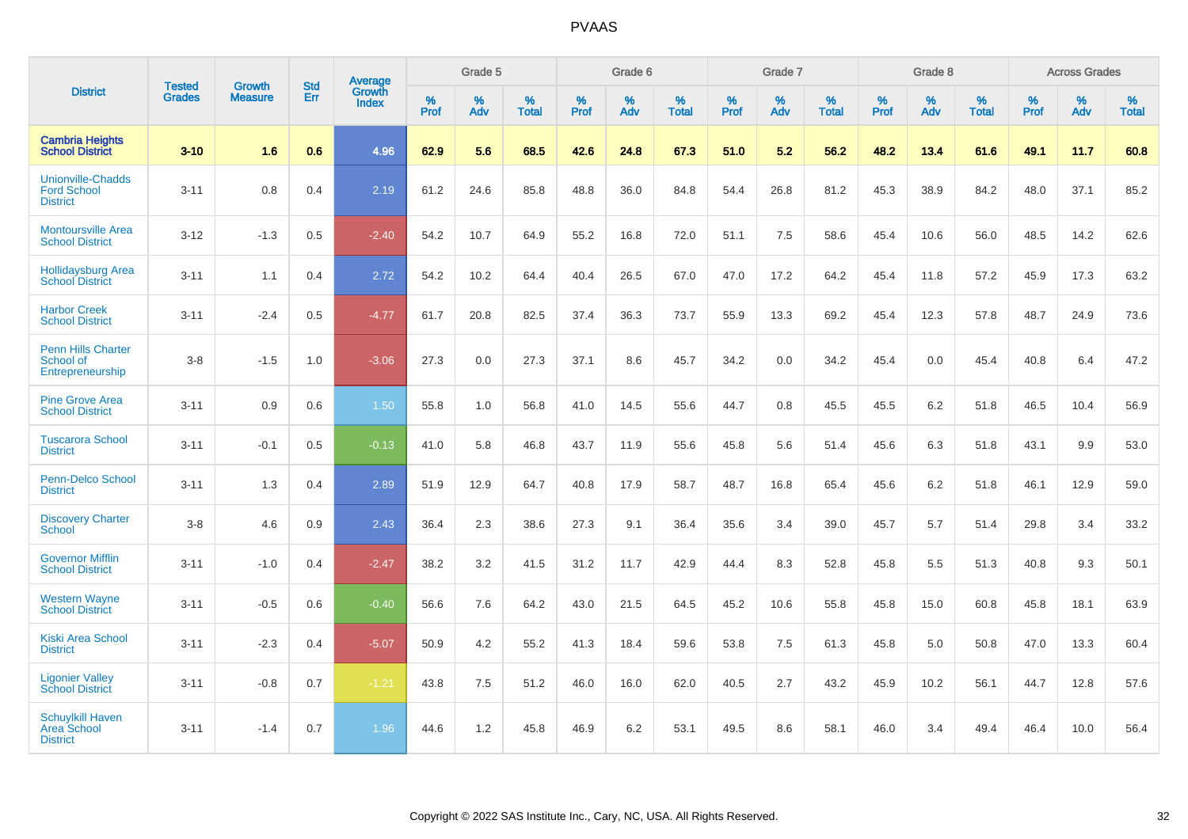# PVAAS

| District | Tested Grades | Growth Measure | Std Err | Average Growth Index | Grade 5 | | | Grade 6 | | | Grade 7 | | | Grade 8 | | | Across Grades | | |
|---|---|---|---|---|---|---|---|---|---|---|---|---|---|---|---|---|---|---|---|
| | | | | | % Prof | % Adv | % Total | % Prof | % Adv | % Total | % Prof | % Adv | % Total | % Prof | % Adv | % Total | % Prof | % Adv | % Total |
| **Cambria Heights School District** | **3-10** | **1.6** | **0.6** | **4.96** | **62.9** | **5.6** | **68.5** | **42.6** | **24.8** | **67.3** | **51.0** | **5.2** | **56.2** | **48.2** | **13.4** | **61.6** | **49.1** | **11.7** | **60.8** |
| Unionville-Chadds Ford School District | 3-11 | 0.8 | 0.4 | 2.19 | 61.2 | 24.6 | 85.8 | 48.8 | 36.0 | 84.8 | 54.4 | 26.8 | 81.2 | 45.3 | 38.9 | 84.2 | 48.0 | 37.1 | 85.2 |
| Montoursville Area School District | 3-12 | -1.3 | 0.5 | -2.40 | 54.2 | 10.7 | 64.9 | 55.2 | 16.8 | 72.0 | 51.1 | 7.5 | 58.6 | 45.4 | 10.6 | 56.0 | 48.5 | 14.2 | 62.6 |
| Hollidaysburg Area School District | 3-11 | 1.1 | 0.4 | 2.72 | 54.2 | 10.2 | 64.4 | 40.4 | 26.5 | 67.0 | 47.0 | 17.2 | 64.2 | 45.4 | 11.8 | 57.2 | 45.9 | 17.3 | 63.2 |
| Harbor Creek School District | 3-11 | -2.4 | 0.5 | -4.77 | 61.7 | 20.8 | 82.5 | 37.4 | 36.3 | 73.7 | 55.9 | 13.3 | 69.2 | 45.4 | 12.3 | 57.8 | 48.7 | 24.9 | 73.6 |
| Penn Hills Charter School of Entrepreneurship | 3-8 | -1.5 | 1.0 | -3.06 | 27.3 | 0.0 | 27.3 | 37.1 | 8.6 | 45.7 | 34.2 | 0.0 | 34.2 | 45.4 | 0.0 | 45.4 | 40.8 | 6.4 | 47.2 |
| Pine Grove Area School District | 3-11 | 0.9 | 0.6 | 1.50 | 55.8 | 1.0 | 56.8 | 41.0 | 14.5 | 55.6 | 44.7 | 0.8 | 45.5 | 45.5 | 6.2 | 51.8 | 46.5 | 10.4 | 56.9 |
| Tuscarora School District | 3-11 | -0.1 | 0.5 | -0.13 | 41.0 | 5.8 | 46.8 | 43.7 | 11.9 | 55.6 | 45.8 | 5.6 | 51.4 | 45.6 | 6.3 | 51.8 | 43.1 | 9.9 | 53.0 |
| Penn-Delco School District | 3-11 | 1.3 | 0.4 | 2.89 | 51.9 | 12.9 | 64.7 | 40.8 | 17.9 | 58.7 | 48.7 | 16.8 | 65.4 | 45.6 | 6.2 | 51.8 | 46.1 | 12.9 | 59.0 |
| Discovery Charter School | 3-8 | 4.6 | 0.9 | 2.43 | 36.4 | 2.3 | 38.6 | 27.3 | 9.1 | 36.4 | 35.6 | 3.4 | 39.0 | 45.7 | 5.7 | 51.4 | 29.8 | 3.4 | 33.2 |
| Governor Mifflin School District | 3-11 | -1.0 | 0.4 | -2.47 | 38.2 | 3.2 | 41.5 | 31.2 | 11.7 | 42.9 | 44.4 | 8.3 | 52.8 | 45.8 | 5.5 | 51.3 | 40.8 | 9.3 | 50.1 |
| Western Wayne School District | 3-11 | -0.5 | 0.6 | -0.40 | 56.6 | 7.6 | 64.2 | 43.0 | 21.5 | 64.5 | 45.2 | 10.6 | 55.8 | 45.8 | 15.0 | 60.8 | 45.8 | 18.1 | 63.9 |
| Kiski Area School District | 3-11 | -2.3 | 0.4 | -5.07 | 50.9 | 4.2 | 55.2 | 41.3 | 18.4 | 59.6 | 53.8 | 7.5 | 61.3 | 45.8 | 5.0 | 50.8 | 47.0 | 13.3 | 60.4 |
| Ligonier Valley School District | 3-11 | -0.8 | 0.7 | -1.21 | 43.8 | 7.5 | 51.2 | 46.0 | 16.0 | 62.0 | 40.5 | 2.7 | 43.2 | 45.9 | 10.2 | 56.1 | 44.7 | 12.8 | 57.6 |
| Schuylkill Haven Area School District | 3-11 | -1.4 | 0.7 | 1.96 | 44.6 | 1.2 | 45.8 | 46.9 | 6.2 | 53.1 | 49.5 | 8.6 | 58.1 | 46.0 | 3.4 | 49.4 | 46.4 | 10.0 | 56.4 |

Copyright © 2022 SAS Institute Inc., Cary, NC, USA. All Rights Reserved.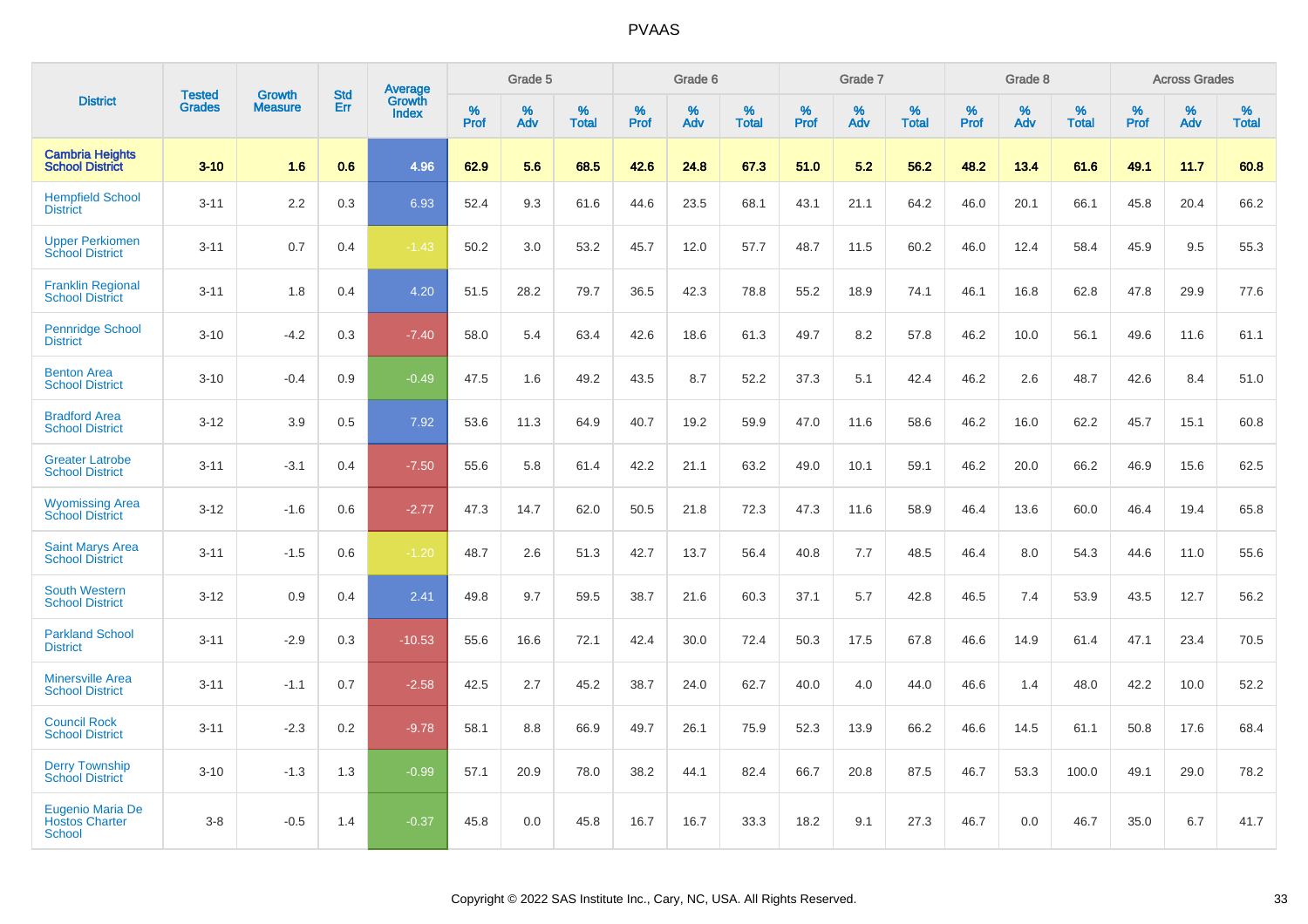| District | Tested Grades | Growth Measure | Std Err | Average Growth Index | Grade 5 | | | Grade 6 | | | Grade 7 | | | Grade 8 | | | Across Grades | | |
|---|---|---|---|---|---|---|---|---|---|---|---|---|---|---|---|---|---|---|---|
| | | | | | % Prof | % Adv | % Total | % Prof | % Adv | % Total | % Prof | % Adv | % Total | % Prof | % Adv | % Total | % Prof | % Adv | % Total |
| **Cambria Heights School District** | **3-10** | **1.6** | **0.6** | **4.96** | **62.9** | **5.6** | **68.5** | **42.6** | **24.8** | **67.3** | **51.0** | **5.2** | **56.2** | **48.2** | **13.4** | **61.6** | **49.1** | **11.7** | **60.8** |
| Hempfield School District | 3-11 | 2.2 | 0.3 | 6.93 | 52.4 | 9.3 | 61.6 | 44.6 | 23.5 | 68.1 | 43.1 | 21.1 | 64.2 | 46.0 | 20.1 | 66.1 | 45.8 | 20.4 | 66.2 |
| Upper Perkiomen School District | 3-11 | 0.7 | 0.4 | -1.43 | 50.2 | 3.0 | 53.2 | 45.7 | 12.0 | 57.7 | 48.7 | 11.5 | 60.2 | 46.0 | 12.4 | 58.4 | 45.9 | 9.5 | 55.3 |
| Franklin Regional School District | 3-11 | 1.8 | 0.4 | 4.20 | 51.5 | 28.2 | 79.7 | 36.5 | 42.3 | 78.8 | 55.2 | 18.9 | 74.1 | 46.1 | 16.8 | 62.8 | 47.8 | 29.9 | 77.6 |
| Pennridge School District | 3-10 | -4.2 | 0.3 | -7.40 | 58.0 | 5.4 | 63.4 | 42.6 | 18.6 | 61.3 | 49.7 | 8.2 | 57.8 | 46.2 | 10.0 | 56.1 | 49.6 | 11.6 | 61.1 |
| Benton Area School District | 3-10 | -0.4 | 0.9 | -0.49 | 47.5 | 1.6 | 49.2 | 43.5 | 8.7 | 52.2 | 37.3 | 5.1 | 42.4 | 46.2 | 2.6 | 48.7 | 42.6 | 8.4 | 51.0 |
| Bradford Area School District | 3-12 | 3.9 | 0.5 | 7.92 | 53.6 | 11.3 | 64.9 | 40.7 | 19.2 | 59.9 | 47.0 | 11.6 | 58.6 | 46.2 | 16.0 | 62.2 | 45.7 | 15.1 | 60.8 |
| Greater Latrobe School District | 3-11 | -3.1 | 0.4 | -7.50 | 55.6 | 5.8 | 61.4 | 42.2 | 21.1 | 63.2 | 49.0 | 10.1 | 59.1 | 46.2 | 20.0 | 66.2 | 46.9 | 15.6 | 62.5 |
| Wyomissing Area School District | 3-12 | -1.6 | 0.6 | -2.77 | 47.3 | 14.7 | 62.0 | 50.5 | 21.8 | 72.3 | 47.3 | 11.6 | 58.9 | 46.4 | 13.6 | 60.0 | 46.4 | 19.4 | 65.8 |
| Saint Marys Area School District | 3-11 | -1.5 | 0.6 | -1.20 | 48.7 | 2.6 | 51.3 | 42.7 | 13.7 | 56.4 | 40.8 | 7.7 | 48.5 | 46.4 | 8.0 | 54.3 | 44.6 | 11.0 | 55.6 |
| South Western School District | 3-12 | 0.9 | 0.4 | 2.41 | 49.8 | 9.7 | 59.5 | 38.7 | 21.6 | 60.3 | 37.1 | 5.7 | 42.8 | 46.5 | 7.4 | 53.9 | 43.5 | 12.7 | 56.2 |
| Parkland School District | 3-11 | -2.9 | 0.3 | -10.53 | 55.6 | 16.6 | 72.1 | 42.4 | 30.0 | 72.4 | 50.3 | 17.5 | 67.8 | 46.6 | 14.9 | 61.4 | 47.1 | 23.4 | 70.5 |
| Minersville Area School District | 3-11 | -1.1 | 0.7 | -2.58 | 42.5 | 2.7 | 45.2 | 38.7 | 24.0 | 62.7 | 40.0 | 4.0 | 44.0 | 46.6 | 1.4 | 48.0 | 42.2 | 10.0 | 52.2 |
| Council Rock School District | 3-11 | -2.3 | 0.2 | -9.78 | 58.1 | 8.8 | 66.9 | 49.7 | 26.1 | 75.9 | 52.3 | 13.9 | 66.2 | 46.6 | 14.5 | 61.1 | 50.8 | 17.6 | 68.4 |
| Derry Township School District | 3-10 | -1.3 | 1.3 | -0.99 | 57.1 | 20.9 | 78.0 | 38.2 | 44.1 | 82.4 | 66.7 | 20.8 | 87.5 | 46.7 | 53.3 | 100.0 | 49.1 | 29.0 | 78.2 |
| Eugenio Maria De Hostos Charter School | 3-8 | -0.5 | 1.4 | -0.37 | 45.8 | 0.0 | 45.8 | 16.7 | 16.7 | 33.3 | 18.2 | 9.1 | 27.3 | 46.7 | 0.0 | 46.7 | 35.0 | 6.7 | 41.7 |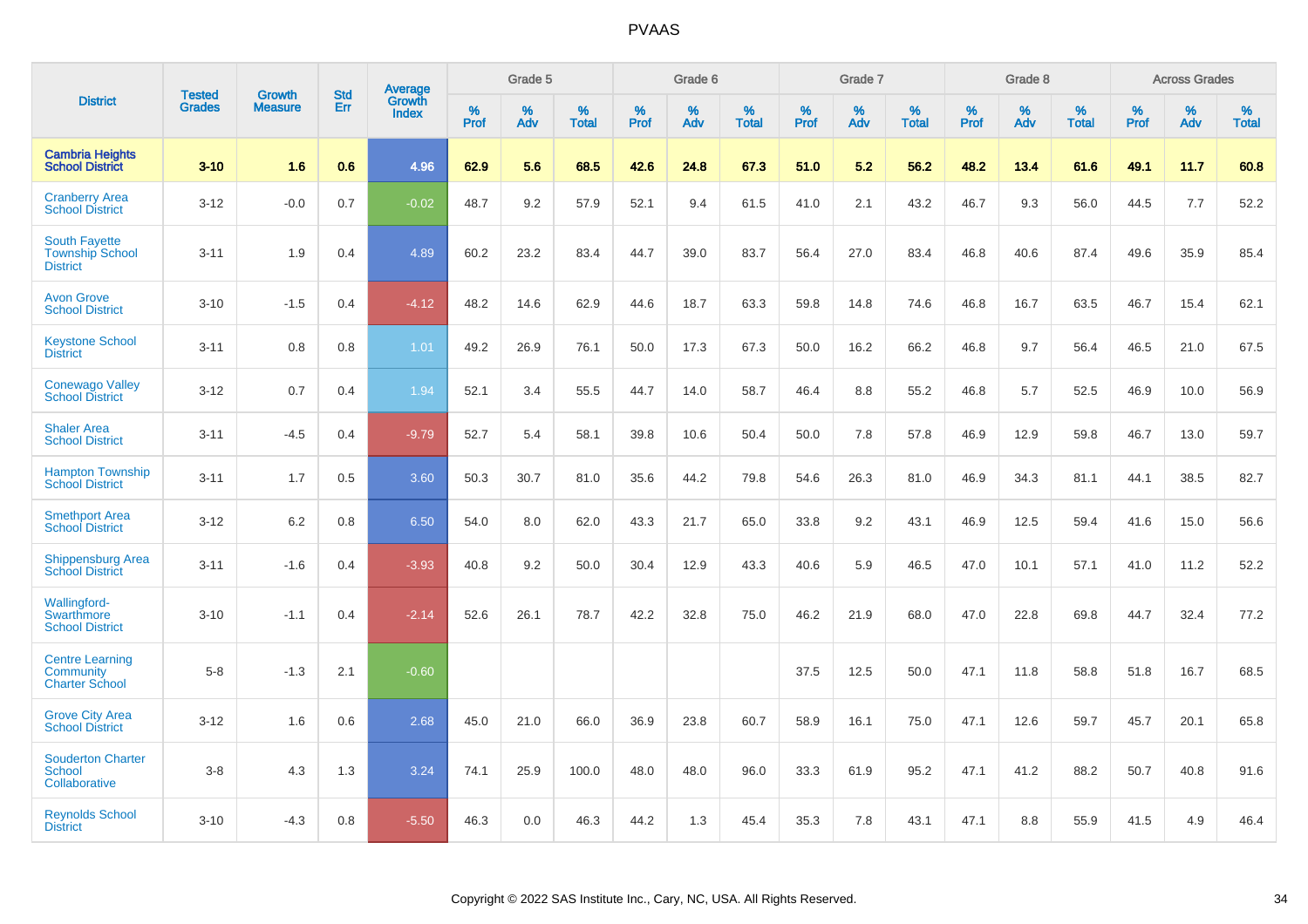| District | Tested Grades | Growth Measure | Std Err | Average Growth Index | Grade 5 | | | Grade 6 | | | Grade 7 | | | Grade 8 | | | Across Grades | | |
|---|---|---|---|---|---|---|---|---|---|---|---|---|---|---|---|---|---|---|---|
| | | | | | % Prof | % Adv | % Total | % Prof | % Adv | % Total | % Prof | % Adv | % Total | % Prof | % Adv | % Total | % Prof | % Adv | % Total |
| **Cambria Heights School District** | **3-10** | **1.6** | **0.6** | **4.96** | **62.9** | **5.6** | **68.5** | **42.6** | **24.8** | **67.3** | **51.0** | **5.2** | **56.2** | **48.2** | **13.4** | **61.6** | **49.1** | **11.7** | **60.8** |
| Cranberry Area School District | 3-12 | -0.0 | 0.7 | -0.02 | 48.7 | 9.2 | 57.9 | 52.1 | 9.4 | 61.5 | 41.0 | 2.1 | 43.2 | 46.7 | 9.3 | 56.0 | 44.5 | 7.7 | 52.2 |
| South Fayette Township School District | 3-11 | 1.9 | 0.4 | 4.89 | 60.2 | 23.2 | 83.4 | 44.7 | 39.0 | 83.7 | 56.4 | 27.0 | 83.4 | 46.8 | 40.6 | 87.4 | 49.6 | 35.9 | 85.4 |
| Avon Grove School District | 3-10 | -1.5 | 0.4 | -4.12 | 48.2 | 14.6 | 62.9 | 44.6 | 18.7 | 63.3 | 59.8 | 14.8 | 74.6 | 46.8 | 16.7 | 63.5 | 46.7 | 15.4 | 62.1 |
| Keystone School District | 3-11 | 0.8 | 0.8 | 1.01 | 49.2 | 26.9 | 76.1 | 50.0 | 17.3 | 67.3 | 50.0 | 16.2 | 66.2 | 46.8 | 9.7 | 56.4 | 46.5 | 21.0 | 67.5 |
| Conewago Valley School District | 3-12 | 0.7 | 0.4 | 1.94 | 52.1 | 3.4 | 55.5 | 44.7 | 14.0 | 58.7 | 46.4 | 8.8 | 55.2 | 46.8 | 5.7 | 52.5 | 46.9 | 10.0 | 56.9 |
| Shaler Area School District | 3-11 | -4.5 | 0.4 | -9.79 | 52.7 | 5.4 | 58.1 | 39.8 | 10.6 | 50.4 | 50.0 | 7.8 | 57.8 | 46.9 | 12.9 | 59.8 | 46.7 | 13.0 | 59.7 |
| Hampton Township School District | 3-11 | 1.7 | 0.5 | 3.60 | 50.3 | 30.7 | 81.0 | 35.6 | 44.2 | 79.8 | 54.6 | 26.3 | 81.0 | 46.9 | 34.3 | 81.1 | 44.1 | 38.5 | 82.7 |
| Smethport Area School District | 3-12 | 6.2 | 0.8 | 6.50 | 54.0 | 8.0 | 62.0 | 43.3 | 21.7 | 65.0 | 33.8 | 9.2 | 43.1 | 46.9 | 12.5 | 59.4 | 41.6 | 15.0 | 56.6 |
| Shippensburg Area School District | 3-11 | -1.6 | 0.4 | -3.93 | 40.8 | 9.2 | 50.0 | 30.4 | 12.9 | 43.3 | 40.6 | 5.9 | 46.5 | 47.0 | 10.1 | 57.1 | 41.0 | 11.2 | 52.2 |
| Wallingford-Swarthmore School District | 3-10 | -1.1 | 0.4 | -2.14 | 52.6 | 26.1 | 78.7 | 42.2 | 32.8 | 75.0 | 46.2 | 21.9 | 68.0 | 47.0 | 22.8 | 69.8 | 44.7 | 32.4 | 77.2 |
| Centre Learning Community Charter School | 5-8 | -1.3 | 2.1 | -0.60 | | | | | | | 37.5 | 12.5 | 50.0 | 47.1 | 11.8 | 58.8 | 51.8 | 16.7 | 68.5 |
| Grove City Area School District | 3-12 | 1.6 | 0.6 | 2.68 | 45.0 | 21.0 | 66.0 | 36.9 | 23.8 | 60.7 | 58.9 | 16.1 | 75.0 | 47.1 | 12.6 | 59.7 | 45.7 | 20.1 | 65.8 |
| Souderton Charter School Collaborative | 3-8 | 4.3 | 1.3 | 3.24 | 74.1 | 25.9 | 100.0 | 48.0 | 48.0 | 96.0 | 33.3 | 61.9 | 95.2 | 47.1 | 41.2 | 88.2 | 50.7 | 40.8 | 91.6 |
| Reynolds School District | 3-10 | -4.3 | 0.8 | -5.50 | 46.3 | 0.0 | 46.3 | 44.2 | 1.3 | 45.4 | 35.3 | 7.8 | 43.1 | 47.1 | 8.8 | 55.9 | 41.5 | 4.9 | 46.4 |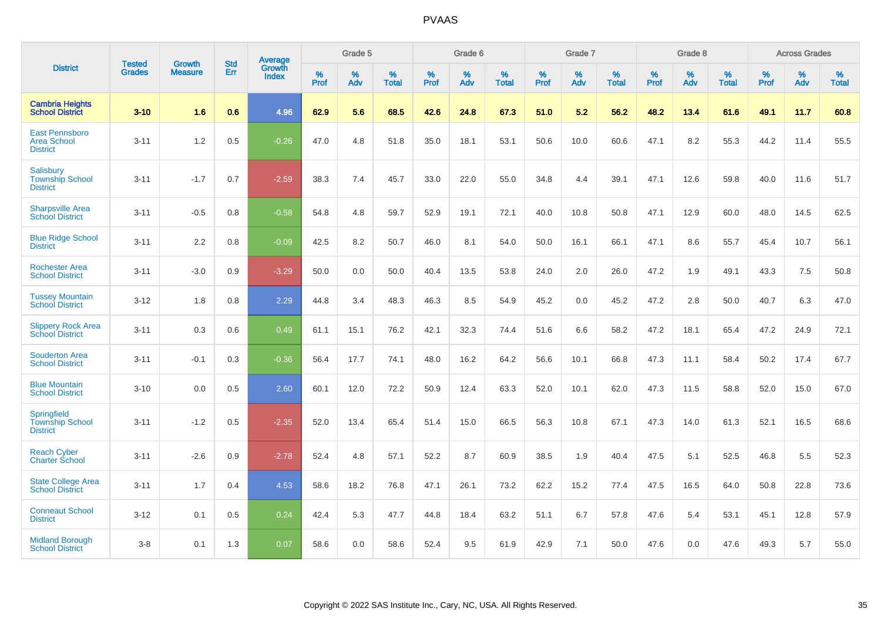# PVAAS

| District | Tested Grades | Growth Measure | Std Err | Average Growth Index | Grade 5 | | | Grade 6 | | | Grade 7 | | | Grade 8 | | | Across Grades | | |
|---|---|---|---|---|---|---|---|---|---|---|---|---|---|---|---|---|---|---|---|
| | | | | | % Prof | % Adv | % Total | % Prof | % Adv | % Total | % Prof | % Adv | % Total | % Prof | % Adv | % Total | % Prof | % Adv | % Total |
| **Cambria Heights School District** | **3-10** | **1.6** | **0.6** | **4.96** | **62.9** | **5.6** | **68.5** | **42.6** | **24.8** | **67.3** | **51.0** | **5.2** | **56.2** | **48.2** | **13.4** | **61.6** | **49.1** | **11.7** | **60.8** |
| East Pennsboro Area School District | 3-11 | 1.2 | 0.5 | -0.26 | 47.0 | 4.8 | 51.8 | 35.0 | 18.1 | 53.1 | 50.6 | 10.0 | 60.6 | 47.1 | 8.2 | 55.3 | 44.2 | 11.4 | 55.5 |
| Salisbury Township School District | 3-11 | -1.7 | 0.7 | -2.59 | 38.3 | 7.4 | 45.7 | 33.0 | 22.0 | 55.0 | 34.8 | 4.4 | 39.1 | 47.1 | 12.6 | 59.8 | 40.0 | 11.6 | 51.7 |
| Sharpsville Area School District | 3-11 | -0.5 | 0.8 | -0.58 | 54.8 | 4.8 | 59.7 | 52.9 | 19.1 | 72.1 | 40.0 | 10.8 | 50.8 | 47.1 | 12.9 | 60.0 | 48.0 | 14.5 | 62.5 |
| Blue Ridge School District | 3-11 | 2.2 | 0.8 | -0.09 | 42.5 | 8.2 | 50.7 | 46.0 | 8.1 | 54.0 | 50.0 | 16.1 | 66.1 | 47.1 | 8.6 | 55.7 | 45.4 | 10.7 | 56.1 |
| Rochester Area School District | 3-11 | -3.0 | 0.9 | -3.29 | 50.0 | 0.0 | 50.0 | 40.4 | 13.5 | 53.8 | 24.0 | 2.0 | 26.0 | 47.2 | 1.9 | 49.1 | 43.3 | 7.5 | 50.8 |
| Tussey Mountain School District | 3-12 | 1.8 | 0.8 | 2.29 | 44.8 | 3.4 | 48.3 | 46.3 | 8.5 | 54.9 | 45.2 | 0.0 | 45.2 | 47.2 | 2.8 | 50.0 | 40.7 | 6.3 | 47.0 |
| Slippery Rock Area School District | 3-11 | 0.3 | 0.6 | 0.49 | 61.1 | 15.1 | 76.2 | 42.1 | 32.3 | 74.4 | 51.6 | 6.6 | 58.2 | 47.2 | 18.1 | 65.4 | 47.2 | 24.9 | 72.1 |
| Souderton Area School District | 3-11 | -0.1 | 0.3 | -0.36 | 56.4 | 17.7 | 74.1 | 48.0 | 16.2 | 64.2 | 56.6 | 10.1 | 66.8 | 47.3 | 11.1 | 58.4 | 50.2 | 17.4 | 67.7 |
| Blue Mountain School District | 3-10 | 0.0 | 0.5 | 2.60 | 60.1 | 12.0 | 72.2 | 50.9 | 12.4 | 63.3 | 52.0 | 10.1 | 62.0 | 47.3 | 11.5 | 58.8 | 52.0 | 15.0 | 67.0 |
| Springfield Township School District | 3-11 | -1.2 | 0.5 | -2.35 | 52.0 | 13.4 | 65.4 | 51.4 | 15.0 | 66.5 | 56.3 | 10.8 | 67.1 | 47.3 | 14.0 | 61.3 | 52.1 | 16.5 | 68.6 |
| Reach Cyber Charter School | 3-11 | -2.6 | 0.9 | -2.78 | 52.4 | 4.8 | 57.1 | 52.2 | 8.7 | 60.9 | 38.5 | 1.9 | 40.4 | 47.5 | 5.1 | 52.5 | 46.8 | 5.5 | 52.3 |
| State College Area School District | 3-11 | 1.7 | 0.4 | 4.53 | 58.6 | 18.2 | 76.8 | 47.1 | 26.1 | 73.2 | 62.2 | 15.2 | 77.4 | 47.5 | 16.5 | 64.0 | 50.8 | 22.8 | 73.6 |
| Conneaut School District | 3-12 | 0.1 | 0.5 | 0.24 | 42.4 | 5.3 | 47.7 | 44.8 | 18.4 | 63.2 | 51.1 | 6.7 | 57.8 | 47.6 | 5.4 | 53.1 | 45.1 | 12.8 | 57.9 |
| Midland Borough School District | 3-8 | 0.1 | 1.3 | 0.07 | 58.6 | 0.0 | 58.6 | 52.4 | 9.5 | 61.9 | 42.9 | 7.1 | 50.0 | 47.6 | 0.0 | 47.6 | 49.3 | 5.7 | 55.0 |

Copyright © 2022 SAS Institute Inc., Cary, NC, USA. All Rights Reserved.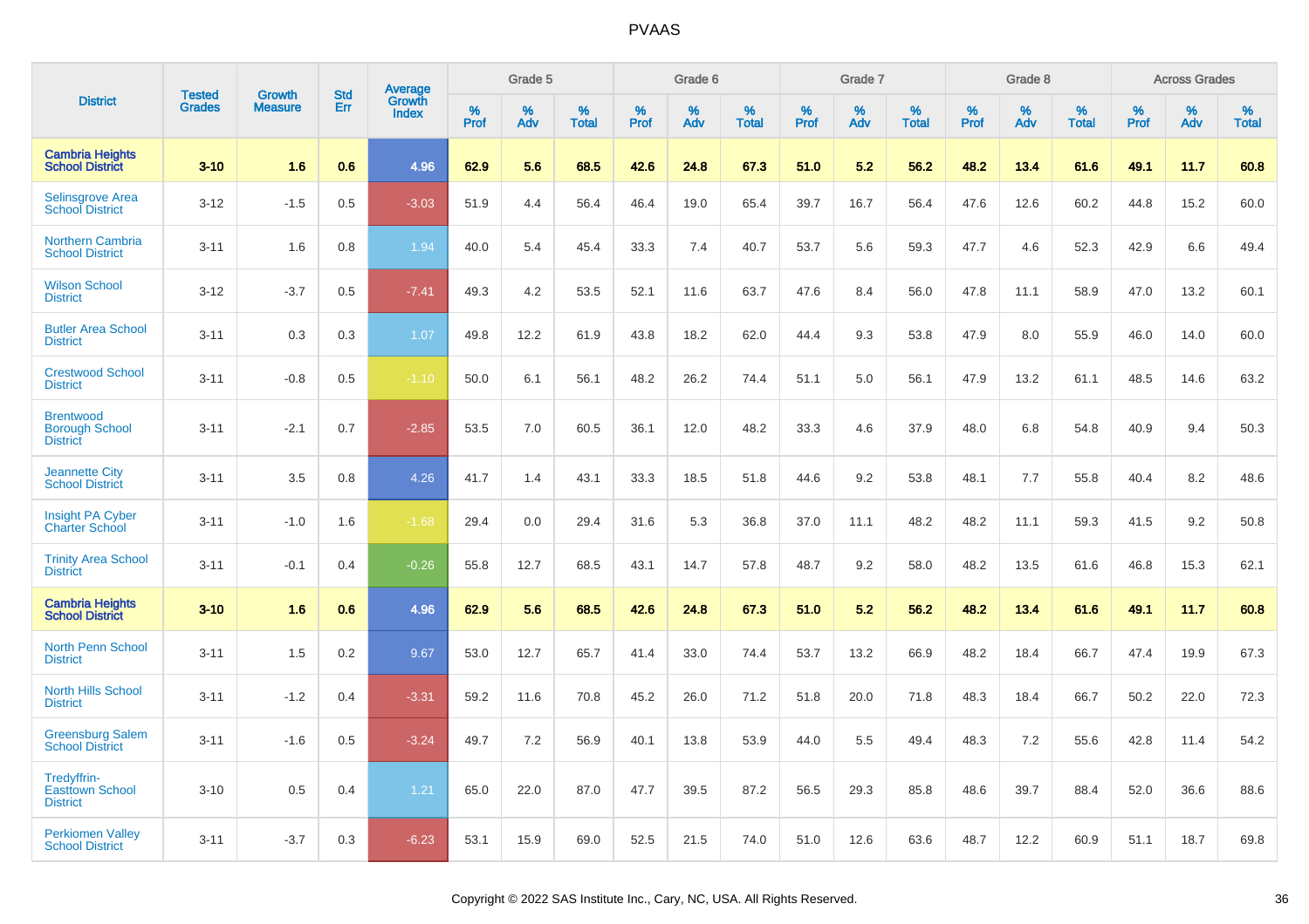# PVAAS

| District | Tested Grades | Growth Measure | Std Err | Average Growth Index | Grade 5 | | | Grade 6 | | | Grade 7 | | | Grade 8 | | | Across Grades | | |
|---|---|---|---|---|---|---|---|---|---|---|---|---|---|---|---|---|---|---|---|
| | | | | | % Prof | % Adv | % Total | % Prof | % Adv | % Total | % Prof | % Adv | % Total | % Prof | % Adv | % Total | % Prof | % Adv | % Total |
| **Cambria Heights School District** | **3-10** | **1.6** | **0.6** | **4.96** | **62.9** | **5.6** | **68.5** | **42.6** | **24.8** | **67.3** | **51.0** | **5.2** | **56.2** | **48.2** | **13.4** | **61.6** | **49.1** | **11.7** | **60.8** |
| Selinsgrove Area School District | 3-12 | -1.5 | 0.5 | -3.03 | 51.9 | 4.4 | 56.4 | 46.4 | 19.0 | 65.4 | 39.7 | 16.7 | 56.4 | 47.6 | 12.6 | 60.2 | 44.8 | 15.2 | 60.0 |
| Northern Cambria School District | 3-11 | 1.6 | 0.8 | 1.94 | 40.0 | 5.4 | 45.4 | 33.3 | 7.4 | 40.7 | 53.7 | 5.6 | 59.3 | 47.7 | 4.6 | 52.3 | 42.9 | 6.6 | 49.4 |
| Wilson School District | 3-12 | -3.7 | 0.5 | -7.41 | 49.3 | 4.2 | 53.5 | 52.1 | 11.6 | 63.7 | 47.6 | 8.4 | 56.0 | 47.8 | 11.1 | 58.9 | 47.0 | 13.2 | 60.1 |
| Butler Area School District | 3-11 | 0.3 | 0.3 | 1.07 | 49.8 | 12.2 | 61.9 | 43.8 | 18.2 | 62.0 | 44.4 | 9.3 | 53.8 | 47.9 | 8.0 | 55.9 | 46.0 | 14.0 | 60.0 |
| Crestwood School District | 3-11 | -0.8 | 0.5 | -1.10 | 50.0 | 6.1 | 56.1 | 48.2 | 26.2 | 74.4 | 51.1 | 5.0 | 56.1 | 47.9 | 13.2 | 61.1 | 48.5 | 14.6 | 63.2 |
| Brentwood Borough School District | 3-11 | -2.1 | 0.7 | -2.85 | 53.5 | 7.0 | 60.5 | 36.1 | 12.0 | 48.2 | 33.3 | 4.6 | 37.9 | 48.0 | 6.8 | 54.8 | 40.9 | 9.4 | 50.3 |
| Jeannette City School District | 3-11 | 3.5 | 0.8 | 4.26 | 41.7 | 1.4 | 43.1 | 33.3 | 18.5 | 51.8 | 44.6 | 9.2 | 53.8 | 48.1 | 7.7 | 55.8 | 40.4 | 8.2 | 48.6 |
| Insight PA Cyber Charter School | 3-11 | -1.0 | 1.6 | -1.68 | 29.4 | 0.0 | 29.4 | 31.6 | 5.3 | 36.8 | 37.0 | 11.1 | 48.2 | 48.2 | 11.1 | 59.3 | 41.5 | 9.2 | 50.8 |
| Trinity Area School District | 3-11 | -0.1 | 0.4 | -0.26 | 55.8 | 12.7 | 68.5 | 43.1 | 14.7 | 57.8 | 48.7 | 9.2 | 58.0 | 48.2 | 13.5 | 61.6 | 46.8 | 15.3 | 62.1 |
| **Cambria Heights School District** | **3-10** | **1.6** | **0.6** | **4.96** | **62.9** | **5.6** | **68.5** | **42.6** | **24.8** | **67.3** | **51.0** | **5.2** | **56.2** | **48.2** | **13.4** | **61.6** | **49.1** | **11.7** | **60.8** |
| North Penn School District | 3-11 | 1.5 | 0.2 | 9.67 | 53.0 | 12.7 | 65.7 | 41.4 | 33.0 | 74.4 | 53.7 | 13.2 | 66.9 | 48.2 | 18.4 | 66.7 | 47.4 | 19.9 | 67.3 |
| North Hills School District | 3-11 | -1.2 | 0.4 | -3.31 | 59.2 | 11.6 | 70.8 | 45.2 | 26.0 | 71.2 | 51.8 | 20.0 | 71.8 | 48.3 | 18.4 | 66.7 | 50.2 | 22.0 | 72.3 |
| Greensburg Salem School District | 3-11 | -1.6 | 0.5 | -3.24 | 49.7 | 7.2 | 56.9 | 40.1 | 13.8 | 53.9 | 44.0 | 5.5 | 49.4 | 48.3 | 7.2 | 55.6 | 42.8 | 11.4 | 54.2 |
| Tredyffrin-Easttown School District | 3-10 | 0.5 | 0.4 | 1.21 | 65.0 | 22.0 | 87.0 | 47.7 | 39.5 | 87.2 | 56.5 | 29.3 | 85.8 | 48.6 | 39.7 | 88.4 | 52.0 | 36.6 | 88.6 |
| Perkiomen Valley School District | 3-11 | -3.7 | 0.3 | -6.23 | 53.1 | 15.9 | 69.0 | 52.5 | 21.5 | 74.0 | 51.0 | 12.6 | 63.6 | 48.7 | 12.2 | 60.9 | 51.1 | 18.7 | 69.8 |

Copyright © 2022 SAS Institute Inc., Cary, NC, USA. All Rights Reserved.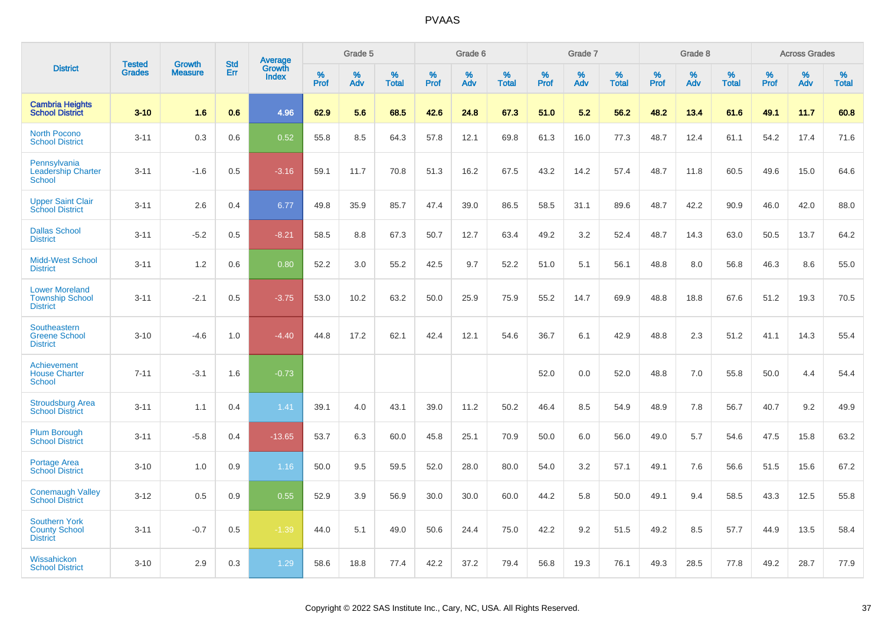# PVAAS

| District | Tested Grades | Growth Measure | Std Err | Average Growth Index | Grade 5 | | | Grade 6 | | | Grade 7 | | | Grade 8 | | | Across Grades | | |
|---|---|---|---|---|---|---|---|---|---|---|---|---|---|---|---|---|---|---|---|
| | | | | | % Prof | % Adv | % Total | % Prof | % Adv | % Total | % Prof | % Adv | % Total | % Prof | % Adv | % Total | % Prof | % Adv | % Total |
| **Cambria Heights School District** | **3-10** | **1.6** | **0.6** | **4.96** | **62.9** | **5.6** | **68.5** | **42.6** | **24.8** | **67.3** | **51.0** | **5.2** | **56.2** | **48.2** | **13.4** | **61.6** | **49.1** | **11.7** | **60.8** |
| North Pocono School District | 3-11 | 0.3 | 0.6 | 0.52 | 55.8 | 8.5 | 64.3 | 57.8 | 12.1 | 69.8 | 61.3 | 16.0 | 77.3 | 48.7 | 12.4 | 61.1 | 54.2 | 17.4 | 71.6 |
| Pennsylvania Leadership Charter School | 3-11 | -1.6 | 0.5 | -3.16 | 59.1 | 11.7 | 70.8 | 51.3 | 16.2 | 67.5 | 43.2 | 14.2 | 57.4 | 48.7 | 11.8 | 60.5 | 49.6 | 15.0 | 64.6 |
| Upper Saint Clair School District | 3-11 | 2.6 | 0.4 | 6.77 | 49.8 | 35.9 | 85.7 | 47.4 | 39.0 | 86.5 | 58.5 | 31.1 | 89.6 | 48.7 | 42.2 | 90.9 | 46.0 | 42.0 | 88.0 |
| Dallas School District | 3-11 | -5.2 | 0.5 | -8.21 | 58.5 | 8.8 | 67.3 | 50.7 | 12.7 | 63.4 | 49.2 | 3.2 | 52.4 | 48.7 | 14.3 | 63.0 | 50.5 | 13.7 | 64.2 |
| Midd-West School District | 3-11 | 1.2 | 0.6 | 0.80 | 52.2 | 3.0 | 55.2 | 42.5 | 9.7 | 52.2 | 51.0 | 5.1 | 56.1 | 48.8 | 8.0 | 56.8 | 46.3 | 8.6 | 55.0 |
| Lower Moreland Township School District | 3-11 | -2.1 | 0.5 | -3.75 | 53.0 | 10.2 | 63.2 | 50.0 | 25.9 | 75.9 | 55.2 | 14.7 | 69.9 | 48.8 | 18.8 | 67.6 | 51.2 | 19.3 | 70.5 |
| Southeastern Greene School District | 3-10 | -4.6 | 1.0 | -4.40 | 44.8 | 17.2 | 62.1 | 42.4 | 12.1 | 54.6 | 36.7 | 6.1 | 42.9 | 48.8 | 2.3 | 51.2 | 41.1 | 14.3 | 55.4 |
| Achievement House Charter School | 7-11 | -3.1 | 1.6 | -0.73 | | | | | | | 52.0 | 0.0 | 52.0 | 48.8 | 7.0 | 55.8 | 50.0 | 4.4 | 54.4 |
| Stroudsburg Area School District | 3-11 | 1.1 | 0.4 | 1.41 | 39.1 | 4.0 | 43.1 | 39.0 | 11.2 | 50.2 | 46.4 | 8.5 | 54.9 | 48.9 | 7.8 | 56.7 | 40.7 | 9.2 | 49.9 |
| Plum Borough School District | 3-11 | -5.8 | 0.4 | -13.65 | 53.7 | 6.3 | 60.0 | 45.8 | 25.1 | 70.9 | 50.0 | 6.0 | 56.0 | 49.0 | 5.7 | 54.6 | 47.5 | 15.8 | 63.2 |
| Portage Area School District | 3-10 | 1.0 | 0.9 | 1.16 | 50.0 | 9.5 | 59.5 | 52.0 | 28.0 | 80.0 | 54.0 | 3.2 | 57.1 | 49.1 | 7.6 | 56.6 | 51.5 | 15.6 | 67.2 |
| Conemaugh Valley School District | 3-12 | 0.5 | 0.9 | 0.55 | 52.9 | 3.9 | 56.9 | 30.0 | 30.0 | 60.0 | 44.2 | 5.8 | 50.0 | 49.1 | 9.4 | 58.5 | 43.3 | 12.5 | 55.8 |
| Southern York County School District | 3-11 | -0.7 | 0.5 | -1.39 | 44.0 | 5.1 | 49.0 | 50.6 | 24.4 | 75.0 | 42.2 | 9.2 | 51.5 | 49.2 | 8.5 | 57.7 | 44.9 | 13.5 | 58.4 |
| Wissahickon School District | 3-10 | 2.9 | 0.3 | 1.29 | 58.6 | 18.8 | 77.4 | 42.2 | 37.2 | 79.4 | 56.8 | 19.3 | 76.1 | 49.3 | 28.5 | 77.8 | 49.2 | 28.7 | 77.9 |

Copyright © 2022 SAS Institute Inc., Cary, NC, USA. All Rights Reserved.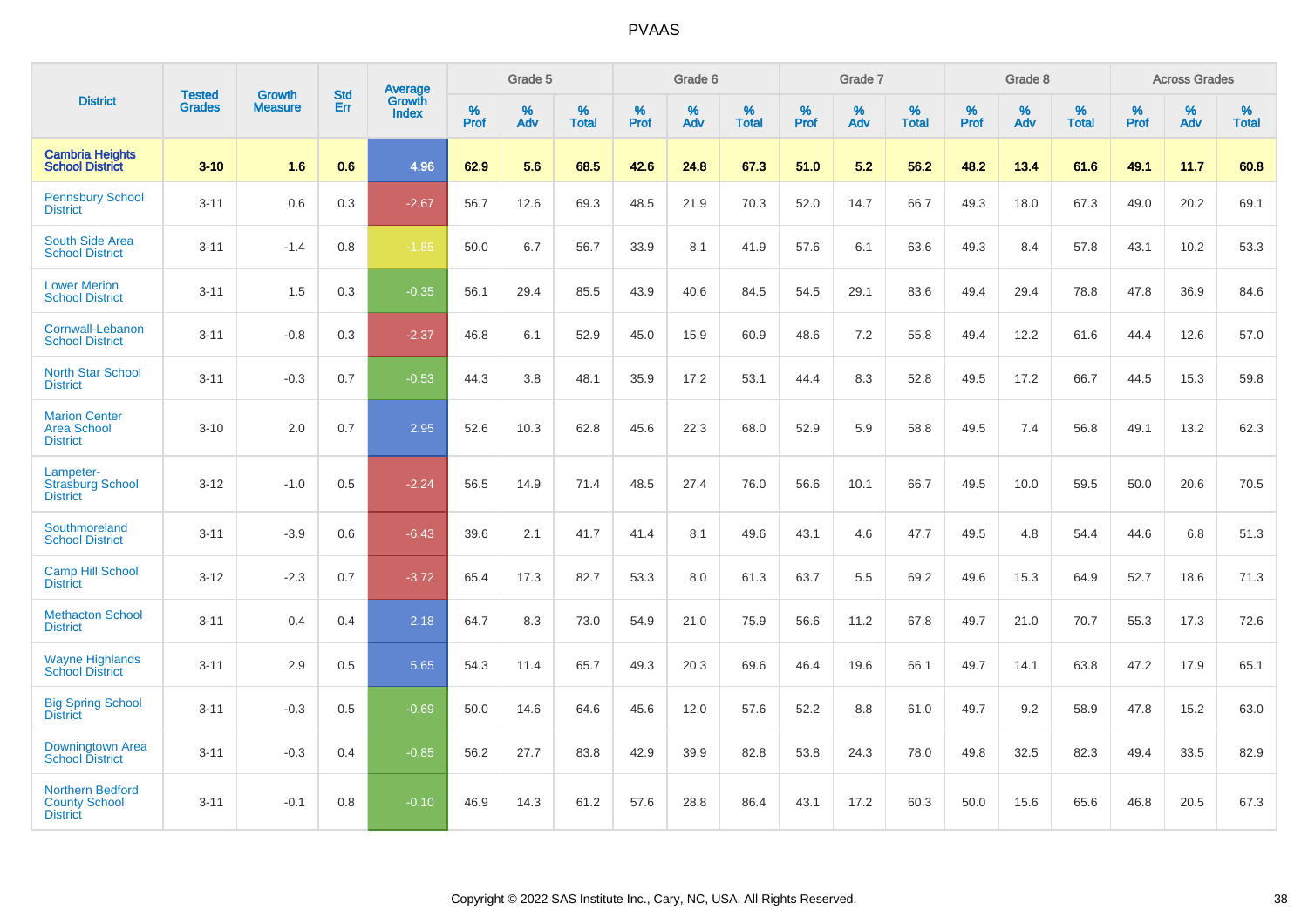| District | Tested Grades | Growth Measure | Std Err | Average Growth Index | Grade 5 | | | Grade 6 | | | Grade 7 | | | Grade 8 | | | Across Grades | | |
|---|---|---|---|---|---|---|---|---|---|---|---|---|---|---|---|---|---|---|---|
| | | | | | % Prof | % Adv | % Total | % Prof | % Adv | % Total | % Prof | % Adv | % Total | % Prof | % Adv | % Total | % Prof | % Adv | % Total |
| **Cambria Heights School District** | **3-10** | **1.6** | **0.6** | **4.96** | **62.9** | **5.6** | **68.5** | **42.6** | **24.8** | **67.3** | **51.0** | **5.2** | **56.2** | **48.2** | **13.4** | **61.6** | **49.1** | **11.7** | **60.8** |
| Pennsbury School District | 3-11 | 0.6 | 0.3 | -2.67 | 56.7 | 12.6 | 69.3 | 48.5 | 21.9 | 70.3 | 52.0 | 14.7 | 66.7 | 49.3 | 18.0 | 67.3 | 49.0 | 20.2 | 69.1 |
| South Side Area School District | 3-11 | -1.4 | 0.8 | -1.85 | 50.0 | 6.7 | 56.7 | 33.9 | 8.1 | 41.9 | 57.6 | 6.1 | 63.6 | 49.3 | 8.4 | 57.8 | 43.1 | 10.2 | 53.3 |
| Lower Merion School District | 3-11 | 1.5 | 0.3 | -0.35 | 56.1 | 29.4 | 85.5 | 43.9 | 40.6 | 84.5 | 54.5 | 29.1 | 83.6 | 49.4 | 29.4 | 78.8 | 47.8 | 36.9 | 84.6 |
| Cornwall-Lebanon School District | 3-11 | -0.8 | 0.3 | -2.37 | 46.8 | 6.1 | 52.9 | 45.0 | 15.9 | 60.9 | 48.6 | 7.2 | 55.8 | 49.4 | 12.2 | 61.6 | 44.4 | 12.6 | 57.0 |
| North Star School District | 3-11 | -0.3 | 0.7 | -0.53 | 44.3 | 3.8 | 48.1 | 35.9 | 17.2 | 53.1 | 44.4 | 8.3 | 52.8 | 49.5 | 17.2 | 66.7 | 44.5 | 15.3 | 59.8 |
| Marion Center Area School District | 3-10 | 2.0 | 0.7 | 2.95 | 52.6 | 10.3 | 62.8 | 45.6 | 22.3 | 68.0 | 52.9 | 5.9 | 58.8 | 49.5 | 7.4 | 56.8 | 49.1 | 13.2 | 62.3 |
| Lampeter-Strasburg School District | 3-12 | -1.0 | 0.5 | -2.24 | 56.5 | 14.9 | 71.4 | 48.5 | 27.4 | 76.0 | 56.6 | 10.1 | 66.7 | 49.5 | 10.0 | 59.5 | 50.0 | 20.6 | 70.5 |
| Southmoreland School District | 3-11 | -3.9 | 0.6 | -6.43 | 39.6 | 2.1 | 41.7 | 41.4 | 8.1 | 49.6 | 43.1 | 4.6 | 47.7 | 49.5 | 4.8 | 54.4 | 44.6 | 6.8 | 51.3 |
| Camp Hill School District | 3-12 | -2.3 | 0.7 | -3.72 | 65.4 | 17.3 | 82.7 | 53.3 | 8.0 | 61.3 | 63.7 | 5.5 | 69.2 | 49.6 | 15.3 | 64.9 | 52.7 | 18.6 | 71.3 |
| Methacton School District | 3-11 | 0.4 | 0.4 | 2.18 | 64.7 | 8.3 | 73.0 | 54.9 | 21.0 | 75.9 | 56.6 | 11.2 | 67.8 | 49.7 | 21.0 | 70.7 | 55.3 | 17.3 | 72.6 |
| Wayne Highlands School District | 3-11 | 2.9 | 0.5 | 5.65 | 54.3 | 11.4 | 65.7 | 49.3 | 20.3 | 69.6 | 46.4 | 19.6 | 66.1 | 49.7 | 14.1 | 63.8 | 47.2 | 17.9 | 65.1 |
| Big Spring School District | 3-11 | -0.3 | 0.5 | -0.69 | 50.0 | 14.6 | 64.6 | 45.6 | 12.0 | 57.6 | 52.2 | 8.8 | 61.0 | 49.7 | 9.2 | 58.9 | 47.8 | 15.2 | 63.0 |
| Downingtown Area School District | 3-11 | -0.3 | 0.4 | -0.85 | 56.2 | 27.7 | 83.8 | 42.9 | 39.9 | 82.8 | 53.8 | 24.3 | 78.0 | 49.8 | 32.5 | 82.3 | 49.4 | 33.5 | 82.9 |
| Northern Bedford County School District | 3-11 | -0.1 | 0.8 | -0.10 | 46.9 | 14.3 | 61.2 | 57.6 | 28.8 | 86.4 | 43.1 | 17.2 | 60.3 | 50.0 | 15.6 | 65.6 | 46.8 | 20.5 | 67.3 |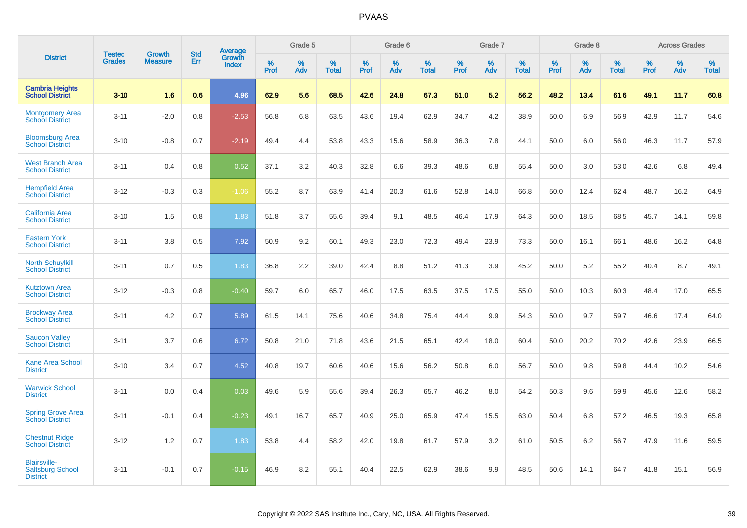# PVAAS

| District | Tested Grades | Growth Measure | Std Err | Average Growth Index | Grade 5 | | | Grade 6 | | | Grade 7 | | | Grade 8 | | | Across Grades | | |
|---|---|---|---|---|---|---|---|---|---|---|---|---|---|---|---|---|---|---|---|
| | | | | | % Prof | % Adv | % Total | % Prof | % Adv | % Total | % Prof | % Adv | % Total | % Prof | % Adv | % Total | % Prof | % Adv | % Total |
| **Cambria Heights School District** | **3-10** | **1.6** | **0.6** | **4.96** | **62.9** | **5.6** | **68.5** | **42.6** | **24.8** | **67.3** | **51.0** | **5.2** | **56.2** | **48.2** | **13.4** | **61.6** | **49.1** | **11.7** | **60.8** |
| Montgomery Area School District | 3-11 | -2.0 | 0.8 | -2.53 | 56.8 | 6.8 | 63.5 | 43.6 | 19.4 | 62.9 | 34.7 | 4.2 | 38.9 | 50.0 | 6.9 | 56.9 | 42.9 | 11.7 | 54.6 |
| Bloomsburg Area School District | 3-10 | -0.8 | 0.7 | -2.19 | 49.4 | 4.4 | 53.8 | 43.3 | 15.6 | 58.9 | 36.3 | 7.8 | 44.1 | 50.0 | 6.0 | 56.0 | 46.3 | 11.7 | 57.9 |
| West Branch Area School District | 3-11 | 0.4 | 0.8 | 0.52 | 37.1 | 3.2 | 40.3 | 32.8 | 6.6 | 39.3 | 48.6 | 6.8 | 55.4 | 50.0 | 3.0 | 53.0 | 42.6 | 6.8 | 49.4 |
| Hempfield Area School District | 3-12 | -0.3 | 0.3 | -1.06 | 55.2 | 8.7 | 63.9 | 41.4 | 20.3 | 61.6 | 52.8 | 14.0 | 66.8 | 50.0 | 12.4 | 62.4 | 48.7 | 16.2 | 64.9 |
| California Area School District | 3-10 | 1.5 | 0.8 | 1.83 | 51.8 | 3.7 | 55.6 | 39.4 | 9.1 | 48.5 | 46.4 | 17.9 | 64.3 | 50.0 | 18.5 | 68.5 | 45.7 | 14.1 | 59.8 |
| Eastern York School District | 3-11 | 3.8 | 0.5 | 7.92 | 50.9 | 9.2 | 60.1 | 49.3 | 23.0 | 72.3 | 49.4 | 23.9 | 73.3 | 50.0 | 16.1 | 66.1 | 48.6 | 16.2 | 64.8 |
| North Schuylkill School District | 3-11 | 0.7 | 0.5 | 1.83 | 36.8 | 2.2 | 39.0 | 42.4 | 8.8 | 51.2 | 41.3 | 3.9 | 45.2 | 50.0 | 5.2 | 55.2 | 40.4 | 8.7 | 49.1 |
| Kutztown Area School District | 3-12 | -0.3 | 0.8 | -0.40 | 59.7 | 6.0 | 65.7 | 46.0 | 17.5 | 63.5 | 37.5 | 17.5 | 55.0 | 50.0 | 10.3 | 60.3 | 48.4 | 17.0 | 65.5 |
| Brockway Area School District | 3-11 | 4.2 | 0.7 | 5.89 | 61.5 | 14.1 | 75.6 | 40.6 | 34.8 | 75.4 | 44.4 | 9.9 | 54.3 | 50.0 | 9.7 | 59.7 | 46.6 | 17.4 | 64.0 |
| Saucon Valley School District | 3-11 | 3.7 | 0.6 | 6.72 | 50.8 | 21.0 | 71.8 | 43.6 | 21.5 | 65.1 | 42.4 | 18.0 | 60.4 | 50.0 | 20.2 | 70.2 | 42.6 | 23.9 | 66.5 |
| Kane Area School District | 3-10 | 3.4 | 0.7 | 4.52 | 40.8 | 19.7 | 60.6 | 40.6 | 15.6 | 56.2 | 50.8 | 6.0 | 56.7 | 50.0 | 9.8 | 59.8 | 44.4 | 10.2 | 54.6 |
| Warwick School District | 3-11 | 0.0 | 0.4 | 0.03 | 49.6 | 5.9 | 55.6 | 39.4 | 26.3 | 65.7 | 46.2 | 8.0 | 54.2 | 50.3 | 9.6 | 59.9 | 45.6 | 12.6 | 58.2 |
| Spring Grove Area School District | 3-11 | -0.1 | 0.4 | -0.23 | 49.1 | 16.7 | 65.7 | 40.9 | 25.0 | 65.9 | 47.4 | 15.5 | 63.0 | 50.4 | 6.8 | 57.2 | 46.5 | 19.3 | 65.8 |
| Chestnut Ridge School District | 3-12 | 1.2 | 0.7 | 1.83 | 53.8 | 4.4 | 58.2 | 42.0 | 19.8 | 61.7 | 57.9 | 3.2 | 61.0 | 50.5 | 6.2 | 56.7 | 47.9 | 11.6 | 59.5 |
| Blairsville-Saltsburg School District | 3-11 | -0.1 | 0.7 | -0.15 | 46.9 | 8.2 | 55.1 | 40.4 | 22.5 | 62.9 | 38.6 | 9.9 | 48.5 | 50.6 | 14.1 | 64.7 | 41.8 | 15.1 | 56.9 |

Copyright © 2022 SAS Institute Inc., Cary, NC, USA. All Rights Reserved.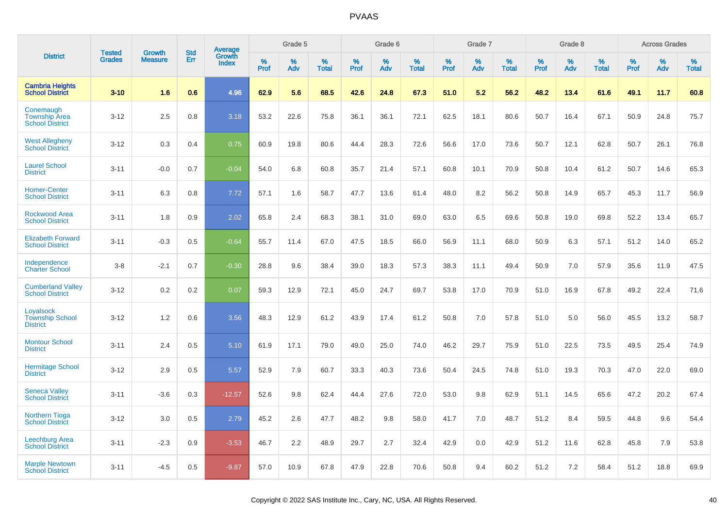| District | Tested Grades | Growth Measure | Std Err | Average Growth Index | Grade 5 | | | Grade 6 | | | Grade 7 | | | Grade 8 | | | Across Grades | | |
|---|---|---|---|---|---|---|---|---|---|---|---|---|---|---|---|---|---|---|---|
| | | | | | % Prof | % Adv | % Total | % Prof | % Adv | % Total | % Prof | % Adv | % Total | % Prof | % Adv | % Total | % Prof | % Adv | % Total |
| **Cambria Heights School District** | **3-10** | **1.6** | **0.6** | **4.96** | **62.9** | **5.6** | **68.5** | **42.6** | **24.8** | **67.3** | **51.0** | **5.2** | **56.2** | **48.2** | **13.4** | **61.6** | **49.1** | **11.7** | **60.8** |
| Conemaugh Township Area School District | 3-12 | 2.5 | 0.8 | 3.18 | 53.2 | 22.6 | 75.8 | 36.1 | 36.1 | 72.1 | 62.5 | 18.1 | 80.6 | 50.7 | 16.4 | 67.1 | 50.9 | 24.8 | 75.7 |
| West Allegheny School District | 3-12 | 0.3 | 0.4 | 0.75 | 60.9 | 19.8 | 80.6 | 44.4 | 28.3 | 72.6 | 56.6 | 17.0 | 73.6 | 50.7 | 12.1 | 62.8 | 50.7 | 26.1 | 76.8 |
| Laurel School District | 3-11 | -0.0 | 0.7 | -0.04 | 54.0 | 6.8 | 60.8 | 35.7 | 21.4 | 57.1 | 60.8 | 10.1 | 70.9 | 50.8 | 10.4 | 61.2 | 50.7 | 14.6 | 65.3 |
| Homer-Center School District | 3-11 | 6.3 | 0.8 | 7.72 | 57.1 | 1.6 | 58.7 | 47.7 | 13.6 | 61.4 | 48.0 | 8.2 | 56.2 | 50.8 | 14.9 | 65.7 | 45.3 | 11.7 | 56.9 |
| Rockwood Area School District | 3-11 | 1.8 | 0.9 | 2.02 | 65.8 | 2.4 | 68.3 | 38.1 | 31.0 | 69.0 | 63.0 | 6.5 | 69.6 | 50.8 | 19.0 | 69.8 | 52.2 | 13.4 | 65.7 |
| Elizabeth Forward School District | 3-11 | -0.3 | 0.5 | -0.64 | 55.7 | 11.4 | 67.0 | 47.5 | 18.5 | 66.0 | 56.9 | 11.1 | 68.0 | 50.9 | 6.3 | 57.1 | 51.2 | 14.0 | 65.2 |
| Independence Charter School | 3-8 | -2.1 | 0.7 | -0.30 | 28.8 | 9.6 | 38.4 | 39.0 | 18.3 | 57.3 | 38.3 | 11.1 | 49.4 | 50.9 | 7.0 | 57.9 | 35.6 | 11.9 | 47.5 |
| Cumberland Valley School District | 3-12 | 0.2 | 0.2 | 0.07 | 59.3 | 12.9 | 72.1 | 45.0 | 24.7 | 69.7 | 53.8 | 17.0 | 70.9 | 51.0 | 16.9 | 67.8 | 49.2 | 22.4 | 71.6 |
| Loyalsock Township School District | 3-12 | 1.2 | 0.6 | 3.56 | 48.3 | 12.9 | 61.2 | 43.9 | 17.4 | 61.2 | 50.8 | 7.0 | 57.8 | 51.0 | 5.0 | 56.0 | 45.5 | 13.2 | 58.7 |
| Montour School District | 3-11 | 2.4 | 0.5 | 5.10 | 61.9 | 17.1 | 79.0 | 49.0 | 25.0 | 74.0 | 46.2 | 29.7 | 75.9 | 51.0 | 22.5 | 73.5 | 49.5 | 25.4 | 74.9 |
| Hermitage School District | 3-12 | 2.9 | 0.5 | 5.57 | 52.9 | 7.9 | 60.7 | 33.3 | 40.3 | 73.6 | 50.4 | 24.5 | 74.8 | 51.0 | 19.3 | 70.3 | 47.0 | 22.0 | 69.0 |
| Seneca Valley School District | 3-11 | -3.6 | 0.3 | -12.57 | 52.6 | 9.8 | 62.4 | 44.4 | 27.6 | 72.0 | 53.0 | 9.8 | 62.9 | 51.1 | 14.5 | 65.6 | 47.2 | 20.2 | 67.4 |
| Northern Tioga School District | 3-12 | 3.0 | 0.5 | 2.79 | 45.2 | 2.6 | 47.7 | 48.2 | 9.8 | 58.0 | 41.7 | 7.0 | 48.7 | 51.2 | 8.4 | 59.5 | 44.8 | 9.6 | 54.4 |
| Leechburg Area School District | 3-11 | -2.3 | 0.9 | -3.53 | 46.7 | 2.2 | 48.9 | 29.7 | 2.7 | 32.4 | 42.9 | 0.0 | 42.9 | 51.2 | 11.6 | 62.8 | 45.8 | 7.9 | 53.8 |
| Marple Newtown School District | 3-11 | -4.5 | 0.5 | -9.87 | 57.0 | 10.9 | 67.8 | 47.9 | 22.8 | 70.6 | 50.8 | 9.4 | 60.2 | 51.2 | 7.2 | 58.4 | 51.2 | 18.8 | 69.9 |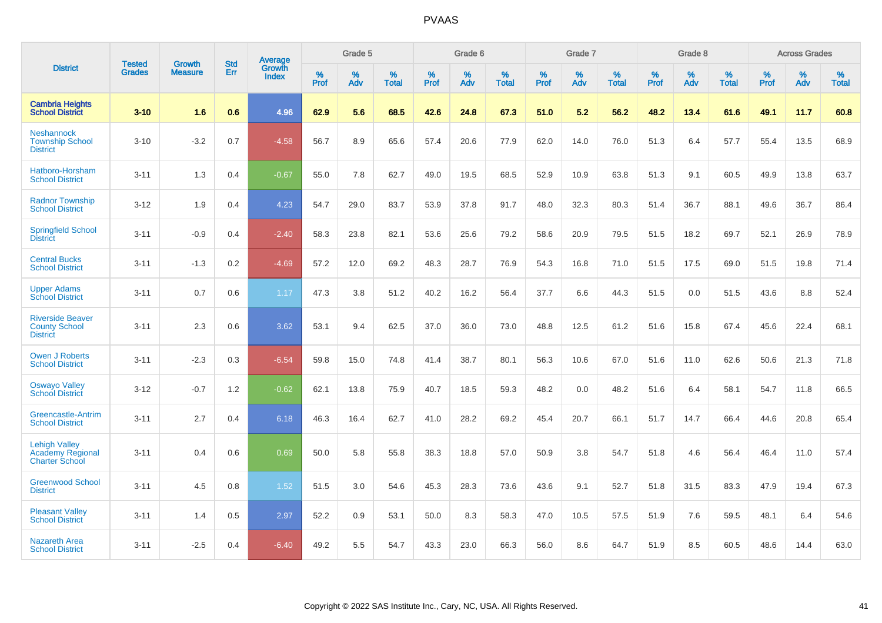# PVAAS

| District | Tested Grades | Growth Measure | Std Err | Average Growth Index | Grade 5 | | | Grade 6 | | | Grade 7 | | | Grade 8 | | | Across Grades | | |
|---|---|---|---|---|---|---|---|---|---|---|---|---|---|---|---|---|---|---|---|
| | | | | | % Prof | % Adv | % Total | % Prof | % Adv | % Total | % Prof | % Adv | % Total | % Prof | % Adv | % Total | % Prof | % Adv | % Total |
| **Cambria Heights School District** | **3-10** | **1.6** | **0.6** | **4.96** | **62.9** | **5.6** | **68.5** | **42.6** | **24.8** | **67.3** | **51.0** | **5.2** | **56.2** | **48.2** | **13.4** | **61.6** | **49.1** | **11.7** | **60.8** |
| Neshannock Township School District | 3-10 | -3.2 | 0.7 | -4.58 | 56.7 | 8.9 | 65.6 | 57.4 | 20.6 | 77.9 | 62.0 | 14.0 | 76.0 | 51.3 | 6.4 | 57.7 | 55.4 | 13.5 | 68.9 |
| Hatboro-Horsham School District | 3-11 | 1.3 | 0.4 | -0.67 | 55.0 | 7.8 | 62.7 | 49.0 | 19.5 | 68.5 | 52.9 | 10.9 | 63.8 | 51.3 | 9.1 | 60.5 | 49.9 | 13.8 | 63.7 |
| Radnor Township School District | 3-12 | 1.9 | 0.4 | 4.23 | 54.7 | 29.0 | 83.7 | 53.9 | 37.8 | 91.7 | 48.0 | 32.3 | 80.3 | 51.4 | 36.7 | 88.1 | 49.6 | 36.7 | 86.4 |
| Springfield School District | 3-11 | -0.9 | 0.4 | -2.40 | 58.3 | 23.8 | 82.1 | 53.6 | 25.6 | 79.2 | 58.6 | 20.9 | 79.5 | 51.5 | 18.2 | 69.7 | 52.1 | 26.9 | 78.9 |
| Central Bucks School District | 3-11 | -1.3 | 0.2 | -4.69 | 57.2 | 12.0 | 69.2 | 48.3 | 28.7 | 76.9 | 54.3 | 16.8 | 71.0 | 51.5 | 17.5 | 69.0 | 51.5 | 19.8 | 71.4 |
| Upper Adams School District | 3-11 | 0.7 | 0.6 | 1.17 | 47.3 | 3.8 | 51.2 | 40.2 | 16.2 | 56.4 | 37.7 | 6.6 | 44.3 | 51.5 | 0.0 | 51.5 | 43.6 | 8.8 | 52.4 |
| Riverside Beaver County School District | 3-11 | 2.3 | 0.6 | 3.62 | 53.1 | 9.4 | 62.5 | 37.0 | 36.0 | 73.0 | 48.8 | 12.5 | 61.2 | 51.6 | 15.8 | 67.4 | 45.6 | 22.4 | 68.1 |
| Owen J Roberts School District | 3-11 | -2.3 | 0.3 | -6.54 | 59.8 | 15.0 | 74.8 | 41.4 | 38.7 | 80.1 | 56.3 | 10.6 | 67.0 | 51.6 | 11.0 | 62.6 | 50.6 | 21.3 | 71.8 |
| Oswayo Valley School District | 3-12 | -0.7 | 1.2 | -0.62 | 62.1 | 13.8 | 75.9 | 40.7 | 18.5 | 59.3 | 48.2 | 0.0 | 48.2 | 51.6 | 6.4 | 58.1 | 54.7 | 11.8 | 66.5 |
| Greencastle-Antrim School District | 3-11 | 2.7 | 0.4 | 6.18 | 46.3 | 16.4 | 62.7 | 41.0 | 28.2 | 69.2 | 45.4 | 20.7 | 66.1 | 51.7 | 14.7 | 66.4 | 44.6 | 20.8 | 65.4 |
| Lehigh Valley Academy Regional Charter School | 3-11 | 0.4 | 0.6 | 0.69 | 50.0 | 5.8 | 55.8 | 38.3 | 18.8 | 57.0 | 50.9 | 3.8 | 54.7 | 51.8 | 4.6 | 56.4 | 46.4 | 11.0 | 57.4 |
| Greenwood School District | 3-11 | 4.5 | 0.8 | 1.52 | 51.5 | 3.0 | 54.6 | 45.3 | 28.3 | 73.6 | 43.6 | 9.1 | 52.7 | 51.8 | 31.5 | 83.3 | 47.9 | 19.4 | 67.3 |
| Pleasant Valley School District | 3-11 | 1.4 | 0.5 | 2.97 | 52.2 | 0.9 | 53.1 | 50.0 | 8.3 | 58.3 | 47.0 | 10.5 | 57.5 | 51.9 | 7.6 | 59.5 | 48.1 | 6.4 | 54.6 |
| Nazareth Area School District | 3-11 | -2.5 | 0.4 | -6.40 | 49.2 | 5.5 | 54.7 | 43.3 | 23.0 | 66.3 | 56.0 | 8.6 | 64.7 | 51.9 | 8.5 | 60.5 | 48.6 | 14.4 | 63.0 |

Copyright © 2022 SAS Institute Inc., Cary, NC, USA. All Rights Reserved.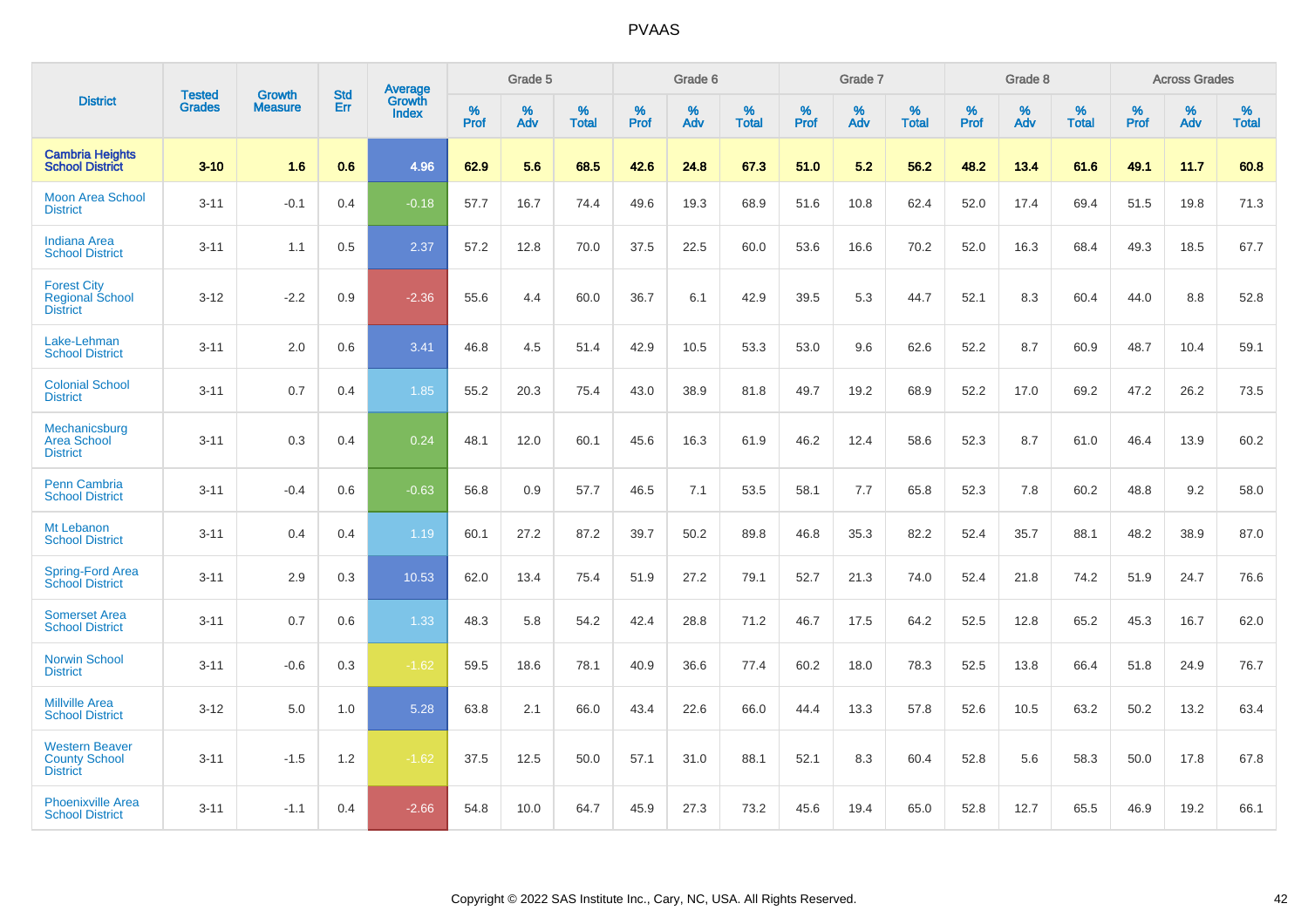| District | Tested Grades | Growth Measure | Std Err | Average Growth Index | Grade 5 | | | Grade 6 | | | Grade 7 | | | Grade 8 | | | Across Grades | | |
|---|---|---|---|---|---|---|---|---|---|---|---|---|---|---|---|---|---|---|---|
| | | | | | % Prof | % Adv | % Total | % Prof | % Adv | % Total | % Prof | % Adv | % Total | % Prof | % Adv | % Total | % Prof | % Adv | % Total |
| **Cambria Heights School District** | **3-10** | **1.6** | **0.6** | **4.96** | **62.9** | **5.6** | **68.5** | **42.6** | **24.8** | **67.3** | **51.0** | **5.2** | **56.2** | **48.2** | **13.4** | **61.6** | **49.1** | **11.7** | **60.8** |
| Moon Area School District | 3-11 | -0.1 | 0.4 | -0.18 | 57.7 | 16.7 | 74.4 | 49.6 | 19.3 | 68.9 | 51.6 | 10.8 | 62.4 | 52.0 | 17.4 | 69.4 | 51.5 | 19.8 | 71.3 |
| Indiana Area School District | 3-11 | 1.1 | 0.5 | 2.37 | 57.2 | 12.8 | 70.0 | 37.5 | 22.5 | 60.0 | 53.6 | 16.6 | 70.2 | 52.0 | 16.3 | 68.4 | 49.3 | 18.5 | 67.7 |
| Forest City Regional School District | 3-12 | -2.2 | 0.9 | -2.36 | 55.6 | 4.4 | 60.0 | 36.7 | 6.1 | 42.9 | 39.5 | 5.3 | 44.7 | 52.1 | 8.3 | 60.4 | 44.0 | 8.8 | 52.8 |
| Lake-Lehman School District | 3-11 | 2.0 | 0.6 | 3.41 | 46.8 | 4.5 | 51.4 | 42.9 | 10.5 | 53.3 | 53.0 | 9.6 | 62.6 | 52.2 | 8.7 | 60.9 | 48.7 | 10.4 | 59.1 |
| Colonial School District | 3-11 | 0.7 | 0.4 | 1.85 | 55.2 | 20.3 | 75.4 | 43.0 | 38.9 | 81.8 | 49.7 | 19.2 | 68.9 | 52.2 | 17.0 | 69.2 | 47.2 | 26.2 | 73.5 |
| Mechanicsburg Area School District | 3-11 | 0.3 | 0.4 | 0.24 | 48.1 | 12.0 | 60.1 | 45.6 | 16.3 | 61.9 | 46.2 | 12.4 | 58.6 | 52.3 | 8.7 | 61.0 | 46.4 | 13.9 | 60.2 |
| Penn Cambria School District | 3-11 | -0.4 | 0.6 | -0.63 | 56.8 | 0.9 | 57.7 | 46.5 | 7.1 | 53.5 | 58.1 | 7.7 | 65.8 | 52.3 | 7.8 | 60.2 | 48.8 | 9.2 | 58.0 |
| Mt Lebanon School District | 3-11 | 0.4 | 0.4 | 1.19 | 60.1 | 27.2 | 87.2 | 39.7 | 50.2 | 89.8 | 46.8 | 35.3 | 82.2 | 52.4 | 35.7 | 88.1 | 48.2 | 38.9 | 87.0 |
| Spring-Ford Area School District | 3-11 | 2.9 | 0.3 | 10.53 | 62.0 | 13.4 | 75.4 | 51.9 | 27.2 | 79.1 | 52.7 | 21.3 | 74.0 | 52.4 | 21.8 | 74.2 | 51.9 | 24.7 | 76.6 |
| Somerset Area School District | 3-11 | 0.7 | 0.6 | 1.33 | 48.3 | 5.8 | 54.2 | 42.4 | 28.8 | 71.2 | 46.7 | 17.5 | 64.2 | 52.5 | 12.8 | 65.2 | 45.3 | 16.7 | 62.0 |
| Norwin School District | 3-11 | -0.6 | 0.3 | -1.62 | 59.5 | 18.6 | 78.1 | 40.9 | 36.6 | 77.4 | 60.2 | 18.0 | 78.3 | 52.5 | 13.8 | 66.4 | 51.8 | 24.9 | 76.7 |
| Millville Area School District | 3-12 | 5.0 | 1.0 | 5.28 | 63.8 | 2.1 | 66.0 | 43.4 | 22.6 | 66.0 | 44.4 | 13.3 | 57.8 | 52.6 | 10.5 | 63.2 | 50.2 | 13.2 | 63.4 |
| Western Beaver County School District | 3-11 | -1.5 | 1.2 | -1.62 | 37.5 | 12.5 | 50.0 | 57.1 | 31.0 | 88.1 | 52.1 | 8.3 | 60.4 | 52.8 | 5.6 | 58.3 | 50.0 | 17.8 | 67.8 |
| Phoenixville Area School District | 3-11 | -1.1 | 0.4 | -2.66 | 54.8 | 10.0 | 64.7 | 45.9 | 27.3 | 73.2 | 45.6 | 19.4 | 65.0 | 52.8 | 12.7 | 65.5 | 46.9 | 19.2 | 66.1 |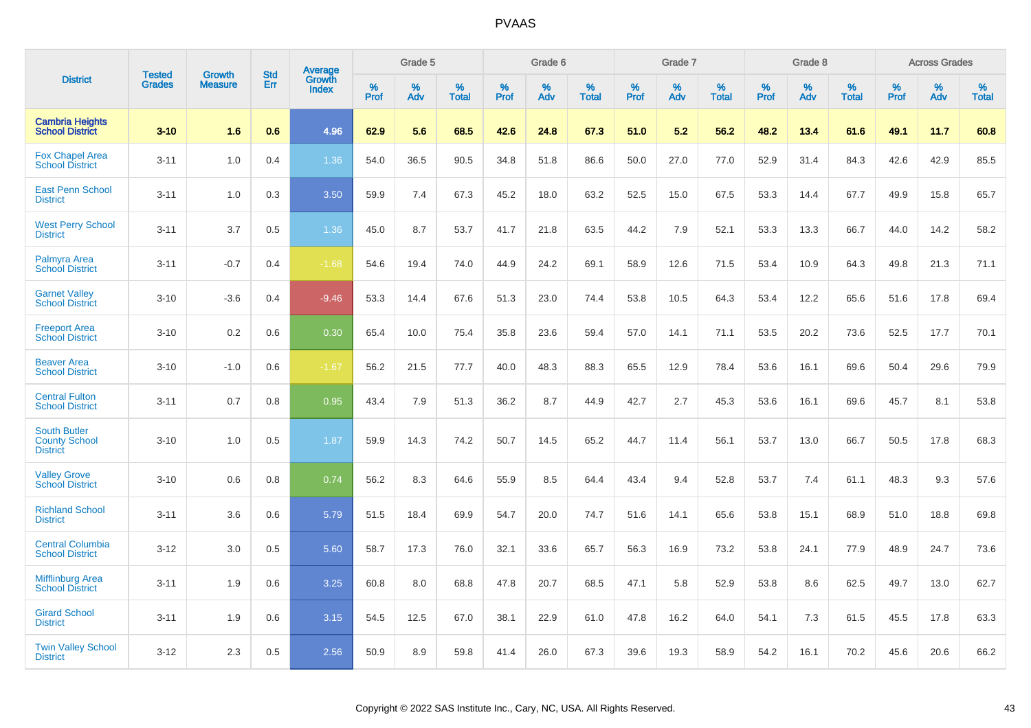# PVAAS

| District | Tested Grades | Growth Measure | Std Err | Average Growth Index | Grade 5 | | | Grade 6 | | | Grade 7 | | | Grade 8 | | | Across Grades | | |
|---|---|---|---|---|---|---|---|---|---|---|---|---|---|---|---|---|---|---|---|
| | | | | | % Prof | % Adv | % Total | % Prof | % Adv | % Total | % Prof | % Adv | % Total | % Prof | % Adv | % Total | % Prof | % Adv | % Total |
| **Cambria Heights School District** | **3-10** | **1.6** | **0.6** | **4.96** | **62.9** | **5.6** | **68.5** | **42.6** | **24.8** | **67.3** | **51.0** | **5.2** | **56.2** | **48.2** | **13.4** | **61.6** | **49.1** | **11.7** | **60.8** |
| Fox Chapel Area School District | 3-11 | 1.0 | 0.4 | 1.36 | 54.0 | 36.5 | 90.5 | 34.8 | 51.8 | 86.6 | 50.0 | 27.0 | 77.0 | 52.9 | 31.4 | 84.3 | 42.6 | 42.9 | 85.5 |
| East Penn School District | 3-11 | 1.0 | 0.3 | 3.50 | 59.9 | 7.4 | 67.3 | 45.2 | 18.0 | 63.2 | 52.5 | 15.0 | 67.5 | 53.3 | 14.4 | 67.7 | 49.9 | 15.8 | 65.7 |
| West Perry School District | 3-11 | 3.7 | 0.5 | 1.36 | 45.0 | 8.7 | 53.7 | 41.7 | 21.8 | 63.5 | 44.2 | 7.9 | 52.1 | 53.3 | 13.3 | 66.7 | 44.0 | 14.2 | 58.2 |
| Palmyra Area School District | 3-11 | -0.7 | 0.4 | -1.68 | 54.6 | 19.4 | 74.0 | 44.9 | 24.2 | 69.1 | 58.9 | 12.6 | 71.5 | 53.4 | 10.9 | 64.3 | 49.8 | 21.3 | 71.1 |
| Garnet Valley School District | 3-10 | -3.6 | 0.4 | -9.46 | 53.3 | 14.4 | 67.6 | 51.3 | 23.0 | 74.4 | 53.8 | 10.5 | 64.3 | 53.4 | 12.2 | 65.6 | 51.6 | 17.8 | 69.4 |
| Freeport Area School District | 3-10 | 0.2 | 0.6 | 0.30 | 65.4 | 10.0 | 75.4 | 35.8 | 23.6 | 59.4 | 57.0 | 14.1 | 71.1 | 53.5 | 20.2 | 73.6 | 52.5 | 17.7 | 70.1 |
| Beaver Area School District | 3-10 | -1.0 | 0.6 | -1.67 | 56.2 | 21.5 | 77.7 | 40.0 | 48.3 | 88.3 | 65.5 | 12.9 | 78.4 | 53.6 | 16.1 | 69.6 | 50.4 | 29.6 | 79.9 |
| Central Fulton School District | 3-11 | 0.7 | 0.8 | 0.95 | 43.4 | 7.9 | 51.3 | 36.2 | 8.7 | 44.9 | 42.7 | 2.7 | 45.3 | 53.6 | 16.1 | 69.6 | 45.7 | 8.1 | 53.8 |
| South Butler County School District | 3-10 | 1.0 | 0.5 | 1.87 | 59.9 | 14.3 | 74.2 | 50.7 | 14.5 | 65.2 | 44.7 | 11.4 | 56.1 | 53.7 | 13.0 | 66.7 | 50.5 | 17.8 | 68.3 |
| Valley Grove School District | 3-10 | 0.6 | 0.8 | 0.74 | 56.2 | 8.3 | 64.6 | 55.9 | 8.5 | 64.4 | 43.4 | 9.4 | 52.8 | 53.7 | 7.4 | 61.1 | 48.3 | 9.3 | 57.6 |
| Richland School District | 3-11 | 3.6 | 0.6 | 5.79 | 51.5 | 18.4 | 69.9 | 54.7 | 20.0 | 74.7 | 51.6 | 14.1 | 65.6 | 53.8 | 15.1 | 68.9 | 51.0 | 18.8 | 69.8 |
| Central Columbia School District | 3-12 | 3.0 | 0.5 | 5.60 | 58.7 | 17.3 | 76.0 | 32.1 | 33.6 | 65.7 | 56.3 | 16.9 | 73.2 | 53.8 | 24.1 | 77.9 | 48.9 | 24.7 | 73.6 |
| Mifflinburg Area School District | 3-11 | 1.9 | 0.6 | 3.25 | 60.8 | 8.0 | 68.8 | 47.8 | 20.7 | 68.5 | 47.1 | 5.8 | 52.9 | 53.8 | 8.6 | 62.5 | 49.7 | 13.0 | 62.7 |
| Girard School District | 3-11 | 1.9 | 0.6 | 3.15 | 54.5 | 12.5 | 67.0 | 38.1 | 22.9 | 61.0 | 47.8 | 16.2 | 64.0 | 54.1 | 7.3 | 61.5 | 45.5 | 17.8 | 63.3 |
| Twin Valley School District | 3-12 | 2.3 | 0.5 | 2.56 | 50.9 | 8.9 | 59.8 | 41.4 | 26.0 | 67.3 | 39.6 | 19.3 | 58.9 | 54.2 | 16.1 | 70.2 | 45.6 | 20.6 | 66.2 |

Copyright © 2022 SAS Institute Inc., Cary, NC, USA. All Rights Reserved.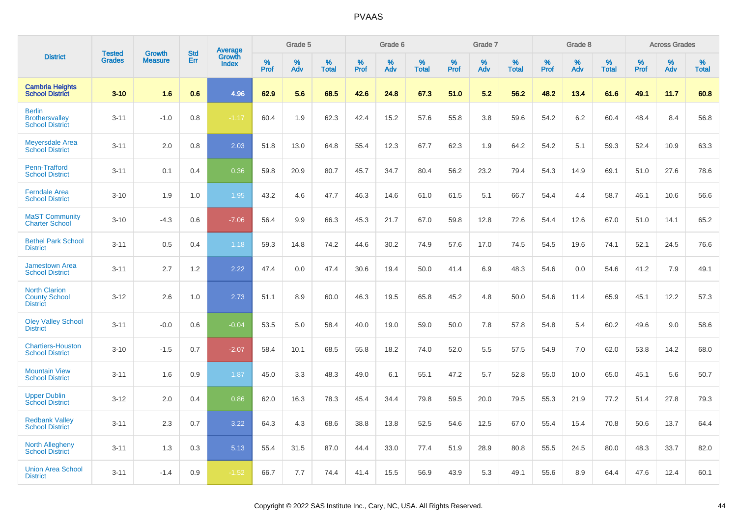| District | Tested Grades | Growth Measure | Std Err | Average Growth Index | Grade 5 | | | Grade 6 | | | Grade 7 | | | Grade 8 | | | Across Grades | | |
|---|---|---|---|---|---|---|---|---|---|---|---|---|---|---|---|---|---|---|---|
| | | | | | % Prof | % Adv | % Total | % Prof | % Adv | % Total | % Prof | % Adv | % Total | % Prof | % Adv | % Total | % Prof | % Adv | % Total |
| **Cambria Heights School District** | **3-10** | **1.6** | **0.6** | **4.96** | **62.9** | **5.6** | **68.5** | **42.6** | **24.8** | **67.3** | **51.0** | **5.2** | **56.2** | **48.2** | **13.4** | **61.6** | **49.1** | **11.7** | **60.8** |
| Berlin Brothersvalley School District | 3-11 | -1.0 | 0.8 | -1.17 | 60.4 | 1.9 | 62.3 | 42.4 | 15.2 | 57.6 | 55.8 | 3.8 | 59.6 | 54.2 | 6.2 | 60.4 | 48.4 | 8.4 | 56.8 |
| Meyersdale Area School District | 3-11 | 2.0 | 0.8 | 2.03 | 51.8 | 13.0 | 64.8 | 55.4 | 12.3 | 67.7 | 62.3 | 1.9 | 64.2 | 54.2 | 5.1 | 59.3 | 52.4 | 10.9 | 63.3 |
| Penn-Trafford School District | 3-11 | 0.1 | 0.4 | 0.36 | 59.8 | 20.9 | 80.7 | 45.7 | 34.7 | 80.4 | 56.2 | 23.2 | 79.4 | 54.3 | 14.9 | 69.1 | 51.0 | 27.6 | 78.6 |
| Ferndale Area School District | 3-10 | 1.9 | 1.0 | 1.95 | 43.2 | 4.6 | 47.7 | 46.3 | 14.6 | 61.0 | 61.5 | 5.1 | 66.7 | 54.4 | 4.4 | 58.7 | 46.1 | 10.6 | 56.6 |
| MaST Community Charter School | 3-10 | -4.3 | 0.6 | -7.06 | 56.4 | 9.9 | 66.3 | 45.3 | 21.7 | 67.0 | 59.8 | 12.8 | 72.6 | 54.4 | 12.6 | 67.0 | 51.0 | 14.1 | 65.2 |
| Bethel Park School District | 3-11 | 0.5 | 0.4 | 1.18 | 59.3 | 14.8 | 74.2 | 44.6 | 30.2 | 74.9 | 57.6 | 17.0 | 74.5 | 54.5 | 19.6 | 74.1 | 52.1 | 24.5 | 76.6 |
| Jamestown Area School District | 3-11 | 2.7 | 1.2 | 2.22 | 47.4 | 0.0 | 47.4 | 30.6 | 19.4 | 50.0 | 41.4 | 6.9 | 48.3 | 54.6 | 0.0 | 54.6 | 41.2 | 7.9 | 49.1 |
| North Clarion County School District | 3-12 | 2.6 | 1.0 | 2.73 | 51.1 | 8.9 | 60.0 | 46.3 | 19.5 | 65.8 | 45.2 | 4.8 | 50.0 | 54.6 | 11.4 | 65.9 | 45.1 | 12.2 | 57.3 |
| Oley Valley School District | 3-11 | -0.0 | 0.6 | -0.04 | 53.5 | 5.0 | 58.4 | 40.0 | 19.0 | 59.0 | 50.0 | 7.8 | 57.8 | 54.8 | 5.4 | 60.2 | 49.6 | 9.0 | 58.6 |
| Chartiers-Houston School District | 3-10 | -1.5 | 0.7 | -2.07 | 58.4 | 10.1 | 68.5 | 55.8 | 18.2 | 74.0 | 52.0 | 5.5 | 57.5 | 54.9 | 7.0 | 62.0 | 53.8 | 14.2 | 68.0 |
| Mountain View School District | 3-11 | 1.6 | 0.9 | 1.87 | 45.0 | 3.3 | 48.3 | 49.0 | 6.1 | 55.1 | 47.2 | 5.7 | 52.8 | 55.0 | 10.0 | 65.0 | 45.1 | 5.6 | 50.7 |
| Upper Dublin School District | 3-12 | 2.0 | 0.4 | 0.86 | 62.0 | 16.3 | 78.3 | 45.4 | 34.4 | 79.8 | 59.5 | 20.0 | 79.5 | 55.3 | 21.9 | 77.2 | 51.4 | 27.8 | 79.3 |
| Redbank Valley School District | 3-11 | 2.3 | 0.7 | 3.22 | 64.3 | 4.3 | 68.6 | 38.8 | 13.8 | 52.5 | 54.6 | 12.5 | 67.0 | 55.4 | 15.4 | 70.8 | 50.6 | 13.7 | 64.4 |
| North Allegheny School District | 3-11 | 1.3 | 0.3 | 5.13 | 55.4 | 31.5 | 87.0 | 44.4 | 33.0 | 77.4 | 51.9 | 28.9 | 80.8 | 55.5 | 24.5 | 80.0 | 48.3 | 33.7 | 82.0 |
| Union Area School District | 3-11 | -1.4 | 0.9 | -1.52 | 66.7 | 7.7 | 74.4 | 41.4 | 15.5 | 56.9 | 43.9 | 5.3 | 49.1 | 55.6 | 8.9 | 64.4 | 47.6 | 12.4 | 60.1 |

Copyright © 2022 SAS Institute Inc., Cary, NC, USA. All Rights Reserved.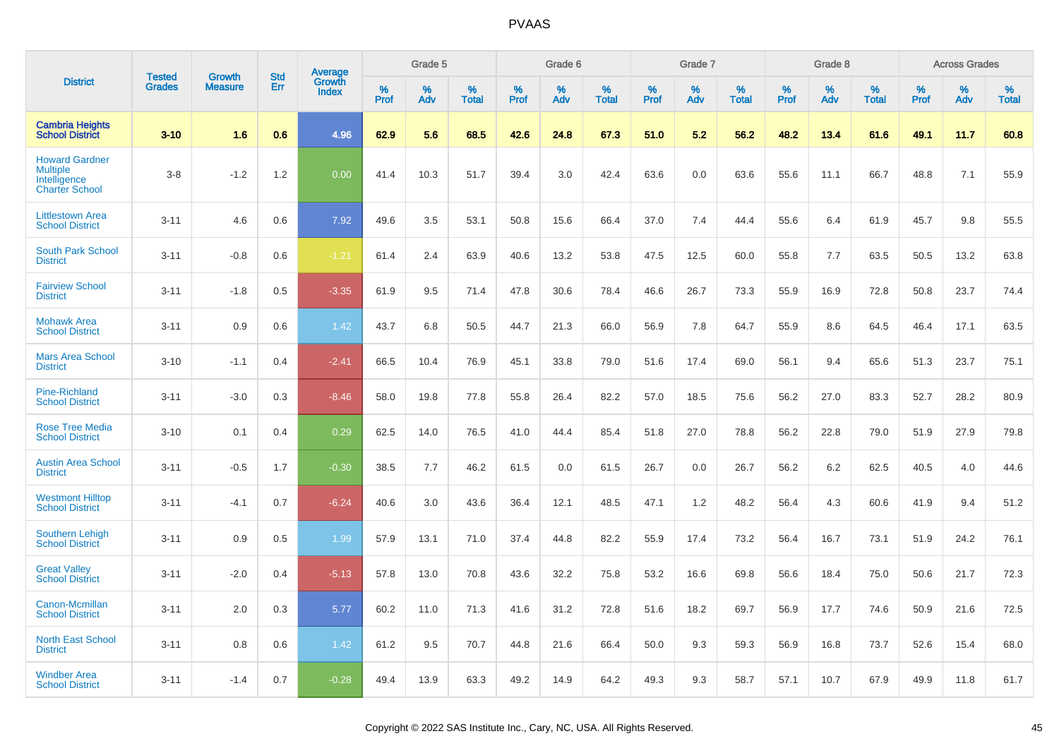| District | Tested Grades | Growth Measure | Std Err | Average Growth Index | Grade 5 | | | Grade 6 | | | Grade 7 | | | Grade 8 | | | Across Grades | | |
|---|---|---|---|---|---|---|---|---|---|---|---|---|---|---|---|---|---|---|---|
| | | | | | % Prof | % Adv | % Total | % Prof | % Adv | % Total | % Prof | % Adv | % Total | % Prof | % Adv | % Total | % Prof | % Adv | % Total |
| **Cambria Heights School District** | **3-10** | **1.6** | **0.6** | **4.96** | **62.9** | **5.6** | **68.5** | **42.6** | **24.8** | **67.3** | **51.0** | **5.2** | **56.2** | **48.2** | **13.4** | **61.6** | **49.1** | **11.7** | **60.8** |
| Howard Gardner Multiple Intelligence Charter School | 3-8 | -1.2 | 1.2 | 0.00 | 41.4 | 10.3 | 51.7 | 39.4 | 3.0 | 42.4 | 63.6 | 0.0 | 63.6 | 55.6 | 11.1 | 66.7 | 48.8 | 7.1 | 55.9 |
| Littlestown Area School District | 3-11 | 4.6 | 0.6 | 7.92 | 49.6 | 3.5 | 53.1 | 50.8 | 15.6 | 66.4 | 37.0 | 7.4 | 44.4 | 55.6 | 6.4 | 61.9 | 45.7 | 9.8 | 55.5 |
| South Park School District | 3-11 | -0.8 | 0.6 | -1.21 | 61.4 | 2.4 | 63.9 | 40.6 | 13.2 | 53.8 | 47.5 | 12.5 | 60.0 | 55.8 | 7.7 | 63.5 | 50.5 | 13.2 | 63.8 |
| Fairview School District | 3-11 | -1.8 | 0.5 | -3.35 | 61.9 | 9.5 | 71.4 | 47.8 | 30.6 | 78.4 | 46.6 | 26.7 | 73.3 | 55.9 | 16.9 | 72.8 | 50.8 | 23.7 | 74.4 |
| Mohawk Area School District | 3-11 | 0.9 | 0.6 | 1.42 | 43.7 | 6.8 | 50.5 | 44.7 | 21.3 | 66.0 | 56.9 | 7.8 | 64.7 | 55.9 | 8.6 | 64.5 | 46.4 | 17.1 | 63.5 |
| Mars Area School District | 3-10 | -1.1 | 0.4 | -2.41 | 66.5 | 10.4 | 76.9 | 45.1 | 33.8 | 79.0 | 51.6 | 17.4 | 69.0 | 56.1 | 9.4 | 65.6 | 51.3 | 23.7 | 75.1 |
| Pine-Richland School District | 3-11 | -3.0 | 0.3 | -8.46 | 58.0 | 19.8 | 77.8 | 55.8 | 26.4 | 82.2 | 57.0 | 18.5 | 75.6 | 56.2 | 27.0 | 83.3 | 52.7 | 28.2 | 80.9 |
| Rose Tree Media School District | 3-10 | 0.1 | 0.4 | 0.29 | 62.5 | 14.0 | 76.5 | 41.0 | 44.4 | 85.4 | 51.8 | 27.0 | 78.8 | 56.2 | 22.8 | 79.0 | 51.9 | 27.9 | 79.8 |
| Austin Area School District | 3-11 | -0.5 | 1.7 | -0.30 | 38.5 | 7.7 | 46.2 | 61.5 | 0.0 | 61.5 | 26.7 | 0.0 | 26.7 | 56.2 | 6.2 | 62.5 | 40.5 | 4.0 | 44.6 |
| Westmont Hilltop School District | 3-11 | -4.1 | 0.7 | -6.24 | 40.6 | 3.0 | 43.6 | 36.4 | 12.1 | 48.5 | 47.1 | 1.2 | 48.2 | 56.4 | 4.3 | 60.6 | 41.9 | 9.4 | 51.2 |
| Southern Lehigh School District | 3-11 | 0.9 | 0.5 | 1.99 | 57.9 | 13.1 | 71.0 | 37.4 | 44.8 | 82.2 | 55.9 | 17.4 | 73.2 | 56.4 | 16.7 | 73.1 | 51.9 | 24.2 | 76.1 |
| Great Valley School District | 3-11 | -2.0 | 0.4 | -5.13 | 57.8 | 13.0 | 70.8 | 43.6 | 32.2 | 75.8 | 53.2 | 16.6 | 69.8 | 56.6 | 18.4 | 75.0 | 50.6 | 21.7 | 72.3 |
| Canon-Mcmillan School District | 3-11 | 2.0 | 0.3 | 5.77 | 60.2 | 11.0 | 71.3 | 41.6 | 31.2 | 72.8 | 51.6 | 18.2 | 69.7 | 56.9 | 17.7 | 74.6 | 50.9 | 21.6 | 72.5 |
| North East School District | 3-11 | 0.8 | 0.6 | 1.42 | 61.2 | 9.5 | 70.7 | 44.8 | 21.6 | 66.4 | 50.0 | 9.3 | 59.3 | 56.9 | 16.8 | 73.7 | 52.6 | 15.4 | 68.0 |
| Windber Area School District | 3-11 | -1.4 | 0.7 | -0.28 | 49.4 | 13.9 | 63.3 | 49.2 | 14.9 | 64.2 | 49.3 | 9.3 | 58.7 | 57.1 | 10.7 | 67.9 | 49.9 | 11.8 | 61.7 |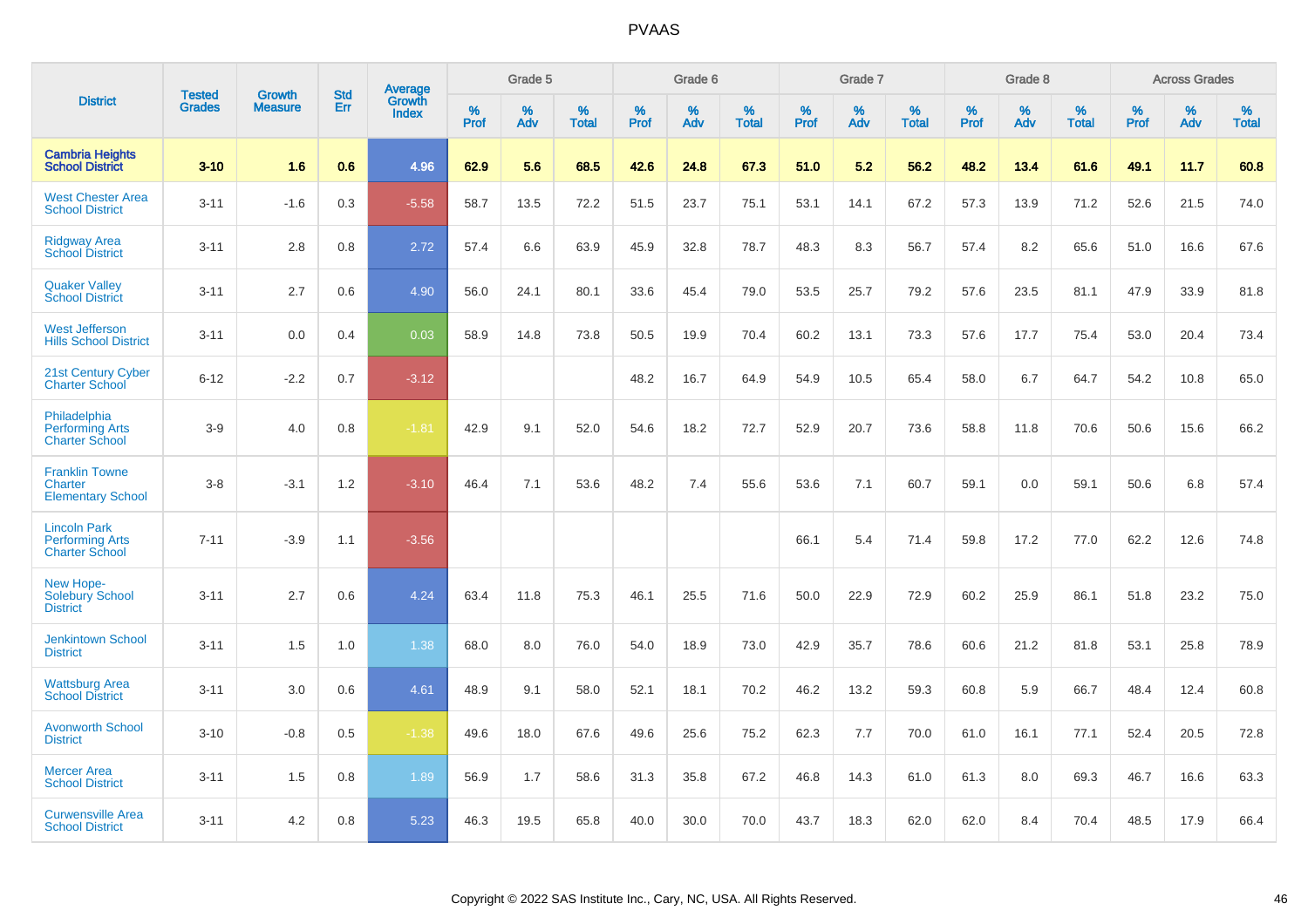| District | Tested Grades | Growth Measure | Std Err | Average Growth Index | Grade 5 | | | Grade 6 | | | Grade 7 | | | Grade 8 | | | Across Grades | | |
|---|---|---|---|---|---|---|---|---|---|---|---|---|---|---|---|---|---|---|---|
| | | | | | % Prof | % Adv | % Total | % Prof | % Adv | % Total | % Prof | % Adv | % Total | % Prof | % Adv | % Total | % Prof | % Adv | % Total |
| **Cambria Heights School District** | **3-10** | **1.6** | **0.6** | **4.96** | **62.9** | **5.6** | **68.5** | **42.6** | **24.8** | **67.3** | **51.0** | **5.2** | **56.2** | **48.2** | **13.4** | **61.6** | **49.1** | **11.7** | **60.8** |
| West Chester Area School District | 3-11 | -1.6 | 0.3 | -5.58 | 58.7 | 13.5 | 72.2 | 51.5 | 23.7 | 75.1 | 53.1 | 14.1 | 67.2 | 57.3 | 13.9 | 71.2 | 52.6 | 21.5 | 74.0 |
| Ridgway Area School District | 3-11 | 2.8 | 0.8 | 2.72 | 57.4 | 6.6 | 63.9 | 45.9 | 32.8 | 78.7 | 48.3 | 8.3 | 56.7 | 57.4 | 8.2 | 65.6 | 51.0 | 16.6 | 67.6 |
| Quaker Valley School District | 3-11 | 2.7 | 0.6 | 4.90 | 56.0 | 24.1 | 80.1 | 33.6 | 45.4 | 79.0 | 53.5 | 25.7 | 79.2 | 57.6 | 23.5 | 81.1 | 47.9 | 33.9 | 81.8 |
| West Jefferson Hills School District | 3-11 | 0.0 | 0.4 | 0.03 | 58.9 | 14.8 | 73.8 | 50.5 | 19.9 | 70.4 | 60.2 | 13.1 | 73.3 | 57.6 | 17.7 | 75.4 | 53.0 | 20.4 | 73.4 |
| 21st Century Cyber Charter School | 6-12 | -2.2 | 0.7 | -3.12 | | | | 48.2 | 16.7 | 64.9 | 54.9 | 10.5 | 65.4 | 58.0 | 6.7 | 64.7 | 54.2 | 10.8 | 65.0 |
| Philadelphia Performing Arts Charter School | 3-9 | 4.0 | 0.8 | -1.81 | 42.9 | 9.1 | 52.0 | 54.6 | 18.2 | 72.7 | 52.9 | 20.7 | 73.6 | 58.8 | 11.8 | 70.6 | 50.6 | 15.6 | 66.2 |
| Franklin Towne Charter Elementary School | 3-8 | -3.1 | 1.2 | -3.10 | 46.4 | 7.1 | 53.6 | 48.2 | 7.4 | 55.6 | 53.6 | 7.1 | 60.7 | 59.1 | 0.0 | 59.1 | 50.6 | 6.8 | 57.4 |
| Lincoln Park Performing Arts Charter School | 7-11 | -3.9 | 1.1 | -3.56 | | | | | | | 66.1 | 5.4 | 71.4 | 59.8 | 17.2 | 77.0 | 62.2 | 12.6 | 74.8 |
| New Hope-Solebury School District | 3-11 | 2.7 | 0.6 | 4.24 | 63.4 | 11.8 | 75.3 | 46.1 | 25.5 | 71.6 | 50.0 | 22.9 | 72.9 | 60.2 | 25.9 | 86.1 | 51.8 | 23.2 | 75.0 |
| Jenkintown School District | 3-11 | 1.5 | 1.0 | 1.38 | 68.0 | 8.0 | 76.0 | 54.0 | 18.9 | 73.0 | 42.9 | 35.7 | 78.6 | 60.6 | 21.2 | 81.8 | 53.1 | 25.8 | 78.9 |
| Wattsburg Area School District | 3-11 | 3.0 | 0.6 | 4.61 | 48.9 | 9.1 | 58.0 | 52.1 | 18.1 | 70.2 | 46.2 | 13.2 | 59.3 | 60.8 | 5.9 | 66.7 | 48.4 | 12.4 | 60.8 |
| Avonworth School District | 3-10 | -0.8 | 0.5 | -1.38 | 49.6 | 18.0 | 67.6 | 49.6 | 25.6 | 75.2 | 62.3 | 7.7 | 70.0 | 61.0 | 16.1 | 77.1 | 52.4 | 20.5 | 72.8 |
| Mercer Area School District | 3-11 | 1.5 | 0.8 | 1.89 | 56.9 | 1.7 | 58.6 | 31.3 | 35.8 | 67.2 | 46.8 | 14.3 | 61.0 | 61.3 | 8.0 | 69.3 | 46.7 | 16.6 | 63.3 |
| Curwensville Area School District | 3-11 | 4.2 | 0.8 | 5.23 | 46.3 | 19.5 | 65.8 | 40.0 | 30.0 | 70.0 | 43.7 | 18.3 | 62.0 | 62.0 | 8.4 | 70.4 | 48.5 | 17.9 | 66.4 |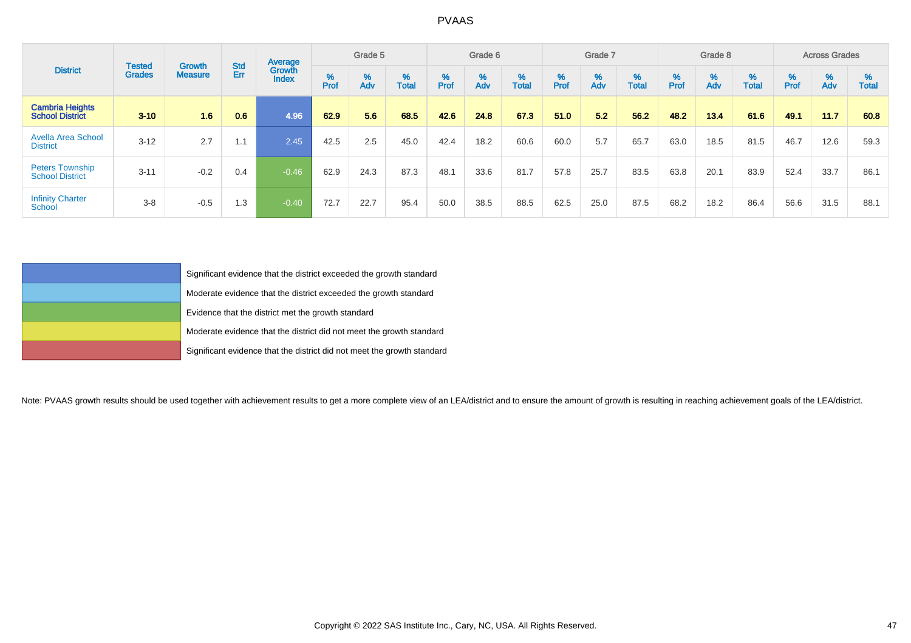# PVAAS

| District | Tested Grades | Growth Measure | Std Err | Average Growth Index | Grade 5 | | | Grade 6 | | | Grade 7 | | | Grade 8 | | | Across Grades | | |
|---|---|---|---|---|---|---|---|---|---|---|---|---|---|---|---|---|---|---|---|
| | | | | | % Prof | % Adv | % Total | % Prof | % Adv | % Total | % Prof | % Adv | % Total | % Prof | % Adv | % Total | % Prof | % Adv | % Total |
| **Cambria Heights School District** | **3-10** | **1.6** | **0.6** | **4.96** | **62.9** | **5.6** | **68.5** | **42.6** | **24.8** | **67.3** | **51.0** | **5.2** | **56.2** | **48.2** | **13.4** | **61.6** | **49.1** | **11.7** | **60.8** |
| Avella Area School District | 3-12 | 2.7 | 1.1 | 2.45 | 42.5 | 2.5 | 45.0 | 42.4 | 18.2 | 60.6 | 60.0 | 5.7 | 65.7 | 63.0 | 18.5 | 81.5 | 46.7 | 12.6 | 59.3 |
| Peters Township School District | 3-11 | -0.2 | 0.4 | -0.46 | 62.9 | 24.3 | 87.3 | 48.1 | 33.6 | 81.7 | 57.8 | 25.7 | 83.5 | 63.8 | 20.1 | 83.9 | 52.4 | 33.7 | 86.1 |
| Infinity Charter School | 3-8 | -0.5 | 1.3 | -0.40 | 72.7 | 22.7 | 95.4 | 50.0 | 38.5 | 88.5 | 62.5 | 25.0 | 87.5 | 68.2 | 18.2 | 86.4 | 56.6 | 31.5 | 88.1 |

- Significant evidence that the district exceeded the growth standard
- Moderate evidence that the district exceeded the growth standard
- Evidence that the district met the growth standard
- Moderate evidence that the district did not meet the growth standard
- Significant evidence that the district did not meet the growth standard

Note: PVAAS growth results should be used together with achievement results to get a more complete view of an LEA/district and to ensure the amount of growth is resulting in reaching achievement goals of the LEA/district.

Copyright © 2022 SAS Institute Inc., Cary, NC, USA. All Rights Reserved.